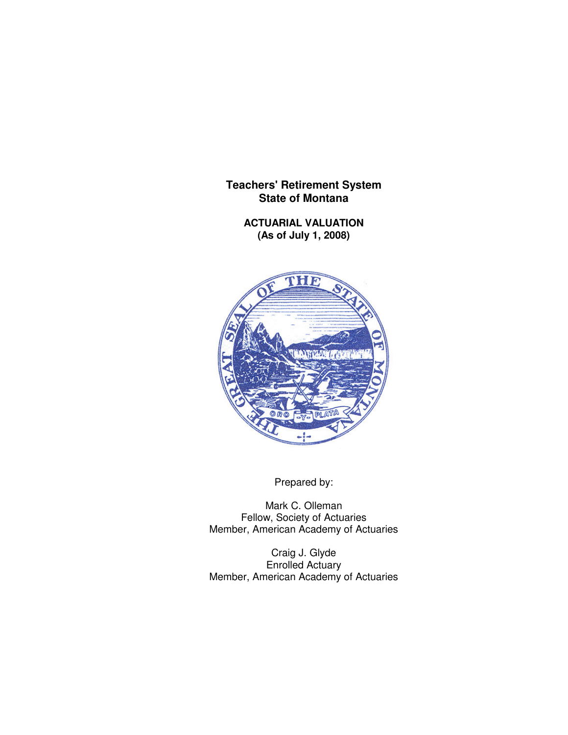**Teachers' Retirement System**
**State of Montana**

**ACTUARIAL VALUATION**
**(As of July 1, 2008)**

Prepared by:

Mark C. Olleman
Fellow, Society of Actuaries
Member, American Academy of Actuaries

Craig J. Glyde
Enrolled Actuary
Member, American Academy of Actuaries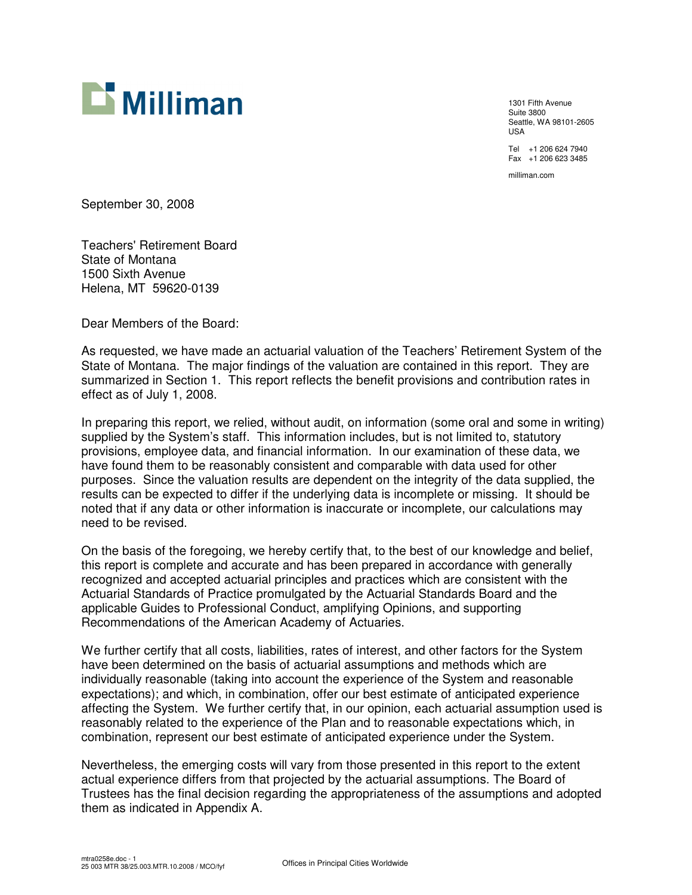Milliman

1301 Fifth Avenue
Suite 3800
Seattle, WA 98101-2605
USA

Tel +1 206 624 7940
Fax +1 206 623 3485

milliman.com

September 30, 2008

Teachers' Retirement Board
State of Montana
1500 Sixth Avenue
Helena, MT 59620-0139

Dear Members of the Board:

As requested, we have made an actuarial valuation of the Teachers' Retirement System of the State of Montana. The major findings of the valuation are contained in this report. They are summarized in Section 1. This report reflects the benefit provisions and contribution rates in effect as of July 1, 2008.

In preparing this report, we relied, without audit, on information (some oral and some in writing) supplied by the System's staff. This information includes, but is not limited to, statutory provisions, employee data, and financial information. In our examination of these data, we have found them to be reasonably consistent and comparable with data used for other purposes. Since the valuation results are dependent on the integrity of the data supplied, the results can be expected to differ if the underlying data is incomplete or missing. It should be noted that if any data or other information is inaccurate or incomplete, our calculations may need to be revised.

On the basis of the foregoing, we hereby certify that, to the best of our knowledge and belief, this report is complete and accurate and has been prepared in accordance with generally recognized and accepted actuarial principles and practices which are consistent with the Actuarial Standards of Practice promulgated by the Actuarial Standards Board and the applicable Guides to Professional Conduct, amplifying Opinions, and supporting Recommendations of the American Academy of Actuaries.

We further certify that all costs, liabilities, rates of interest, and other factors for the System have been determined on the basis of actuarial assumptions and methods which are individually reasonable (taking into account the experience of the System and reasonable expectations); and which, in combination, offer our best estimate of anticipated experience affecting the System. We further certify that, in our opinion, each actuarial assumption used is reasonably related to the experience of the Plan and to reasonable expectations which, in combination, represent our best estimate of anticipated experience under the System.

Nevertheless, the emerging costs will vary from those presented in this report to the extent actual experience differs from that projected by the actuarial assumptions. The Board of Trustees has the final decision regarding the appropriateness of the assumptions and adopted them as indicated in Appendix A.

mtra0258e.doc - 1
25 003 MTR 38/25.003.MTR.10.2008 / MCO/fyf

Offices in Principal Cities Worldwide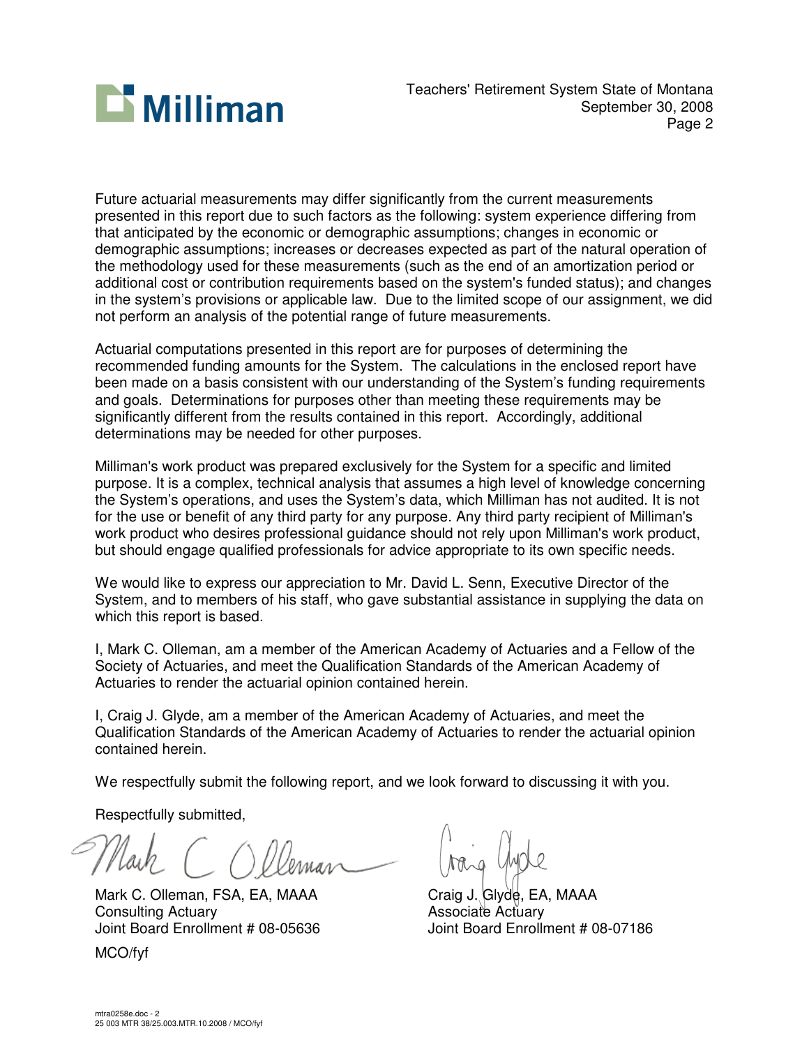Future actuarial measurements may differ significantly from the current measurements presented in this report due to such factors as the following: system experience differing from that anticipated by the economic or demographic assumptions; changes in economic or demographic assumptions; increases or decreases expected as part of the natural operation of the methodology used for these measurements (such as the end of an amortization period or additional cost or contribution requirements based on the system's funded status); and changes in the system's provisions or applicable law. Due to the limited scope of our assignment, we did not perform an analysis of the potential range of future measurements.

Actuarial computations presented in this report are for purposes of determining the recommended funding amounts for the System. The calculations in the enclosed report have been made on a basis consistent with our understanding of the System's funding requirements and goals. Determinations for purposes other than meeting these requirements may be significantly different from the results contained in this report. Accordingly, additional determinations may be needed for other purposes.

Milliman's work product was prepared exclusively for the System for a specific and limited purpose. It is a complex, technical analysis that assumes a high level of knowledge concerning the System's operations, and uses the System's data, which Milliman has not audited. It is not for the use or benefit of any third party for any purpose. Any third party recipient of Milliman's work product who desires professional guidance should not rely upon Milliman's work product, but should engage qualified professionals for advice appropriate to its own specific needs.

We would like to express our appreciation to Mr. David L. Senn, Executive Director of the System, and to members of his staff, who gave substantial assistance in supplying the data on which this report is based.

I, Mark C. Olleman, am a member of the American Academy of Actuaries and a Fellow of the Society of Actuaries, and meet the Qualification Standards of the American Academy of Actuaries to render the actuarial opinion contained herein.

I, Craig J. Glyde, am a member of the American Academy of Actuaries, and meet the Qualification Standards of the American Academy of Actuaries to render the actuarial opinion contained herein.

We respectfully submit the following report, and we look forward to discussing it with you.

Respectfully submitted,

Mark C. Olleman, FSA, EA, MAAA
Consulting Actuary
Joint Board Enrollment # 08-05636

Craig J. Glyde, EA, MAAA
Associate Actuary
Joint Board Enrollment # 08-07186

MCO/fyf

mtra0258e.doc - 2
25 003 MTR 38/25.003.MTR.10.2008 / MCO/fyf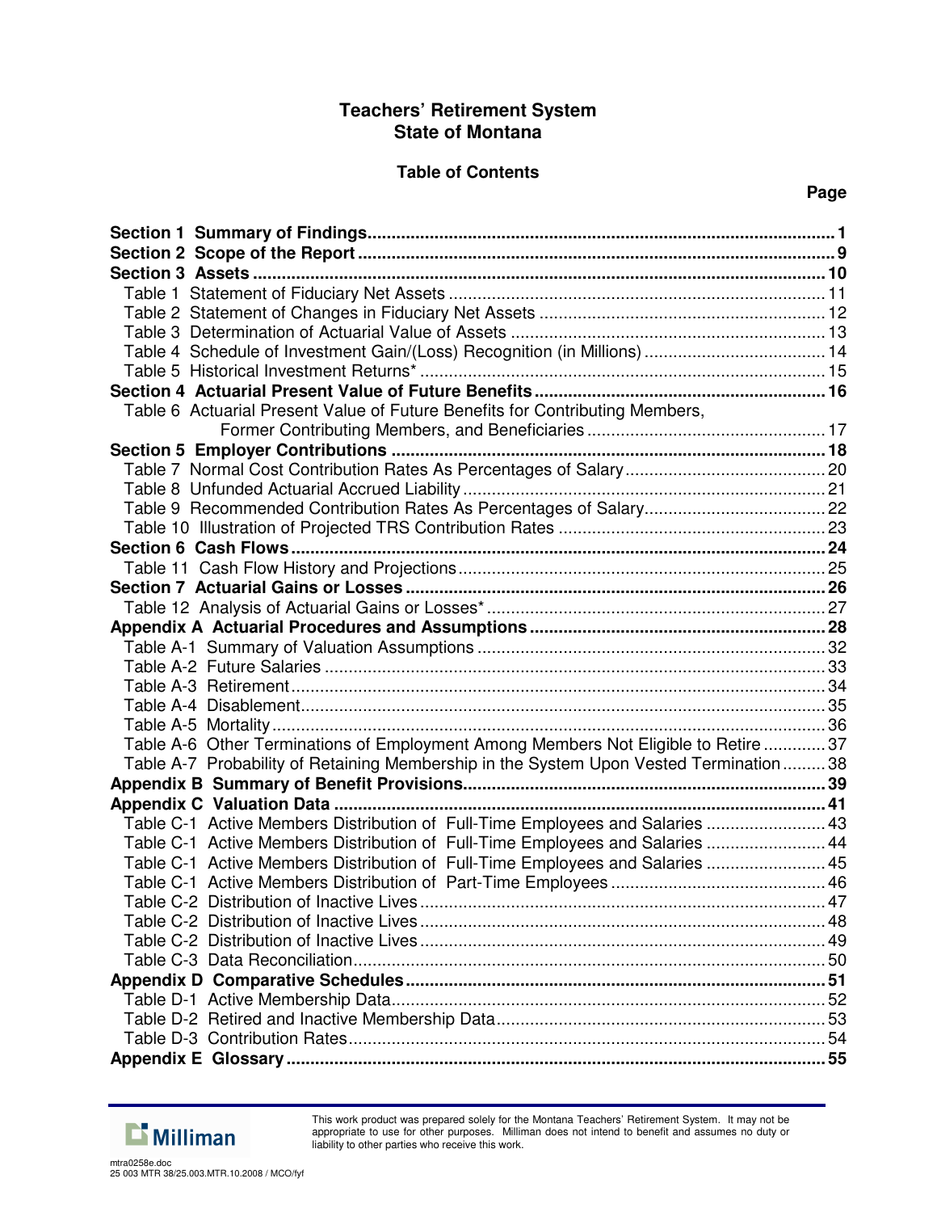# Teachers' Retirement System
# State of Montana

## Table of Contents

| | Page |
|---|---|
| **Section 1 Summary of Findings** | **1** |
| **Section 2 Scope of the Report** | **9** |
| **Section 3 Assets** | **10** |
| Table 1 Statement of Fiduciary Net Assets | 11 |
| Table 2 Statement of Changes in Fiduciary Net Assets | 12 |
| Table 3 Determination of Actuarial Value of Assets | 13 |
| Table 4 Schedule of Investment Gain/(Loss) Recognition (in Millions) | 14 |
| Table 5 Historical Investment Returns* | 15 |
| **Section 4 Actuarial Present Value of Future Benefits** | **16** |
| Table 6 Actuarial Present Value of Future Benefits for Contributing Members, Former Contributing Members, and Beneficiaries | 17 |
| **Section 5 Employer Contributions** | **18** |
| Table 7 Normal Cost Contribution Rates As Percentages of Salary | 20 |
| Table 8 Unfunded Actuarial Accrued Liability | 21 |
| Table 9 Recommended Contribution Rates As Percentages of Salary | 22 |
| Table 10 Illustration of Projected TRS Contribution Rates | 23 |
| **Section 6 Cash Flows** | **24** |
| Table 11 Cash Flow History and Projections | 25 |
| **Section 7 Actuarial Gains or Losses** | **26** |
| Table 12 Analysis of Actuarial Gains or Losses* | 27 |
| **Appendix A Actuarial Procedures and Assumptions** | **28** |
| Table A-1 Summary of Valuation Assumptions | 32 |
| Table A-2 Future Salaries | 33 |
| Table A-3 Retirement | 34 |
| Table A-4 Disablement | 35 |
| Table A-5 Mortality | 36 |
| Table A-6 Other Terminations of Employment Among Members Not Eligible to Retire | 37 |
| Table A-7 Probability of Retaining Membership in the System Upon Vested Termination | 38 |
| **Appendix B Summary of Benefit Provisions** | **39** |
| **Appendix C Valuation Data** | **41** |
| Table C-1 Active Members Distribution of Full-Time Employees and Salaries | 43 |
| Table C-1 Active Members Distribution of Full-Time Employees and Salaries | 44 |
| Table C-1 Active Members Distribution of Full-Time Employees and Salaries | 45 |
| Table C-1 Active Members Distribution of Part-Time Employees | 46 |
| Table C-2 Distribution of Inactive Lives | 47 |
| Table C-2 Distribution of Inactive Lives | 48 |
| Table C-2 Distribution of Inactive Lives | 49 |
| Table C-3 Data Reconciliation | 50 |
| **Appendix D Comparative Schedules** | **51** |
| Table D-1 Active Membership Data | 52 |
| Table D-2 Retired and Inactive Membership Data | 53 |
| Table D-3 Contribution Rates | 54 |
| **Appendix E Glossary** | **55** |

This work product was prepared solely for the Montana Teachers' Retirement System. It may not be appropriate to use for other purposes. Milliman does not intend to benefit and assumes no duty or liability to other parties who receive this work.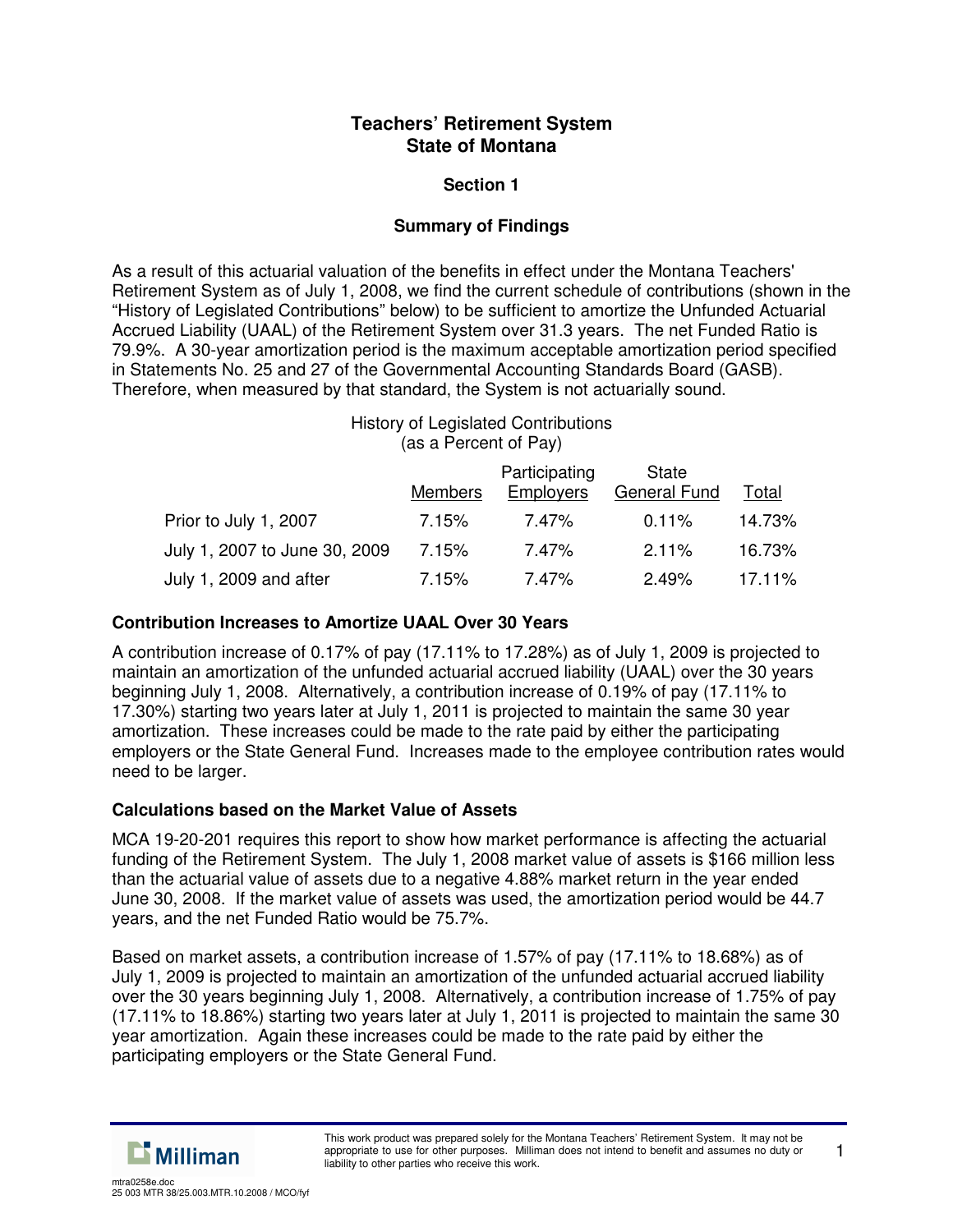# Teachers' Retirement System
# State of Montana

## Section 1

## Summary of Findings

As a result of this actuarial valuation of the benefits in effect under the Montana Teachers' Retirement System as of July 1, 2008, we find the current schedule of contributions (shown in the "History of Legislated Contributions" below) to be sufficient to amortize the Unfunded Actuarial Accrued Liability (UAAL) of the Retirement System over 31.3 years. The net Funded Ratio is 79.9%. A 30-year amortization period is the maximum acceptable amortization period specified in Statements No. 25 and 27 of the Governmental Accounting Standards Board (GASB). Therefore, when measured by that standard, the System is not actuarially sound.

History of Legislated Contributions
(as a Percent of Pay)

| | Members | Participating Employers | State General Fund | Total |
|---|---|---|---|---|
| Prior to July 1, 2007 | 7.15% | 7.47% | 0.11% | 14.73% |
| July 1, 2007 to June 30, 2009 | 7.15% | 7.47% | 2.11% | 16.73% |
| July 1, 2009 and after | 7.15% | 7.47% | 2.49% | 17.11% |

### Contribution Increases to Amortize UAAL Over 30 Years

A contribution increase of 0.17% of pay (17.11% to 17.28%) as of July 1, 2009 is projected to maintain an amortization of the unfunded actuarial accrued liability (UAAL) over the 30 years beginning July 1, 2008. Alternatively, a contribution increase of 0.19% of pay (17.11% to 17.30%) starting two years later at July 1, 2011 is projected to maintain the same 30 year amortization. These increases could be made to the rate paid by either the participating employers or the State General Fund. Increases made to the employee contribution rates would need to be larger.

### Calculations based on the Market Value of Assets

MCA 19-20-201 requires this report to show how market performance is affecting the actuarial funding of the Retirement System. The July 1, 2008 market value of assets is $166 million less than the actuarial value of assets due to a negative 4.88% market return in the year ended June 30, 2008. If the market value of assets was used, the amortization period would be 44.7 years, and the net Funded Ratio would be 75.7%.

Based on market assets, a contribution increase of 1.57% of pay (17.11% to 18.68%) as of July 1, 2009 is projected to maintain an amortization of the unfunded actuarial accrued liability over the 30 years beginning July 1, 2008. Alternatively, a contribution increase of 1.75% of pay (17.11% to 18.86%) starting two years later at July 1, 2011 is projected to maintain the same 30 year amortization. Again these increases could be made to the rate paid by either the participating employers or the State General Fund.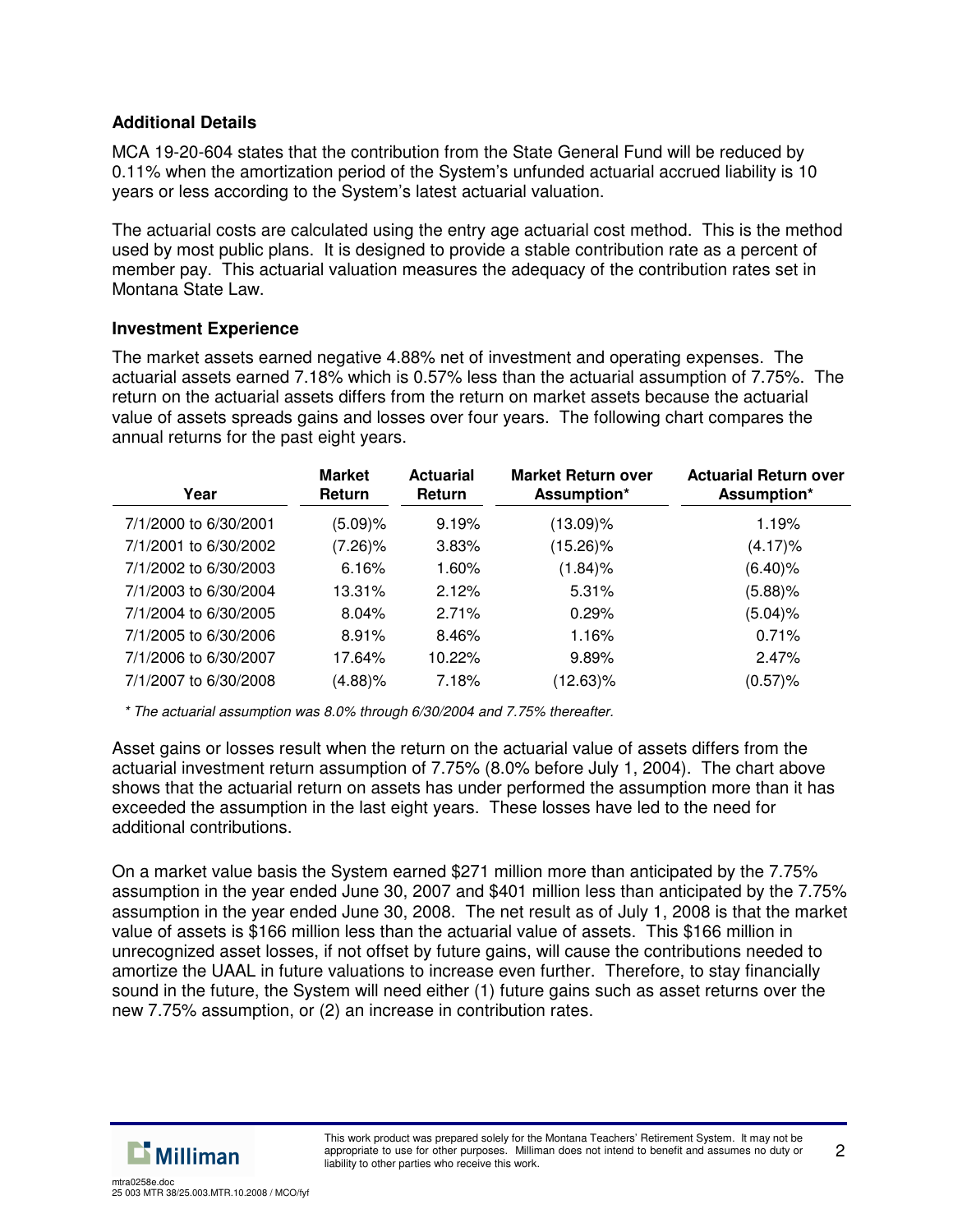### Additional Details

MCA 19-20-604 states that the contribution from the State General Fund will be reduced by 0.11% when the amortization period of the System's unfunded actuarial accrued liability is 10 years or less according to the System's latest actuarial valuation.

The actuarial costs are calculated using the entry age actuarial cost method. This is the method used by most public plans. It is designed to provide a stable contribution rate as a percent of member pay. This actuarial valuation measures the adequacy of the contribution rates set in Montana State Law.

### Investment Experience

The market assets earned negative 4.88% net of investment and operating expenses. The actuarial assets earned 7.18% which is 0.57% less than the actuarial assumption of 7.75%. The return on the actuarial assets differs from the return on market assets because the actuarial value of assets spreads gains and losses over four years. The following chart compares the annual returns for the past eight years.

| Year | Market Return | Actuarial Return | Market Return over Assumption* | Actuarial Return over Assumption* |
|---|---|---|---|---|
| 7/1/2000 to 6/30/2001 | (5.09)% | 9.19% | (13.09)% | 1.19% |
| 7/1/2001 to 6/30/2002 | (7.26)% | 3.83% | (15.26)% | (4.17)% |
| 7/1/2002 to 6/30/2003 | 6.16% | 1.60% | (1.84)% | (6.40)% |
| 7/1/2003 to 6/30/2004 | 13.31% | 2.12% | 5.31% | (5.88)% |
| 7/1/2004 to 6/30/2005 | 8.04% | 2.71% | 0.29% | (5.04)% |
| 7/1/2005 to 6/30/2006 | 8.91% | 8.46% | 1.16% | 0.71% |
| 7/1/2006 to 6/30/2007 | 17.64% | 10.22% | 9.89% | 2.47% |
| 7/1/2007 to 6/30/2008 | (4.88)% | 7.18% | (12.63)% | (0.57)% |

*\* The actuarial assumption was 8.0% through 6/30/2004 and 7.75% thereafter.*

Asset gains or losses result when the return on the actuarial value of assets differs from the actuarial investment return assumption of 7.75% (8.0% before July 1, 2004). The chart above shows that the actuarial return on assets has under performed the assumption more than it has exceeded the assumption in the last eight years. These losses have led to the need for additional contributions.

On a market value basis the System earned $271 million more than anticipated by the 7.75% assumption in the year ended June 30, 2007 and $401 million less than anticipated by the 7.75% assumption in the year ended June 30, 2008. The net result as of July 1, 2008 is that the market value of assets is $166 million less than the actuarial value of assets. This $166 million in unrecognized asset losses, if not offset by future gains, will cause the contributions needed to amortize the UAAL in future valuations to increase even further. Therefore, to stay financially sound in the future, the System will need either (1) future gains such as asset returns over the new 7.75% assumption, or (2) an increase in contribution rates.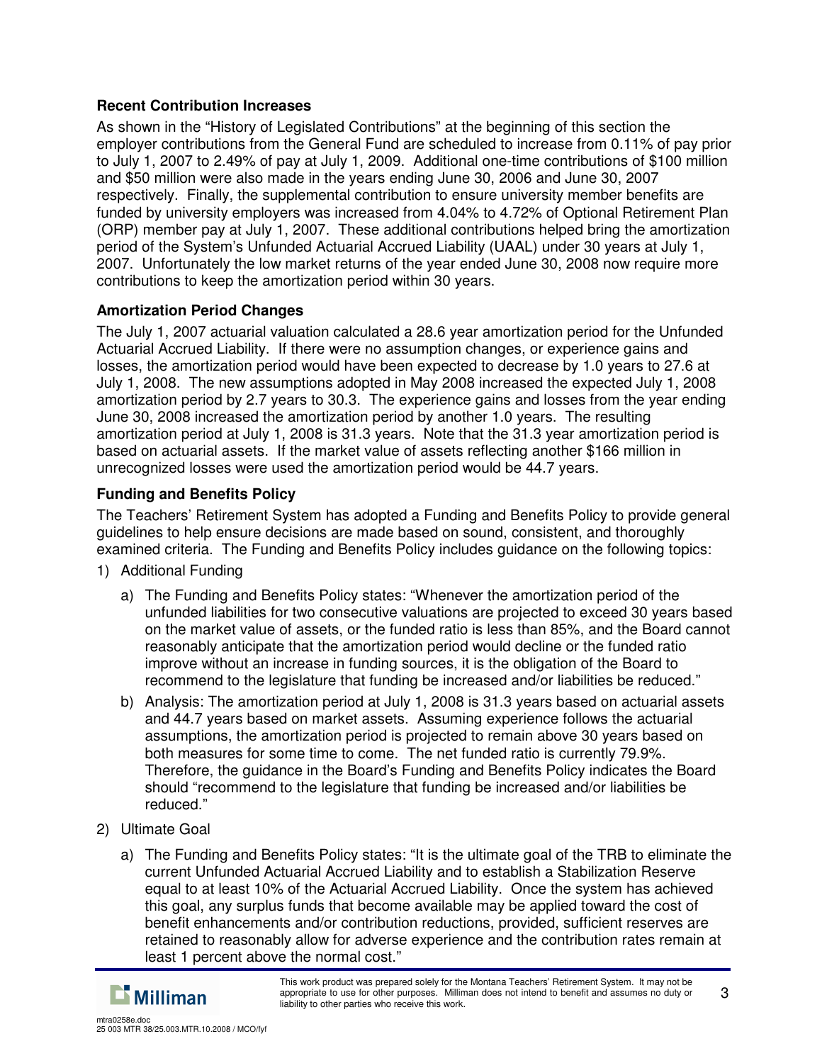### Recent Contribution Increases

As shown in the "History of Legislated Contributions" at the beginning of this section the employer contributions from the General Fund are scheduled to increase from 0.11% of pay prior to July 1, 2007 to 2.49% of pay at July 1, 2009. Additional one-time contributions of $100 million and $50 million were also made in the years ending June 30, 2006 and June 30, 2007 respectively. Finally, the supplemental contribution to ensure university member benefits are funded by university employers was increased from 4.04% to 4.72% of Optional Retirement Plan (ORP) member pay at July 1, 2007. These additional contributions helped bring the amortization period of the System's Unfunded Actuarial Accrued Liability (UAAL) under 30 years at July 1, 2007. Unfortunately the low market returns of the year ended June 30, 2008 now require more contributions to keep the amortization period within 30 years.

### Amortization Period Changes

The July 1, 2007 actuarial valuation calculated a 28.6 year amortization period for the Unfunded Actuarial Accrued Liability. If there were no assumption changes, or experience gains and losses, the amortization period would have been expected to decrease by 1.0 years to 27.6 at July 1, 2008. The new assumptions adopted in May 2008 increased the expected July 1, 2008 amortization period by 2.7 years to 30.3. The experience gains and losses from the year ending June 30, 2008 increased the amortization period by another 1.0 years. The resulting amortization period at July 1, 2008 is 31.3 years. Note that the 31.3 year amortization period is based on actuarial assets. If the market value of assets reflecting another $166 million in unrecognized losses were used the amortization period would be 44.7 years.

### Funding and Benefits Policy

The Teachers' Retirement System has adopted a Funding and Benefits Policy to provide general guidelines to help ensure decisions are made based on sound, consistent, and thoroughly examined criteria. The Funding and Benefits Policy includes guidance on the following topics:

1) Additional Funding
   a) The Funding and Benefits Policy states: "Whenever the amortization period of the unfunded liabilities for two consecutive valuations are projected to exceed 30 years based on the market value of assets, or the funded ratio is less than 85%, and the Board cannot reasonably anticipate that the amortization period would decline or the funded ratio improve without an increase in funding sources, it is the obligation of the Board to recommend to the legislature that funding be increased and/or liabilities be reduced."
   b) Analysis: The amortization period at July 1, 2008 is 31.3 years based on actuarial assets and 44.7 years based on market assets. Assuming experience follows the actuarial assumptions, the amortization period is projected to remain above 30 years based on both measures for some time to come. The net funded ratio is currently 79.9%. Therefore, the guidance in the Board's Funding and Benefits Policy indicates the Board should "recommend to the legislature that funding be increased and/or liabilities be reduced."
2) Ultimate Goal
   a) The Funding and Benefits Policy states: "It is the ultimate goal of the TRB to eliminate the current Unfunded Actuarial Accrued Liability and to establish a Stabilization Reserve equal to at least 10% of the Actuarial Accrued Liability. Once the system has achieved this goal, any surplus funds that become available may be applied toward the cost of benefit enhancements and/or contribution reductions, provided, sufficient reserves are retained to reasonably allow for adverse experience and the contribution rates remain at least 1 percent above the normal cost."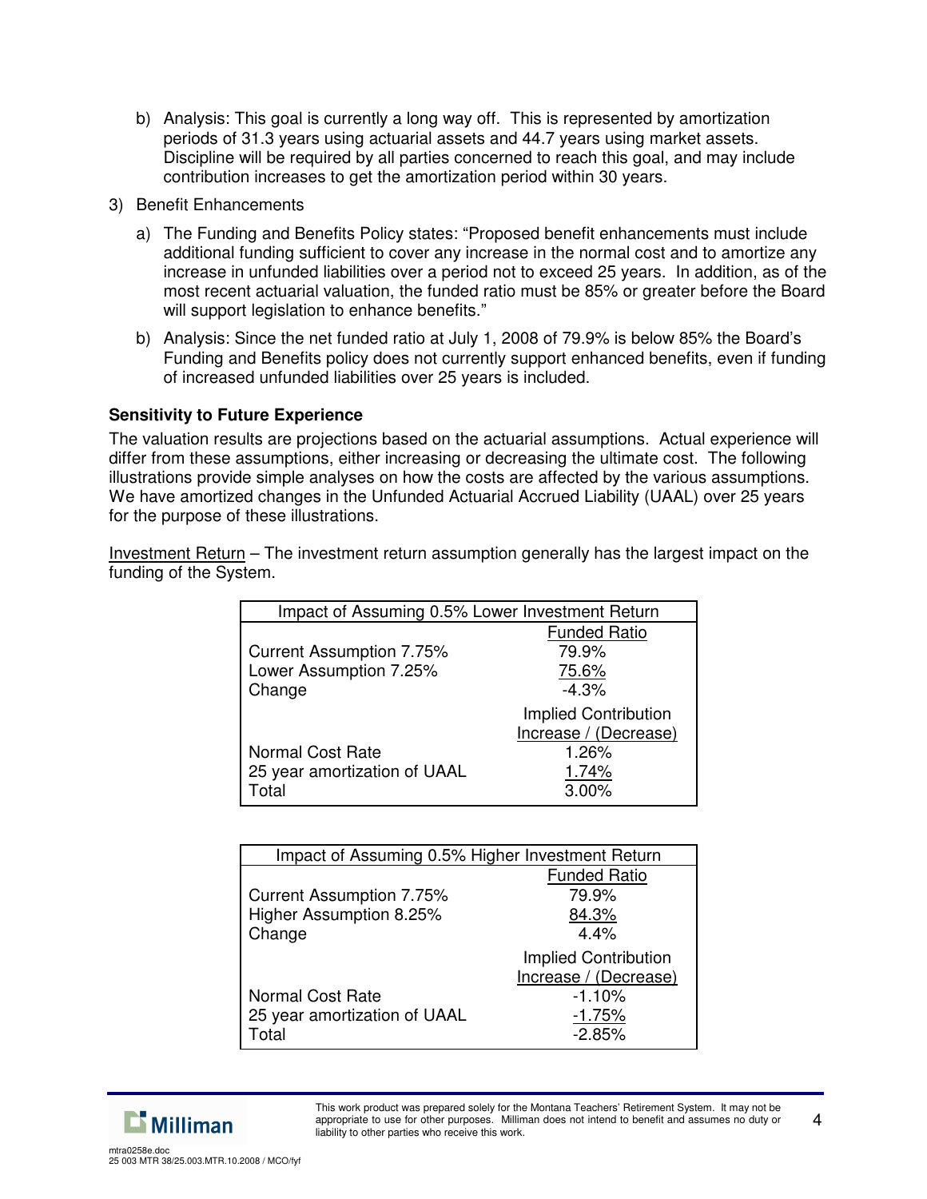b) Analysis: This goal is currently a long way off. This is represented by amortization periods of 31.3 years using actuarial assets and 44.7 years using market assets. Discipline will be required by all parties concerned to reach this goal, and may include contribution increases to get the amortization period within 30 years.

3) Benefit Enhancements

   a) The Funding and Benefits Policy states: "Proposed benefit enhancements must include additional funding sufficient to cover any increase in the normal cost and to amortize any increase in unfunded liabilities over a period not to exceed 25 years. In addition, as of the most recent actuarial valuation, the funded ratio must be 85% or greater before the Board will support legislation to enhance benefits."

   b) Analysis: Since the net funded ratio at July 1, 2008 of 79.9% is below 85% the Board's Funding and Benefits policy does not currently support enhanced benefits, even if funding of increased unfunded liabilities over 25 years is included.

**Sensitivity to Future Experience**

The valuation results are projections based on the actuarial assumptions. Actual experience will differ from these assumptions, either increasing or decreasing the ultimate cost. The following illustrations provide simple analyses on how the costs are affected by the various assumptions. We have amortized changes in the Unfunded Actuarial Accrued Liability (UAAL) over 25 years for the purpose of these illustrations.

Investment Return – The investment return assumption generally has the largest impact on the funding of the System.

| Impact of Assuming 0.5% Lower Investment Return | |
|---|---|
| | Funded Ratio |
| Current Assumption 7.75% | 79.9% |
| Lower Assumption 7.25% | 75.6% |
| Change | -4.3% |
| | Implied Contribution Increase / (Decrease) |
| Normal Cost Rate | 1.26% |
| 25 year amortization of UAAL | 1.74% |
| Total | 3.00% |

| Impact of Assuming 0.5% Higher Investment Return | |
|---|---|
| | Funded Ratio |
| Current Assumption 7.75% | 79.9% |
| Higher Assumption 8.25% | 84.3% |
| Change | 4.4% |
| | Implied Contribution Increase / (Decrease) |
| Normal Cost Rate | -1.10% |
| 25 year amortization of UAAL | -1.75% |
| Total | -2.85% |

This work product was prepared solely for the Montana Teachers' Retirement System. It may not be appropriate to use for other purposes. Milliman does not intend to benefit and assumes no duty or liability to other parties who receive this work.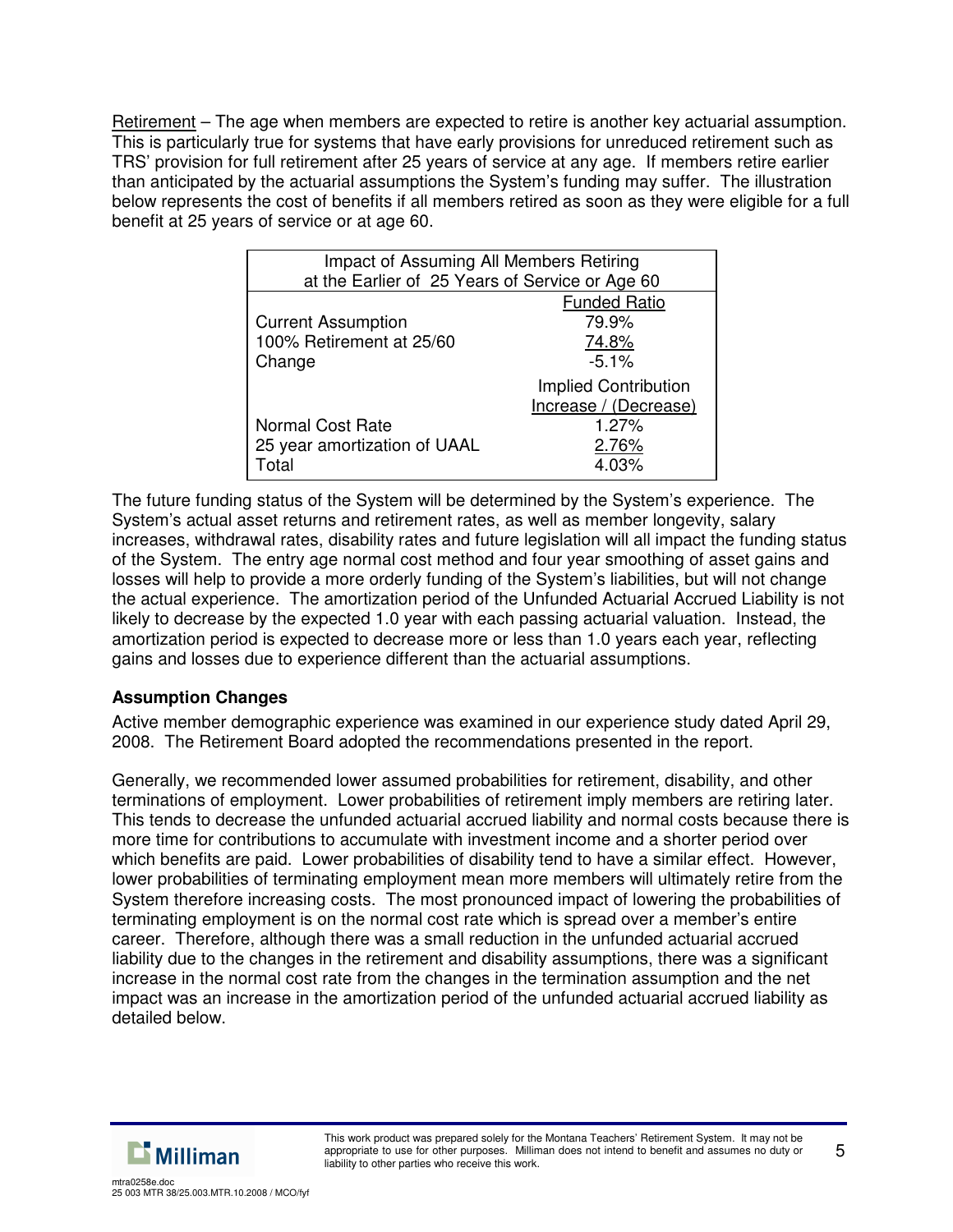Retirement – The age when members are expected to retire is another key actuarial assumption. This is particularly true for systems that have early provisions for unreduced retirement such as TRS' provision for full retirement after 25 years of service at any age. If members retire earlier than anticipated by the actuarial assumptions the System's funding may suffer. The illustration below represents the cost of benefits if all members retired as soon as they were eligible for a full benefit at 25 years of service or at age 60.

| Impact of Assuming All Members Retiring at the Earlier of 25 Years of Service or Age 60 | |
|---|---|
| | Funded Ratio |
| Current Assumption | 79.9% |
| 100% Retirement at 25/60 | 74.8% |
| Change | -5.1% |
| | Implied Contribution Increase / (Decrease) |
| Normal Cost Rate | 1.27% |
| 25 year amortization of UAAL | 2.76% |
| Total | 4.03% |

The future funding status of the System will be determined by the System's experience. The System's actual asset returns and retirement rates, as well as member longevity, salary increases, withdrawal rates, disability rates and future legislation will all impact the funding status of the System. The entry age normal cost method and four year smoothing of asset gains and losses will help to provide a more orderly funding of the System's liabilities, but will not change the actual experience. The amortization period of the Unfunded Actuarial Accrued Liability is not likely to decrease by the expected 1.0 year with each passing actuarial valuation. Instead, the amortization period is expected to decrease more or less than 1.0 years each year, reflecting gains and losses due to experience different than the actuarial assumptions.

**Assumption Changes**

Active member demographic experience was examined in our experience study dated April 29, 2008. The Retirement Board adopted the recommendations presented in the report.

Generally, we recommended lower assumed probabilities for retirement, disability, and other terminations of employment. Lower probabilities of retirement imply members are retiring later. This tends to decrease the unfunded actuarial accrued liability and normal costs because there is more time for contributions to accumulate with investment income and a shorter period over which benefits are paid. Lower probabilities of disability tend to have a similar effect. However, lower probabilities of terminating employment mean more members will ultimately retire from the System therefore increasing costs. The most pronounced impact of lowering the probabilities of terminating employment is on the normal cost rate which is spread over a member's entire career. Therefore, although there was a small reduction in the unfunded actuarial accrued liability due to the changes in the retirement and disability assumptions, there was a significant increase in the normal cost rate from the changes in the termination assumption and the net impact was an increase in the amortization period of the unfunded actuarial accrued liability as detailed below.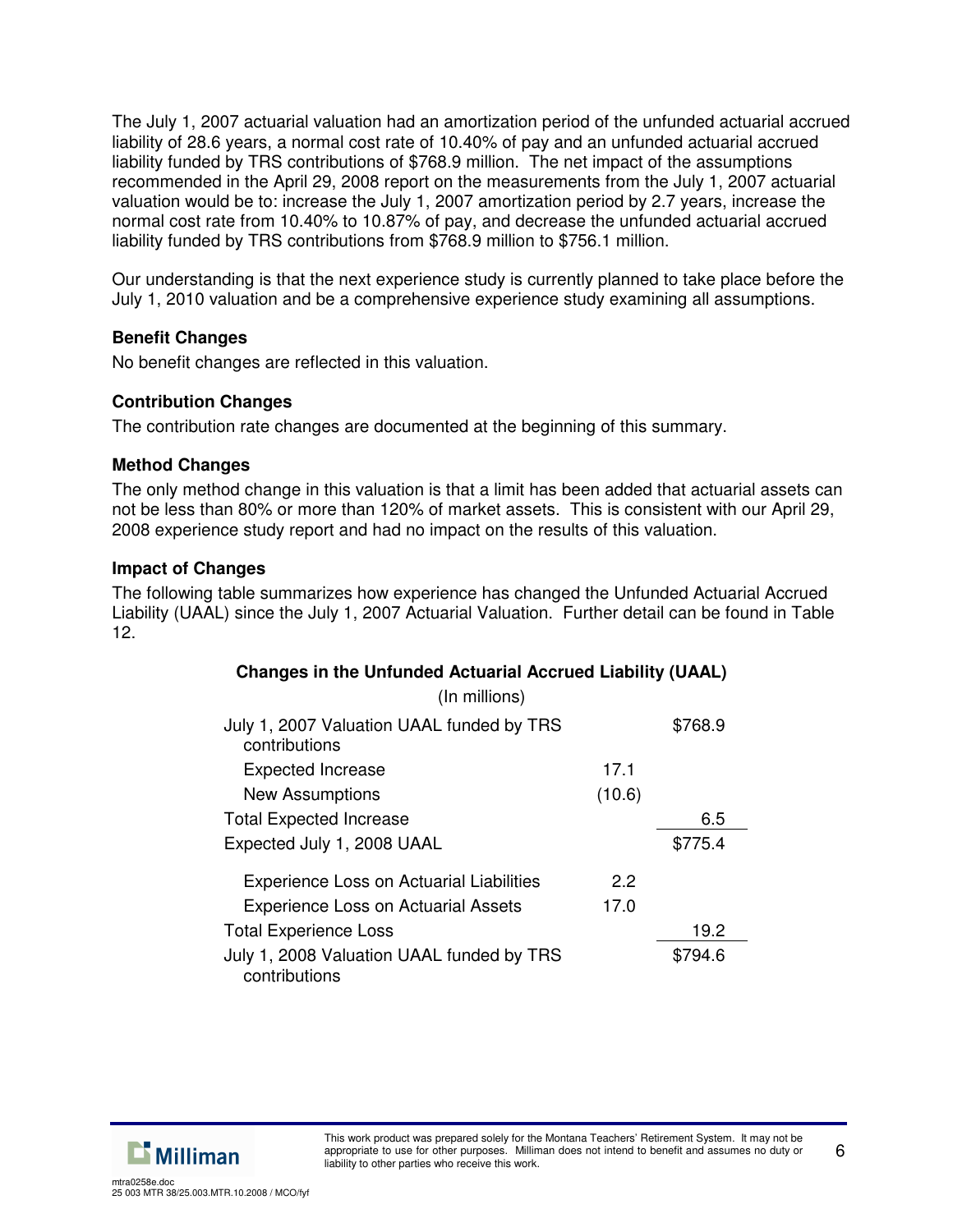The July 1, 2007 actuarial valuation had an amortization period of the unfunded actuarial accrued liability of 28.6 years, a normal cost rate of 10.40% of pay and an unfunded actuarial accrued liability funded by TRS contributions of $768.9 million. The net impact of the assumptions recommended in the April 29, 2008 report on the measurements from the July 1, 2007 actuarial valuation would be to: increase the July 1, 2007 amortization period by 2.7 years, increase the normal cost rate from 10.40% to 10.87% of pay, and decrease the unfunded actuarial accrued liability funded by TRS contributions from $768.9 million to $756.1 million.

Our understanding is that the next experience study is currently planned to take place before the July 1, 2010 valuation and be a comprehensive experience study examining all assumptions.

**Benefit Changes**

No benefit changes are reflected in this valuation.

**Contribution Changes**

The contribution rate changes are documented at the beginning of this summary.

**Method Changes**

The only method change in this valuation is that a limit has been added that actuarial assets can not be less than 80% or more than 120% of market assets. This is consistent with our April 29, 2008 experience study report and had no impact on the results of this valuation.

**Impact of Changes**

The following table summarizes how experience has changed the Unfunded Actuarial Accrued Liability (UAAL) since the July 1, 2007 Actuarial Valuation. Further detail can be found in Table 12.

**Changes in the Unfunded Actuarial Accrued Liability (UAAL)**

(In millions)

| | | |
|---|---|---|
| July 1, 2007 Valuation UAAL funded by TRS contributions | | $768.9 |
| Expected Increase | 17.1 | |
| New Assumptions | (10.6) | |
| Total Expected Increase | | 6.5 |
| Expected July 1, 2008 UAAL | | $775.4 |
| Experience Loss on Actuarial Liabilities | 2.2 | |
| Experience Loss on Actuarial Assets | 17.0 | |
| Total Experience Loss | | 19.2 |
| July 1, 2008 Valuation UAAL funded by TRS contributions | | $794.6 |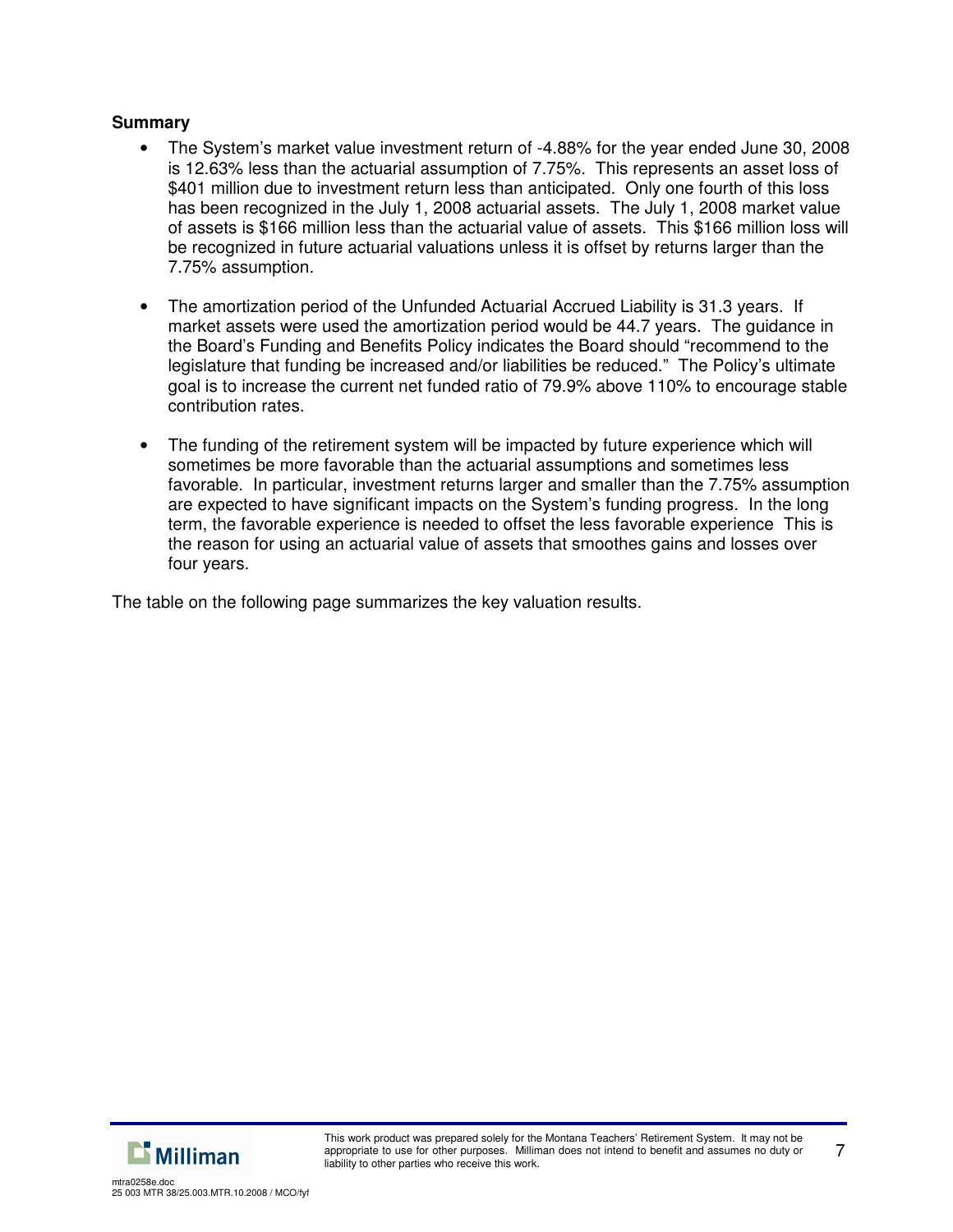**Summary**

- The System's market value investment return of -4.88% for the year ended June 30, 2008 is 12.63% less than the actuarial assumption of 7.75%. This represents an asset loss of $401 million due to investment return less than anticipated. Only one fourth of this loss has been recognized in the July 1, 2008 actuarial assets. The July 1, 2008 market value of assets is $166 million less than the actuarial value of assets. This $166 million loss will be recognized in future actuarial valuations unless it is offset by returns larger than the 7.75% assumption.

- The amortization period of the Unfunded Actuarial Accrued Liability is 31.3 years. If market assets were used the amortization period would be 44.7 years. The guidance in the Board's Funding and Benefits Policy indicates the Board should "recommend to the legislature that funding be increased and/or liabilities be reduced." The Policy's ultimate goal is to increase the current net funded ratio of 79.9% above 110% to encourage stable contribution rates.

- The funding of the retirement system will be impacted by future experience which will sometimes be more favorable than the actuarial assumptions and sometimes less favorable. In particular, investment returns larger and smaller than the 7.75% assumption are expected to have significant impacts on the System's funding progress. In the long term, the favorable experience is needed to offset the less favorable experience This is the reason for using an actuarial value of assets that smoothes gains and losses over four years.

The table on the following page summarizes the key valuation results.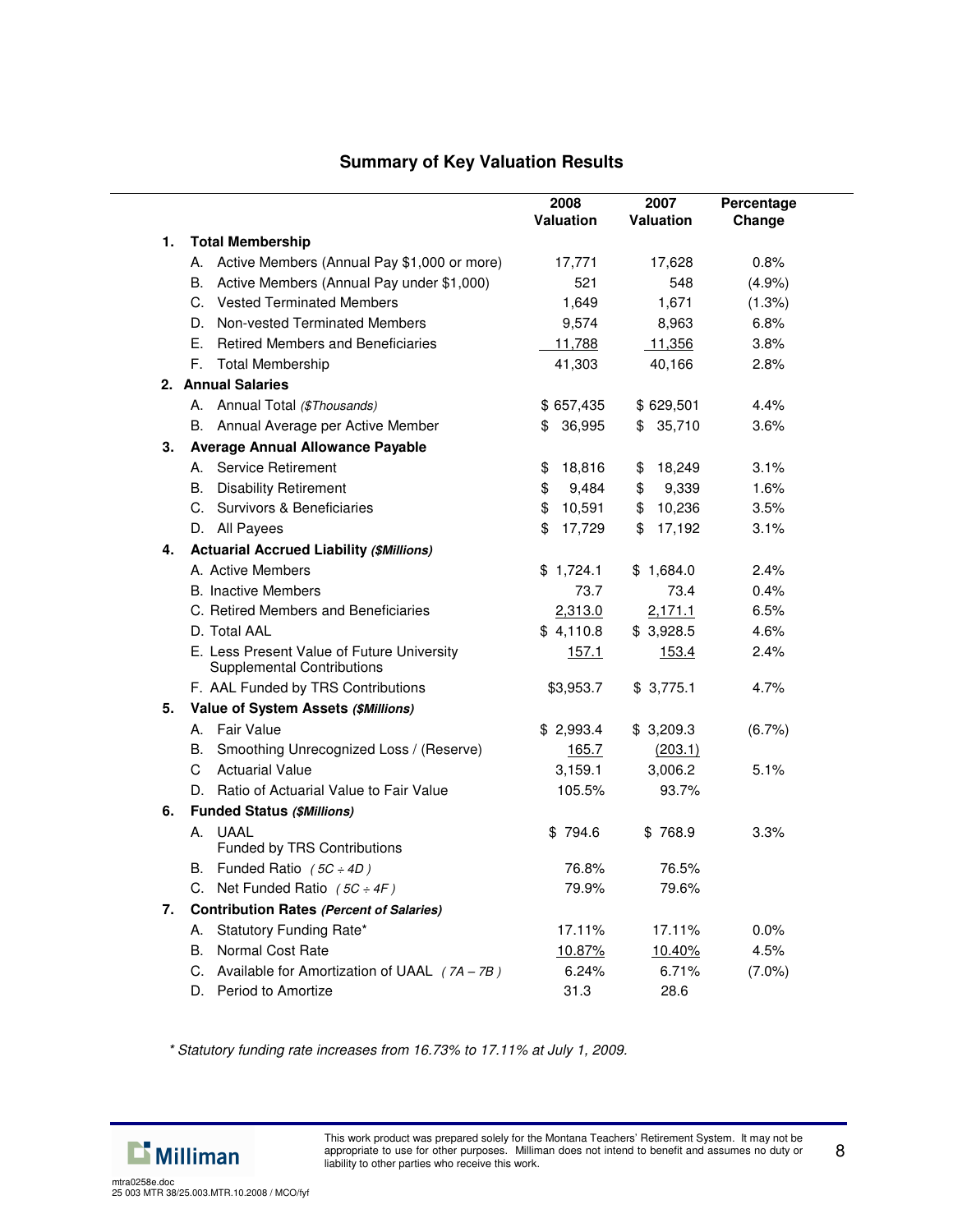## Summary of Key Valuation Results

| | 2008 Valuation | 2007 Valuation | Percentage Change |
|---|---|---|---|
| **1. Total Membership** | | | |
| A. Active Members (Annual Pay $1,000 or more) | 17,771 | 17,628 | 0.8% |
| B. Active Members (Annual Pay under $1,000) | 521 | 548 | (4.9%) |
| C. Vested Terminated Members | 1,649 | 1,671 | (1.3%) |
| D. Non-vested Terminated Members | 9,574 | 8,963 | 6.8% |
| E. Retired Members and Beneficiaries | 11,788 | 11,356 | 3.8% |
| F. Total Membership | 41,303 | 40,166 | 2.8% |
| **2. Annual Salaries** | | | |
| A. Annual Total *($Thousands)* | $ 657,435 | $ 629,501 | 4.4% |
| B. Annual Average per Active Member | $ 36,995 | $ 35,710 | 3.6% |
| **3. Average Annual Allowance Payable** | | | |
| A. Service Retirement | $ 18,816 | $ 18,249 | 3.1% |
| B. Disability Retirement | $ 9,484 | $ 9,339 | 1.6% |
| C. Survivors & Beneficiaries | $ 10,591 | $ 10,236 | 3.5% |
| D. All Payees | $ 17,729 | $ 17,192 | 3.1% |
| **4. Actuarial Accrued Liability *($Millions)*** | | | |
| A. Active Members | $ 1,724.1 | $ 1,684.0 | 2.4% |
| B. Inactive Members | 73.7 | 73.4 | 0.4% |
| C. Retired Members and Beneficiaries | 2,313.0 | 2,171.1 | 6.5% |
| D. Total AAL | $ 4,110.8 | $ 3,928.5 | 4.6% |
| E. Less Present Value of Future University Supplemental Contributions | 157.1 | 153.4 | 2.4% |
| F. AAL Funded by TRS Contributions | $3,953.7 | $ 3,775.1 | 4.7% |
| **5. Value of System Assets *($Millions)*** | | | |
| A. Fair Value | $ 2,993.4 | $ 3,209.3 | (6.7%) |
| B. Smoothing Unrecognized Loss / (Reserve) | 165.7 | (203.1) | |
| C Actuarial Value | 3,159.1 | 3,006.2 | 5.1% |
| D. Ratio of Actuarial Value to Fair Value | 105.5% | 93.7% | |
| **6. Funded Status *($Millions)*** | | | |
| A. UAAL Funded by TRS Contributions | $ 794.6 | $ 768.9 | 3.3% |
| B. Funded Ratio *( 5C ÷ 4D )* | 76.8% | 76.5% | |
| C. Net Funded Ratio *( 5C ÷ 4F )* | 79.9% | 79.6% | |
| **7. Contribution Rates *(Percent of Salaries)*** | | | |
| A. Statutory Funding Rate* | 17.11% | 17.11% | 0.0% |
| B. Normal Cost Rate | 10.87% | 10.40% | 4.5% |
| C. Available for Amortization of UAAL *( 7A – 7B )* | 6.24% | 6.71% | (7.0%) |
| D. Period to Amortize | 31.3 | 28.6 | |

*\* Statutory funding rate increases from 16.73% to 17.11% at July 1, 2009.*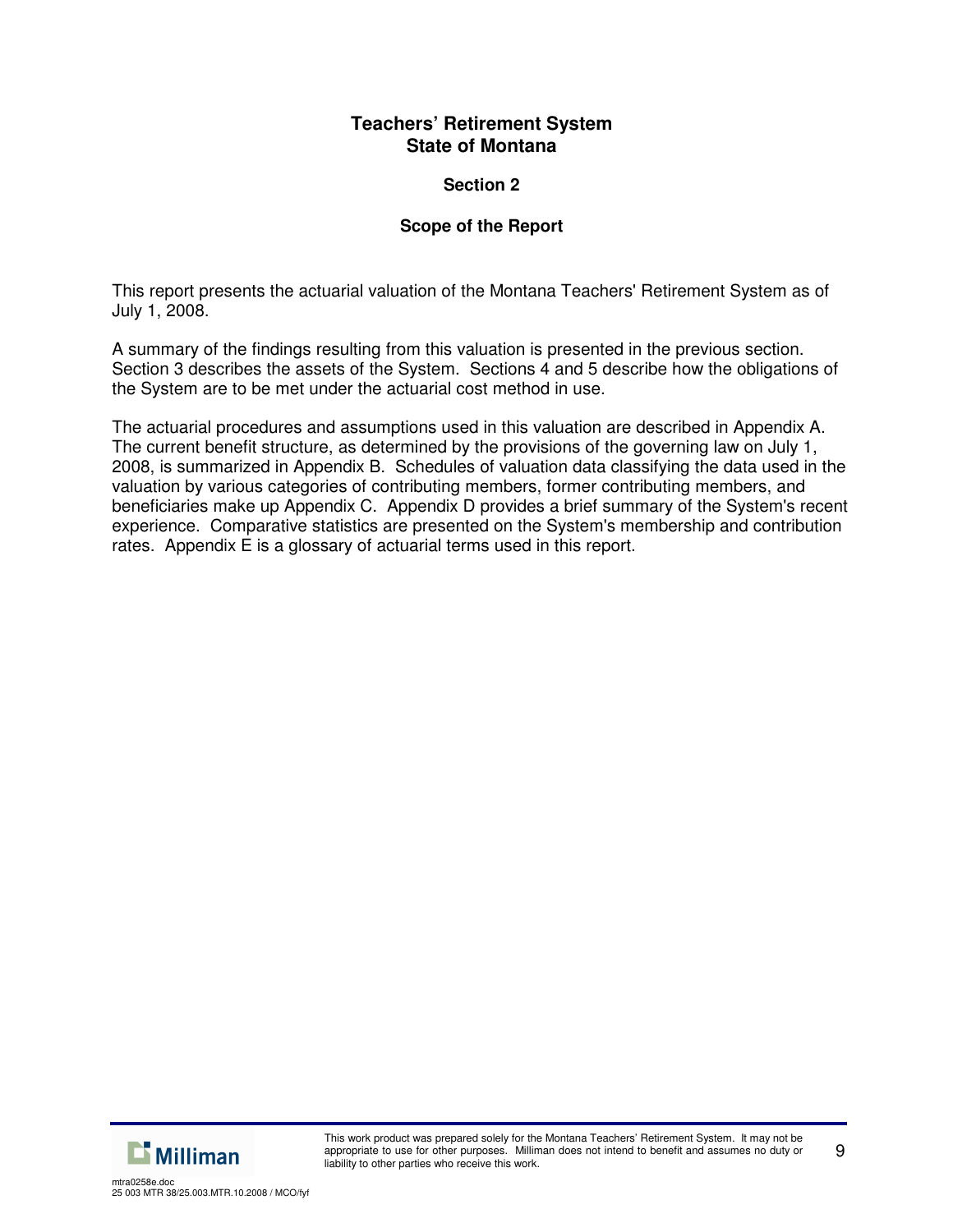# Teachers' Retirement System
# State of Montana

## Section 2

## Scope of the Report

This report presents the actuarial valuation of the Montana Teachers' Retirement System as of July 1, 2008.

A summary of the findings resulting from this valuation is presented in the previous section. Section 3 describes the assets of the System. Sections 4 and 5 describe how the obligations of the System are to be met under the actuarial cost method in use.

The actuarial procedures and assumptions used in this valuation are described in Appendix A. The current benefit structure, as determined by the provisions of the governing law on July 1, 2008, is summarized in Appendix B. Schedules of valuation data classifying the data used in the valuation by various categories of contributing members, former contributing members, and beneficiaries make up Appendix C. Appendix D provides a brief summary of the System's recent experience. Comparative statistics are presented on the System's membership and contribution rates. Appendix E is a glossary of actuarial terms used in this report.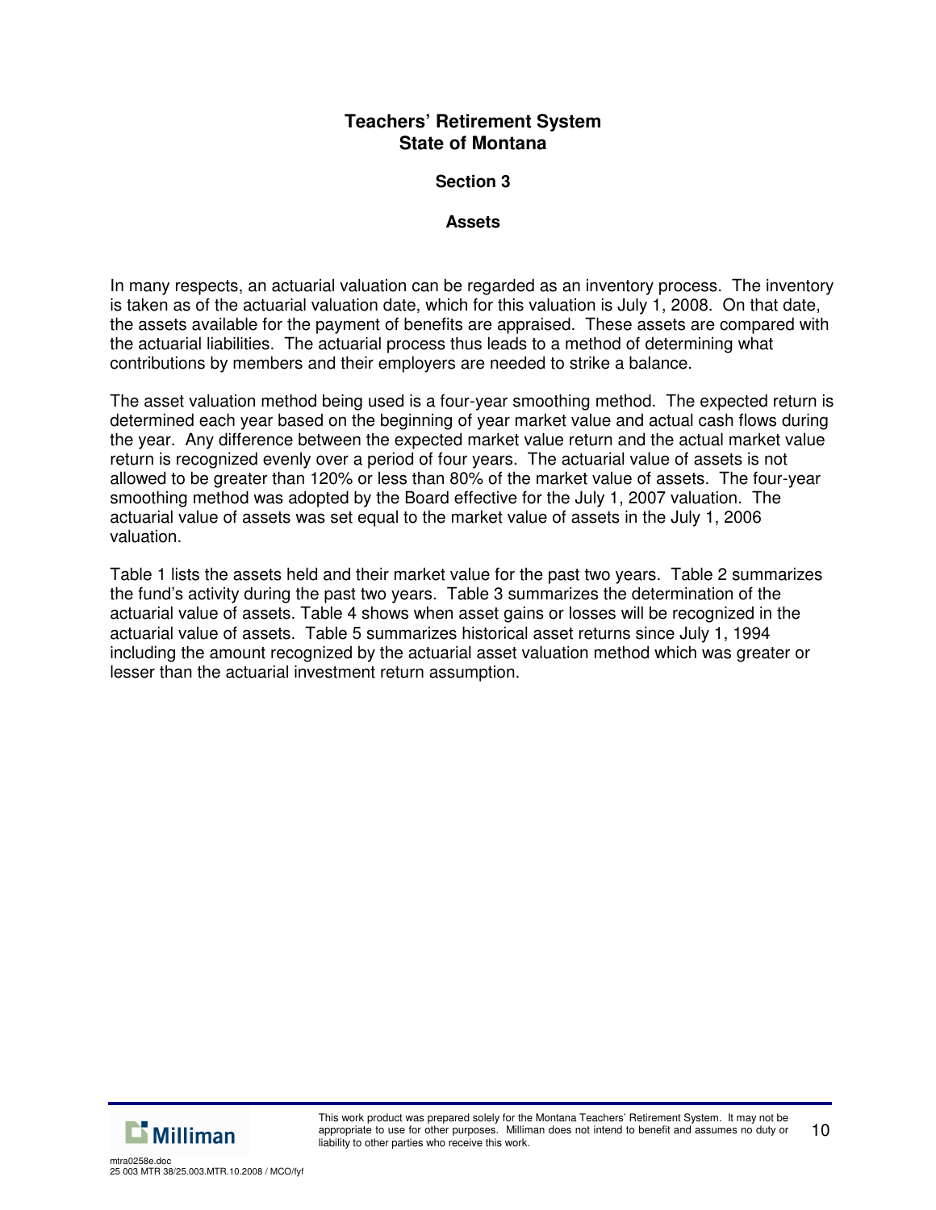# Teachers' Retirement System
# State of Montana

## Section 3

## Assets

In many respects, an actuarial valuation can be regarded as an inventory process. The inventory is taken as of the actuarial valuation date, which for this valuation is July 1, 2008. On that date, the assets available for the payment of benefits are appraised. These assets are compared with the actuarial liabilities. The actuarial process thus leads to a method of determining what contributions by members and their employers are needed to strike a balance.

The asset valuation method being used is a four-year smoothing method. The expected return is determined each year based on the beginning of year market value and actual cash flows during the year. Any difference between the expected market value return and the actual market value return is recognized evenly over a period of four years. The actuarial value of assets is not allowed to be greater than 120% or less than 80% of the market value of assets. The four-year smoothing method was adopted by the Board effective for the July 1, 2007 valuation. The actuarial value of assets was set equal to the market value of assets in the July 1, 2006 valuation.

Table 1 lists the assets held and their market value for the past two years. Table 2 summarizes the fund's activity during the past two years. Table 3 summarizes the determination of the actuarial value of assets. Table 4 shows when asset gains or losses will be recognized in the actuarial value of assets. Table 5 summarizes historical asset returns since July 1, 1994 including the amount recognized by the actuarial asset valuation method which was greater or lesser than the actuarial investment return assumption.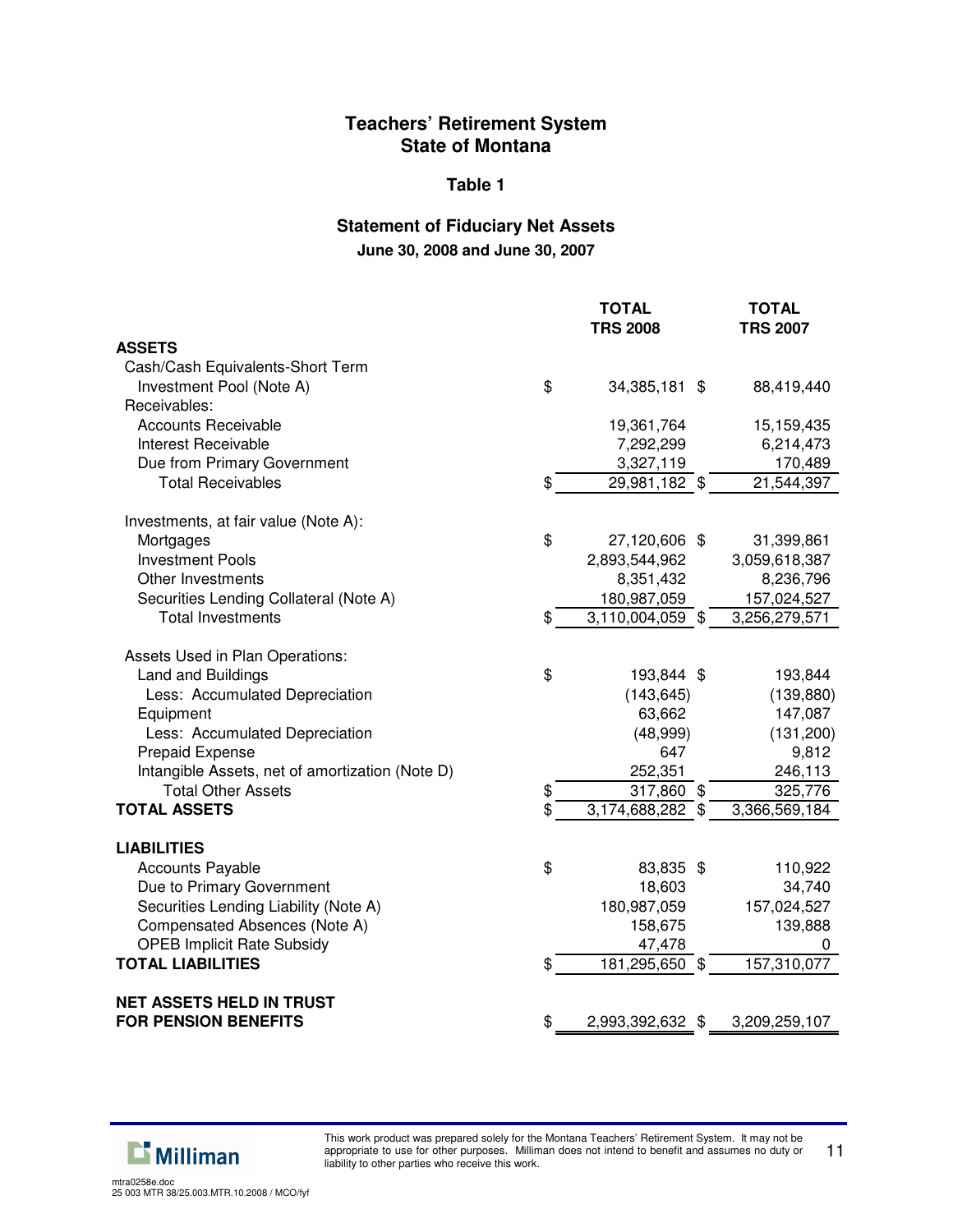## Teachers' Retirement System
## State of Montana

### Table 1

### Statement of Fiduciary Net Assets
**June 30, 2008 and June 30, 2007**

| | TOTAL TRS 2008 | TOTAL TRS 2007 |
|---|---|---|
| **ASSETS** | | |
| Cash/Cash Equivalents-Short Term Investment Pool (Note A) | $ 34,385,181 | $ 88,419,440 |
| Receivables: | | |
| Accounts Receivable | 19,361,764 | 15,159,435 |
| Interest Receivable | 7,292,299 | 6,214,473 |
| Due from Primary Government | 3,327,119 | 170,489 |
| Total Receivables | $ 29,981,182 | $ 21,544,397 |
| | | |
| Investments, at fair value (Note A): | | |
| Mortgages | $ 27,120,606 | $ 31,399,861 |
| Investment Pools | 2,893,544,962 | 3,059,618,387 |
| Other Investments | 8,351,432 | 8,236,796 |
| Securities Lending Collateral (Note A) | 180,987,059 | 157,024,527 |
| Total Investments | $ 3,110,004,059 | $ 3,256,279,571 |
| | | |
| Assets Used in Plan Operations: | | |
| Land and Buildings | $ 193,844 | $ 193,844 |
| Less: Accumulated Depreciation | (143,645) | (139,880) |
| Equipment | 63,662 | 147,087 |
| Less: Accumulated Depreciation | (48,999) | (131,200) |
| Prepaid Expense | 647 | 9,812 |
| Intangible Assets, net of amortization (Note D) | 252,351 | 246,113 |
| Total Other Assets | $ 317,860 | $ 325,776 |
| **TOTAL ASSETS** | $ 3,174,688,282 | $ 3,366,569,184 |
| | | |
| **LIABILITIES** | | |
| Accounts Payable | $ 83,835 | $ 110,922 |
| Due to Primary Government | 18,603 | 34,740 |
| Securities Lending Liability (Note A) | 180,987,059 | 157,024,527 |
| Compensated Absences (Note A) | 158,675 | 139,888 |
| OPEB Implicit Rate Subsidy | 47,478 | 0 |
| **TOTAL LIABILITIES** | $ 181,295,650 | $ 157,310,077 |
| | | |
| **NET ASSETS HELD IN TRUST FOR PENSION BENEFITS** | $ 2,993,392,632 | $ 3,209,259,107 |

This work product was prepared solely for the Montana Teachers' Retirement System. It may not be appropriate to use for other purposes. Milliman does not intend to benefit and assumes no duty or liability to other parties who receive this work.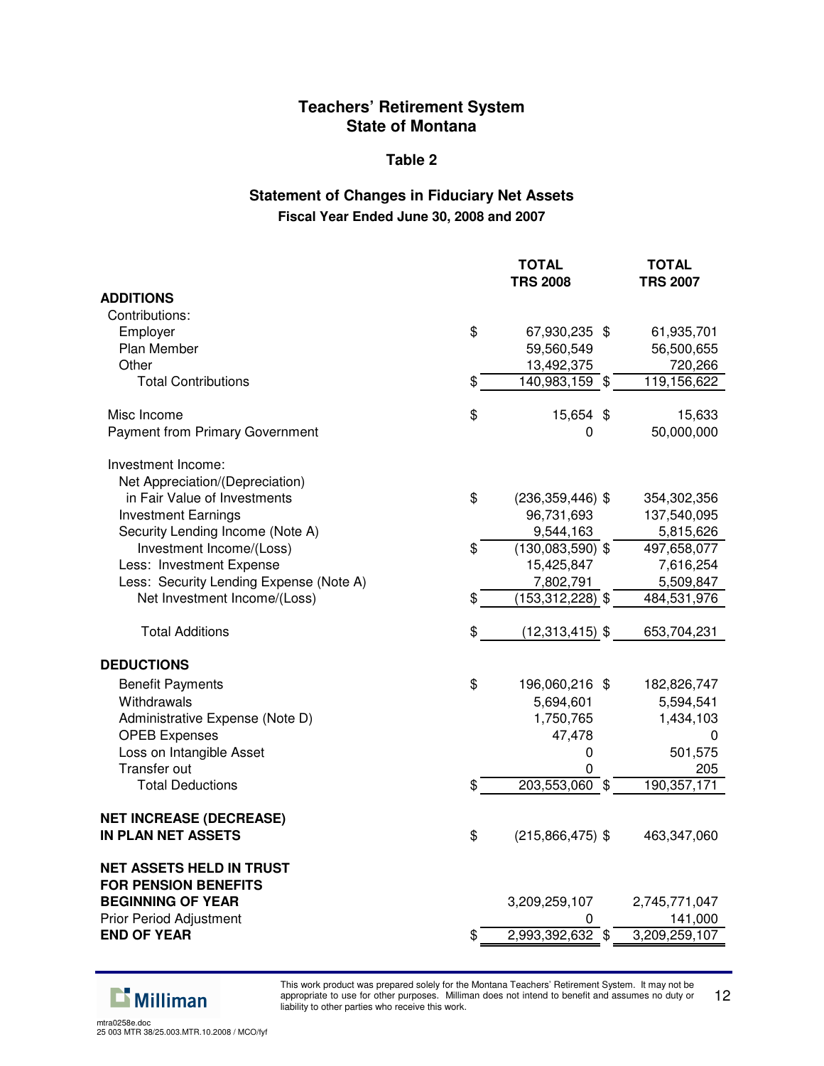# Teachers' Retirement System
# State of Montana

## Table 2

### Statement of Changes in Fiduciary Net Assets
**Fiscal Year Ended June 30, 2008 and 2007**

| | TOTAL TRS 2008 | TOTAL TRS 2007 |
|---|---|---|
| **ADDITIONS** | | |
| Contributions: | | |
| Employer | $ 67,930,235 | $ 61,935,701 |
| Plan Member | 59,560,549 | 56,500,655 |
| Other | 13,492,375 | 720,266 |
| Total Contributions | $ 140,983,159 | $ 119,156,622 |
| | | |
| Misc Income | $ 15,654 | $ 15,633 |
| Payment from Primary Government | 0 | 50,000,000 |
| | | |
| Investment Income: | | |
| Net Appreciation/(Depreciation) in Fair Value of Investments | $ (236,359,446) | $ 354,302,356 |
| Investment Earnings | 96,731,693 | 137,540,095 |
| Security Lending Income (Note A) | 9,544,163 | 5,815,626 |
| Investment Income/(Loss) | $ (130,083,590) | $ 497,658,077 |
| Less: Investment Expense | 15,425,847 | 7,616,254 |
| Less: Security Lending Expense (Note A) | 7,802,791 | 5,509,847 |
| Net Investment Income/(Loss) | $ (153,312,228) | $ 484,531,976 |
| | | |
| Total Additions | $ (12,313,415) | $ 653,704,231 |
| | | |
| **DEDUCTIONS** | | |
| Benefit Payments | $ 196,060,216 | $ 182,826,747 |
| Withdrawals | 5,694,601 | 5,594,541 |
| Administrative Expense (Note D) | 1,750,765 | 1,434,103 |
| OPEB Expenses | 47,478 | 0 |
| Loss on Intangible Asset | 0 | 501,575 |
| Transfer out | 0 | 205 |
| Total Deductions | $ 203,553,060 | $ 190,357,171 |
| | | |
| **NET INCREASE (DECREASE) IN PLAN NET ASSETS** | $ (215,866,475) | $ 463,347,060 |
| | | |
| **NET ASSETS HELD IN TRUST FOR PENSION BENEFITS BEGINNING OF YEAR** | 3,209,259,107 | 2,745,771,047 |
| Prior Period Adjustment | 0 | 141,000 |
| **END OF YEAR** | $ 2,993,392,632 | $ 3,209,259,107 |

This work product was prepared solely for the Montana Teachers' Retirement System. It may not be appropriate to use for other purposes. Milliman does not intend to benefit and assumes no duty or liability to other parties who receive this work.

mtra0258e.doc
25 003 MTR 38/25.003.MTR.10.2008 / MCO/fyf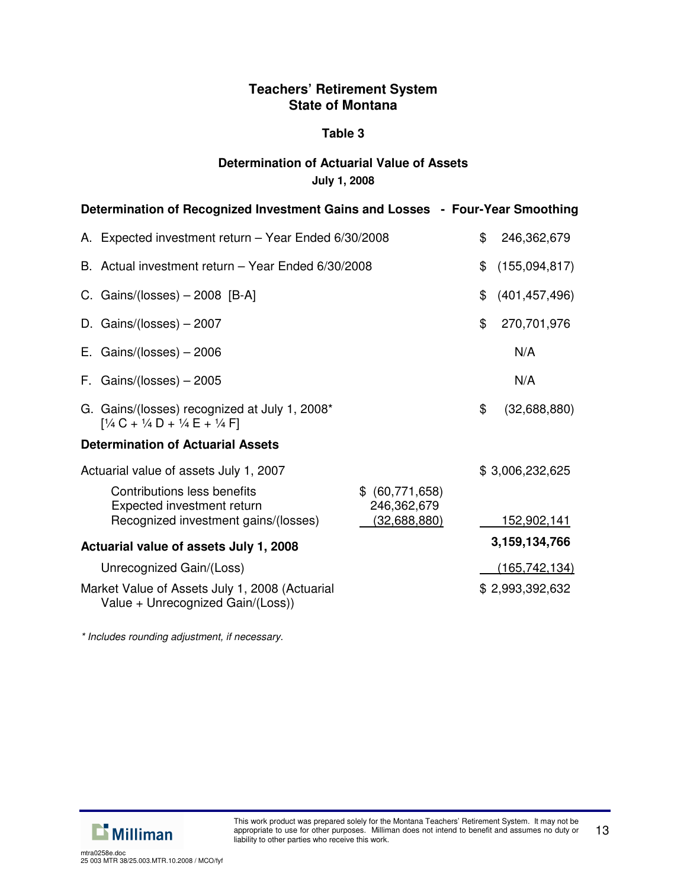# Teachers' Retirement System
# State of Montana

## Table 3

### Determination of Actuarial Value of Assets
**July 1, 2008**

**Determination of Recognized Investment Gains and Losses - Four-Year Smoothing**

| | | |
|---|---|---|
| A. Expected investment return – Year Ended 6/30/2008 | | $ 246,362,679 |
| B. Actual investment return – Year Ended 6/30/2008 | | $ (155,094,817) |
| C. Gains/(losses) – 2008 [B-A] | | $ (401,457,496) |
| D. Gains/(losses) – 2007 | | $ 270,701,976 |
| E. Gains/(losses) – 2006 | | N/A |
| F. Gains/(losses) – 2005 | | N/A |
| G. Gains/(losses) recognized at July 1, 2008* [¼ C + ¼ D + ¼ E + ¼ F] | | $ (32,688,880) |
| **Determination of Actuarial Assets** | | |
| Actuarial value of assets July 1, 2007 | | $ 3,006,232,625 |
| Contributions less benefits | $ (60,771,658) | |
| Expected investment return | 246,362,679 | |
| Recognized investment gains/(losses) | (32,688,880) | 152,902,141 |
| **Actuarial value of assets July 1, 2008** | | **3,159,134,766** |
| Unrecognized Gain/(Loss) | | (165,742,134) |
| Market Value of Assets July 1, 2008 (Actuarial Value + Unrecognized Gain/(Loss)) | | $ 2,993,392,632 |

*\* Includes rounding adjustment, if necessary.*

This work product was prepared solely for the Montana Teachers' Retirement System. It may not be appropriate to use for other purposes. Milliman does not intend to benefit and assumes no duty or liability to other parties who receive this work.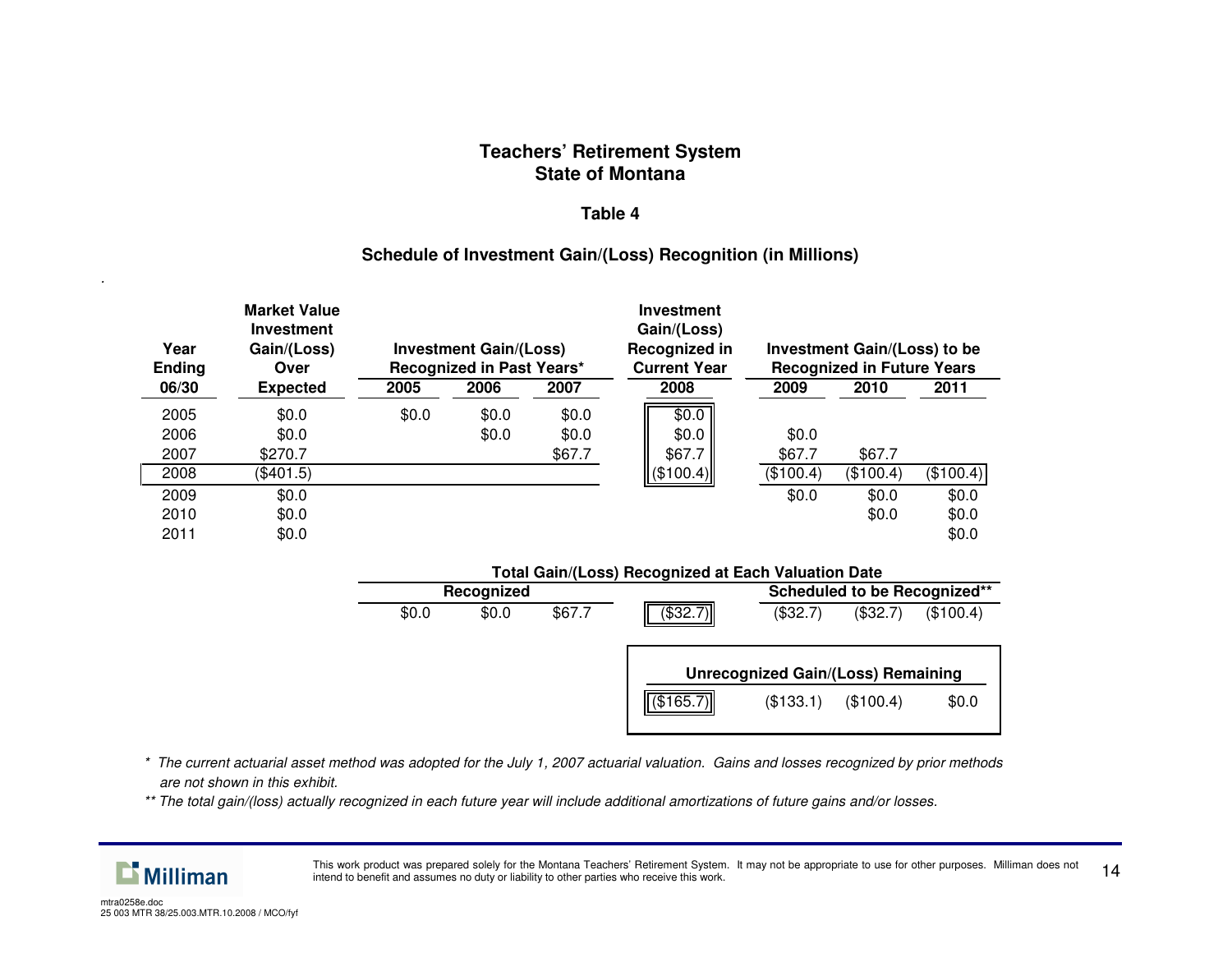## Teachers' Retirement System
## State of Montana

### Table 4

### Schedule of Investment Gain/(Loss) Recognition (in Millions)

| Year Ending 06/30 | Market Value Investment Gain/(Loss) Over Expected | Investment Gain/(Loss) Recognized in Past Years* 2005 | 2006 | 2007 | Investment Gain/(Loss) Recognized in Current Year 2008 | Investment Gain/(Loss) to be Recognized in Future Years 2009 | 2010 | 2011 |
|---|---|---|---|---|---|---|---|---|
| 2005 | $0.0 | $0.0 | $0.0 | $0.0 | $0.0 | | | |
| 2006 | $0.0 | | $0.0 | $0.0 | $0.0 | $0.0 | | |
| 2007 | $270.7 | | | $67.7 | $67.7 | $67.7 | $67.7 | |
| 2008 | ($401.5) | | | | ($100.4) | ($100.4) | ($100.4) | ($100.4) |
| 2009 | $0.0 | | | | | $0.0 | $0.0 | $0.0 |
| 2010 | $0.0 | | | | | | $0.0 | $0.0 |
| 2011 | $0.0 | | | | | | | $0.0 |

**Total Gain/(Loss) Recognized at Each Valuation Date**

| | Recognized | | | | Scheduled to be Recognized** | | |
|---|---|---|---|---|---|---|---|
| | $0.0 | $0.0 | $67.7 | ($32.7) | ($32.7) | ($32.7) | ($100.4) |

**Unrecognized Gain/(Loss) Remaining**

| | | | |
|---|---|---|---|
| ($165.7) | ($133.1) | ($100.4) | $0.0 |

*\* The current actuarial asset method was adopted for the July 1, 2007 actuarial valuation. Gains and losses recognized by prior methods are not shown in this exhibit.*

*\*\* The total gain/(loss) actually recognized in each future year will include additional amortizations of future gains and/or losses.*

This work product was prepared solely for the Montana Teachers' Retirement System. It may not be appropriate to use for other purposes. Milliman does not intend to benefit and assumes no duty or liability to other parties who receive this work.

mtra0258e.doc
25 003 MTR 38/25.003.MTR.10.2008 / MCO/fyf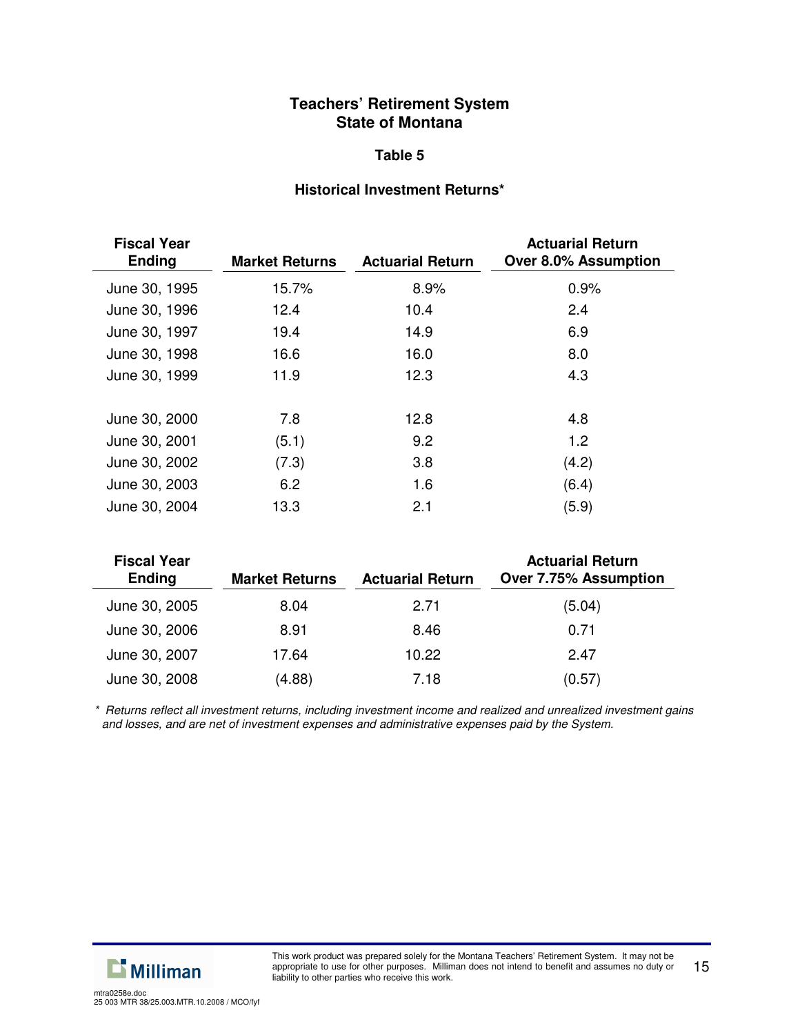# Teachers' Retirement System
# State of Montana

## Table 5

### Historical Investment Returns*

| Fiscal Year Ending | Market Returns | Actuarial Return | Actuarial Return Over 8.0% Assumption |
|---|---|---|---|
| June 30, 1995 | 15.7% | 8.9% | 0.9% |
| June 30, 1996 | 12.4 | 10.4 | 2.4 |
| June 30, 1997 | 19.4 | 14.9 | 6.9 |
| June 30, 1998 | 16.6 | 16.0 | 8.0 |
| June 30, 1999 | 11.9 | 12.3 | 4.3 |
| June 30, 2000 | 7.8 | 12.8 | 4.8 |
| June 30, 2001 | (5.1) | 9.2 | 1.2 |
| June 30, 2002 | (7.3) | 3.8 | (4.2) |
| June 30, 2003 | 6.2 | 1.6 | (6.4) |
| June 30, 2004 | 13.3 | 2.1 | (5.9) |

| Fiscal Year Ending | Market Returns | Actuarial Return | Actuarial Return Over 7.75% Assumption |
|---|---|---|---|
| June 30, 2005 | 8.04 | 2.71 | (5.04) |
| June 30, 2006 | 8.91 | 8.46 | 0.71 |
| June 30, 2007 | 17.64 | 10.22 | 2.47 |
| June 30, 2008 | (4.88) | 7.18 | (0.57) |

*\* Returns reflect all investment returns, including investment income and realized and unrealized investment gains and losses, and are net of investment expenses and administrative expenses paid by the System.*

This work product was prepared solely for the Montana Teachers' Retirement System. It may not be appropriate to use for other purposes. Milliman does not intend to benefit and assumes no duty or liability to other parties who receive this work.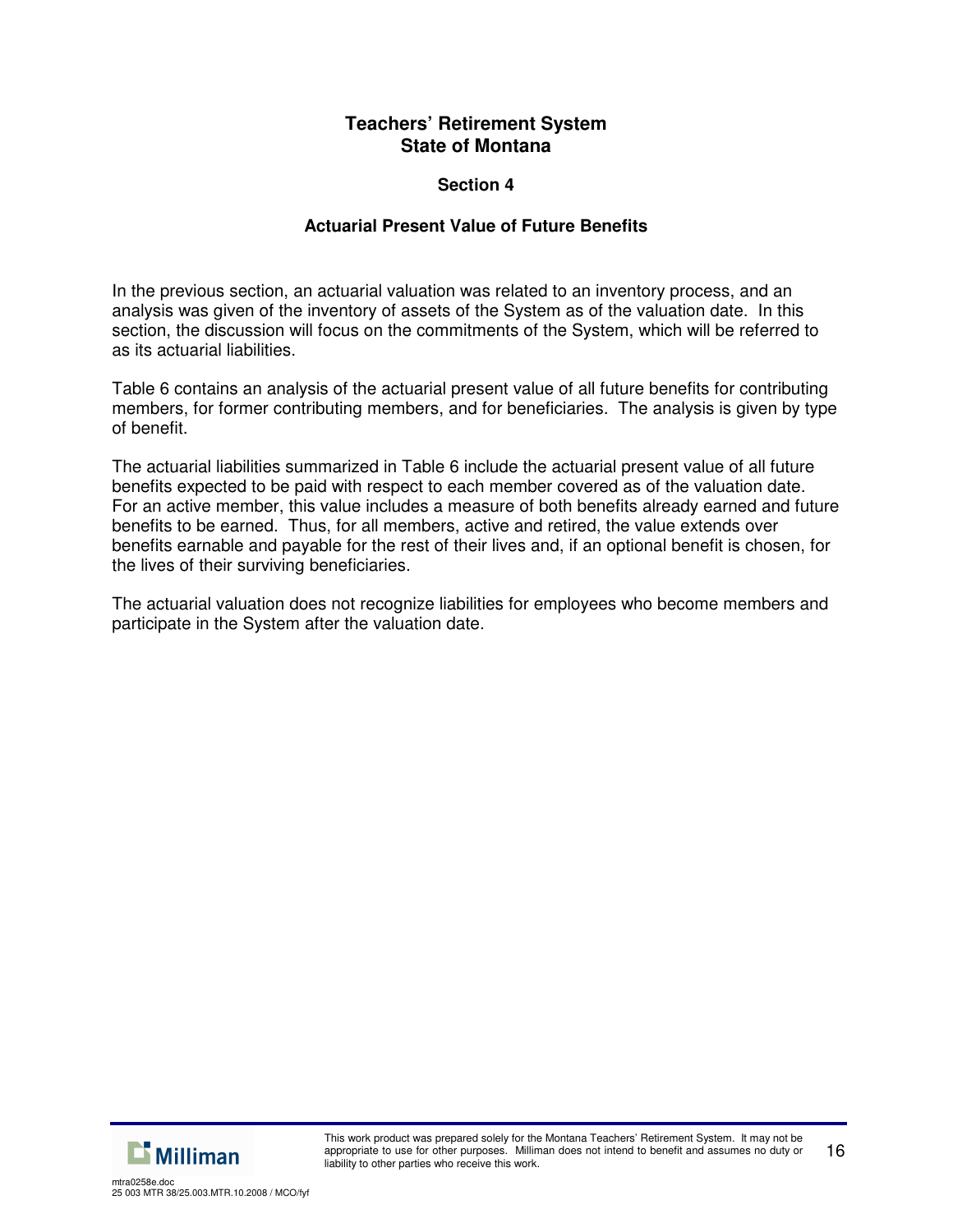# Teachers' Retirement System
# State of Montana

## Section 4

### Actuarial Present Value of Future Benefits

In the previous section, an actuarial valuation was related to an inventory process, and an analysis was given of the inventory of assets of the System as of the valuation date. In this section, the discussion will focus on the commitments of the System, which will be referred to as its actuarial liabilities.

Table 6 contains an analysis of the actuarial present value of all future benefits for contributing members, for former contributing members, and for beneficiaries. The analysis is given by type of benefit.

The actuarial liabilities summarized in Table 6 include the actuarial present value of all future benefits expected to be paid with respect to each member covered as of the valuation date. For an active member, this value includes a measure of both benefits already earned and future benefits to be earned. Thus, for all members, active and retired, the value extends over benefits earnable and payable for the rest of their lives and, if an optional benefit is chosen, for the lives of their surviving beneficiaries.

The actuarial valuation does not recognize liabilities for employees who become members and participate in the System after the valuation date.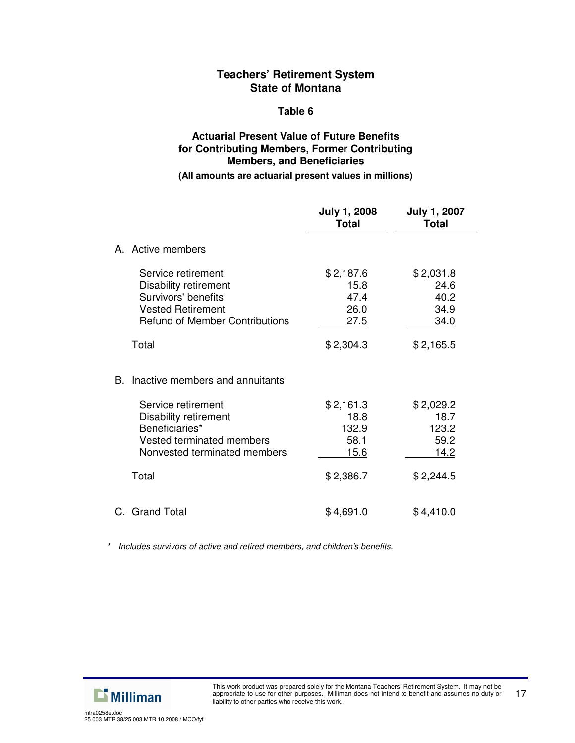# Teachers' Retirement System
# State of Montana

## Table 6

### Actuarial Present Value of Future Benefits for Contributing Members, Former Contributing Members, and Beneficiaries

**(All amounts are actuarial present values in millions)**

| | July 1, 2008 Total | July 1, 2007 Total |
|---|---|---|
| **A. Active members** | | |
| Service retirement | $ 2,187.6 | $ 2,031.8 |
| Disability retirement | 15.8 | 24.6 |
| Survivors' benefits | 47.4 | 40.2 |
| Vested Retirement | 26.0 | 34.9 |
| Refund of Member Contributions | 27.5 | 34.0 |
| Total | $ 2,304.3 | $ 2,165.5 |
| **B. Inactive members and annuitants** | | |
| Service retirement | $ 2,161.3 | $ 2,029.2 |
| Disability retirement | 18.8 | 18.7 |
| Beneficiaries* | 132.9 | 123.2 |
| Vested terminated members | 58.1 | 59.2 |
| Nonvested terminated members | 15.6 | 14.2 |
| Total | $ 2,386.7 | $ 2,244.5 |
| **C. Grand Total** | $ 4,691.0 | $ 4,410.0 |

\* *Includes survivors of active and retired members, and children's benefits.*

This work product was prepared solely for the Montana Teachers' Retirement System. It may not be appropriate to use for other purposes. Milliman does not intend to benefit and assumes no duty or liability to other parties who receive this work.

mtra0258e.doc
25 003 MTR 38/25.003.MTR.10.2008 / MCO/fyf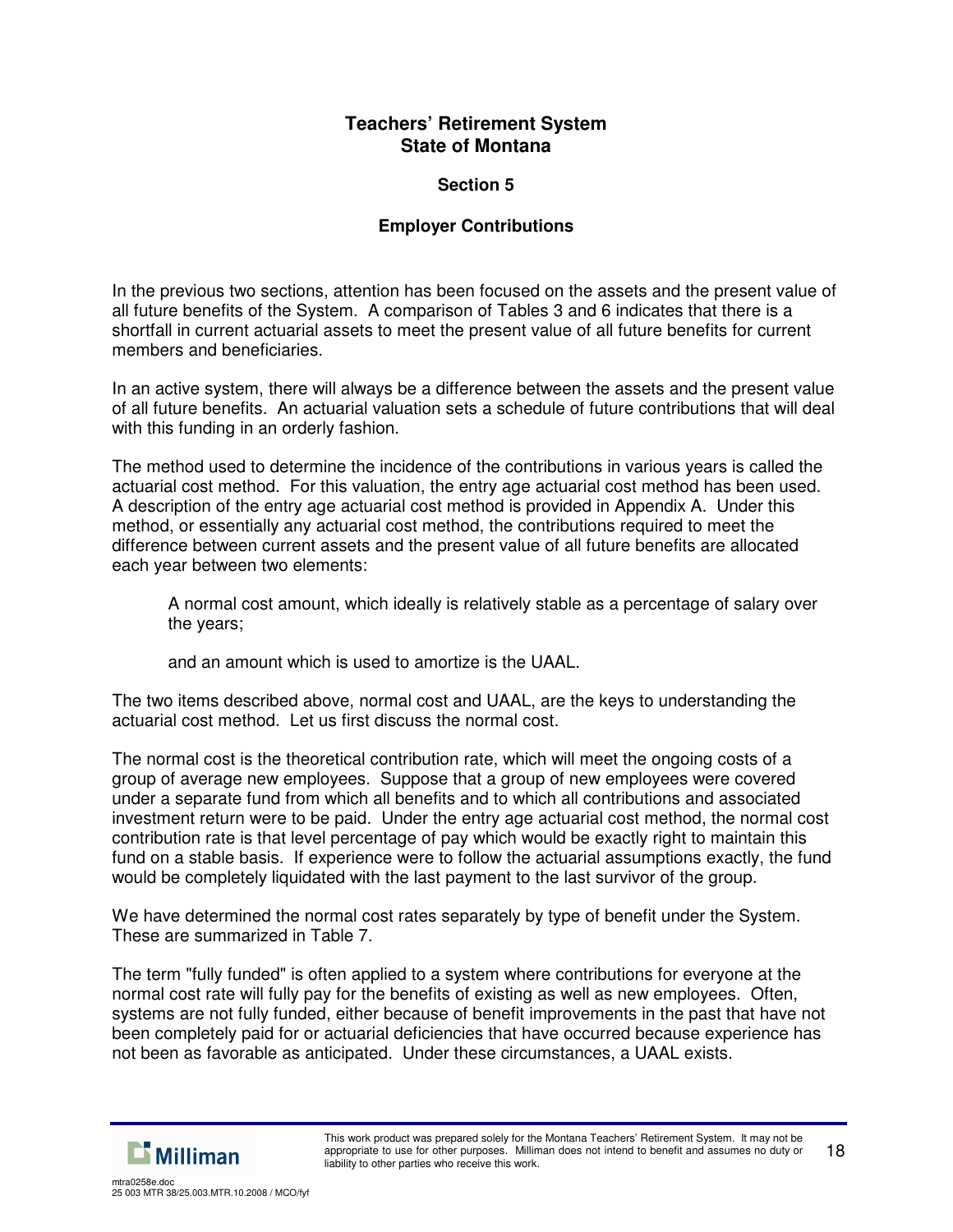# Teachers' Retirement System
# State of Montana

## Section 5

## Employer Contributions

In the previous two sections, attention has been focused on the assets and the present value of all future benefits of the System. A comparison of Tables 3 and 6 indicates that there is a shortfall in current actuarial assets to meet the present value of all future benefits for current members and beneficiaries.

In an active system, there will always be a difference between the assets and the present value of all future benefits. An actuarial valuation sets a schedule of future contributions that will deal with this funding in an orderly fashion.

The method used to determine the incidence of the contributions in various years is called the actuarial cost method. For this valuation, the entry age actuarial cost method has been used. A description of the entry age actuarial cost method is provided in Appendix A. Under this method, or essentially any actuarial cost method, the contributions required to meet the difference between current assets and the present value of all future benefits are allocated each year between two elements:

> A normal cost amount, which ideally is relatively stable as a percentage of salary over the years;
>
> and an amount which is used to amortize is the UAAL.

The two items described above, normal cost and UAAL, are the keys to understanding the actuarial cost method. Let us first discuss the normal cost.

The normal cost is the theoretical contribution rate, which will meet the ongoing costs of a group of average new employees. Suppose that a group of new employees were covered under a separate fund from which all benefits and to which all contributions and associated investment return were to be paid. Under the entry age actuarial cost method, the normal cost contribution rate is that level percentage of pay which would be exactly right to maintain this fund on a stable basis. If experience were to follow the actuarial assumptions exactly, the fund would be completely liquidated with the last payment to the last survivor of the group.

We have determined the normal cost rates separately by type of benefit under the System. These are summarized in Table 7.

The term "fully funded" is often applied to a system where contributions for everyone at the normal cost rate will fully pay for the benefits of existing as well as new employees. Often, systems are not fully funded, either because of benefit improvements in the past that have not been completely paid for or actuarial deficiencies that have occurred because experience has not been as favorable as anticipated. Under these circumstances, a UAAL exists.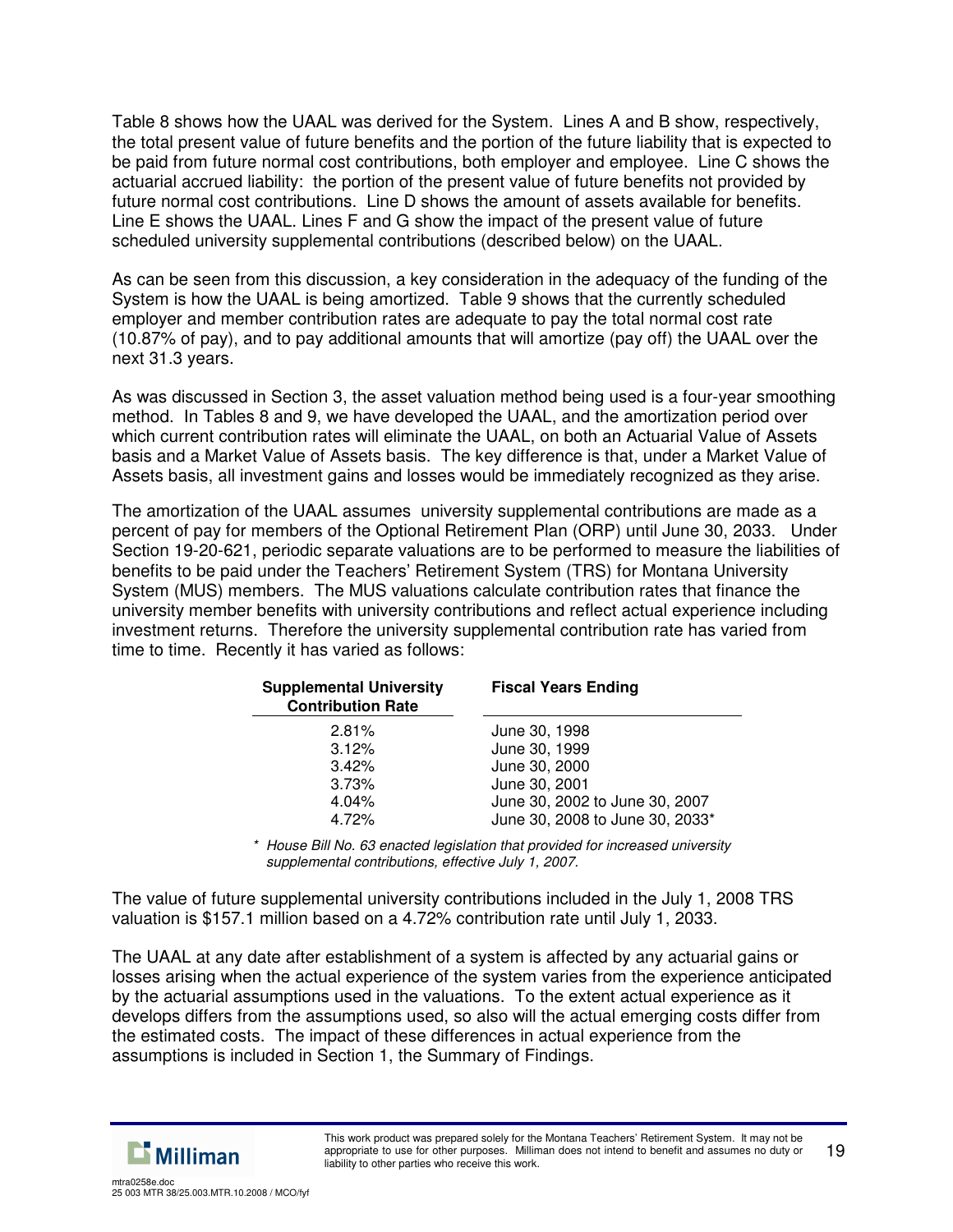Table 8 shows how the UAAL was derived for the System. Lines A and B show, respectively, the total present value of future benefits and the portion of the future liability that is expected to be paid from future normal cost contributions, both employer and employee. Line C shows the actuarial accrued liability: the portion of the present value of future benefits not provided by future normal cost contributions. Line D shows the amount of assets available for benefits. Line E shows the UAAL. Lines F and G show the impact of the present value of future scheduled university supplemental contributions (described below) on the UAAL.

As can be seen from this discussion, a key consideration in the adequacy of the funding of the System is how the UAAL is being amortized. Table 9 shows that the currently scheduled employer and member contribution rates are adequate to pay the total normal cost rate (10.87% of pay), and to pay additional amounts that will amortize (pay off) the UAAL over the next 31.3 years.

As was discussed in Section 3, the asset valuation method being used is a four-year smoothing method. In Tables 8 and 9, we have developed the UAAL, and the amortization period over which current contribution rates will eliminate the UAAL, on both an Actuarial Value of Assets basis and a Market Value of Assets basis. The key difference is that, under a Market Value of Assets basis, all investment gains and losses would be immediately recognized as they arise.

The amortization of the UAAL assumes university supplemental contributions are made as a percent of pay for members of the Optional Retirement Plan (ORP) until June 30, 2033. Under Section 19-20-621, periodic separate valuations are to be performed to measure the liabilities of benefits to be paid under the Teachers' Retirement System (TRS) for Montana University System (MUS) members. The MUS valuations calculate contribution rates that finance the university member benefits with university contributions and reflect actual experience including investment returns. Therefore the university supplemental contribution rate has varied from time to time. Recently it has varied as follows:

| Supplemental University Contribution Rate | Fiscal Years Ending |
|---|---|
| 2.81% | June 30, 1998 |
| 3.12% | June 30, 1999 |
| 3.42% | June 30, 2000 |
| 3.73% | June 30, 2001 |
| 4.04% | June 30, 2002 to June 30, 2007 |
| 4.72% | June 30, 2008 to June 30, 2033* |

\* *House Bill No. 63 enacted legislation that provided for increased university supplemental contributions, effective July 1, 2007.*

The value of future supplemental university contributions included in the July 1, 2008 TRS valuation is $157.1 million based on a 4.72% contribution rate until July 1, 2033.

The UAAL at any date after establishment of a system is affected by any actuarial gains or losses arising when the actual experience of the system varies from the experience anticipated by the actuarial assumptions used in the valuations. To the extent actual experience as it develops differs from the assumptions used, so also will the actual emerging costs differ from the estimated costs. The impact of these differences in actual experience from the assumptions is included in Section 1, the Summary of Findings.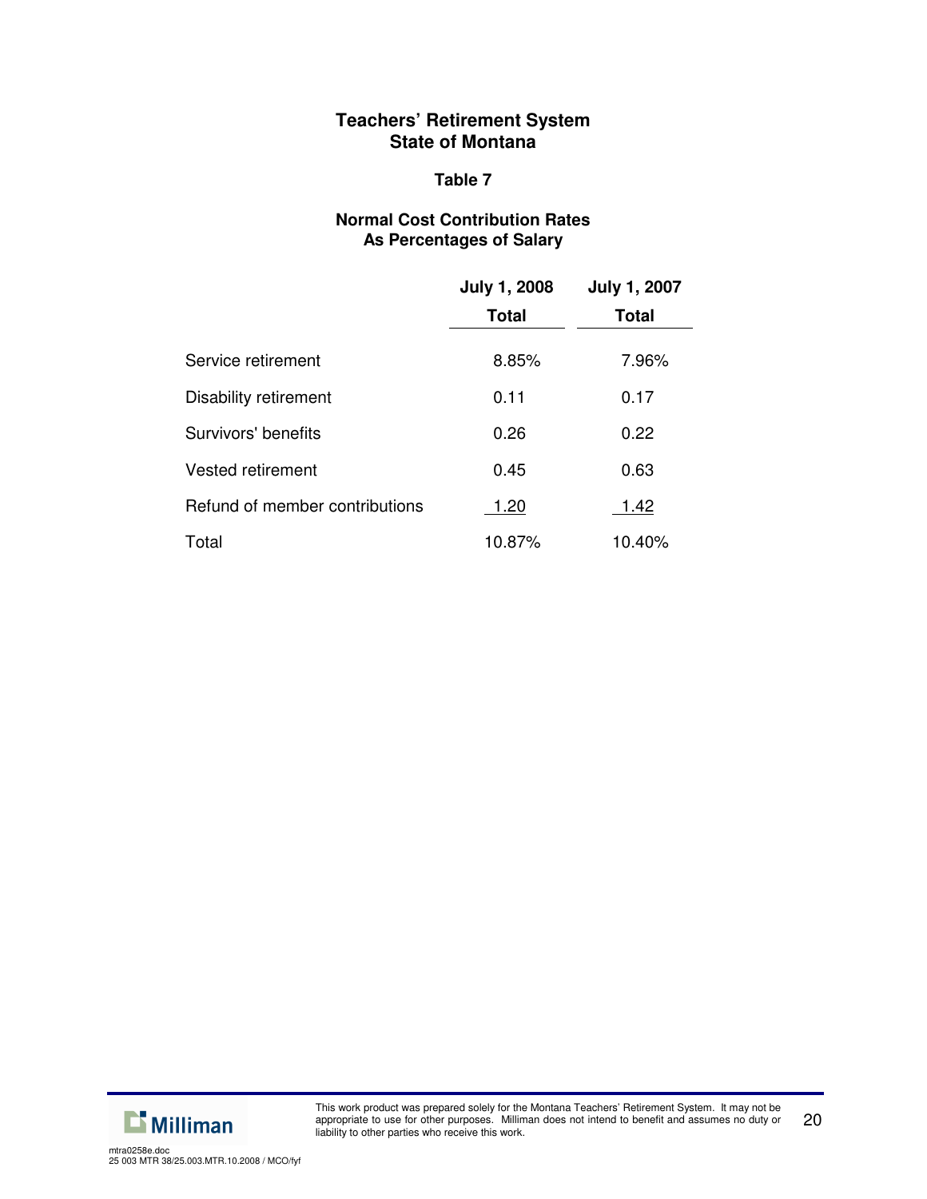## Teachers' Retirement System
## State of Montana

### Table 7

### Normal Cost Contribution Rates
### As Percentages of Salary

| | July 1, 2008 Total | July 1, 2007 Total |
|---|---|---|
| Service retirement | 8.85% | 7.96% |
| Disability retirement | 0.11 | 0.17 |
| Survivors' benefits | 0.26 | 0.22 |
| Vested retirement | 0.45 | 0.63 |
| Refund of member contributions | 1.20 | 1.42 |
| Total | 10.87% | 10.40% |

This work product was prepared solely for the Montana Teachers' Retirement System. It may not be appropriate to use for other purposes. Milliman does not intend to benefit and assumes no duty or liability to other parties who receive this work.

mtra0258e.doc
25 003 MTR 38/25.003.MTR.10.2008 / MCO/fyf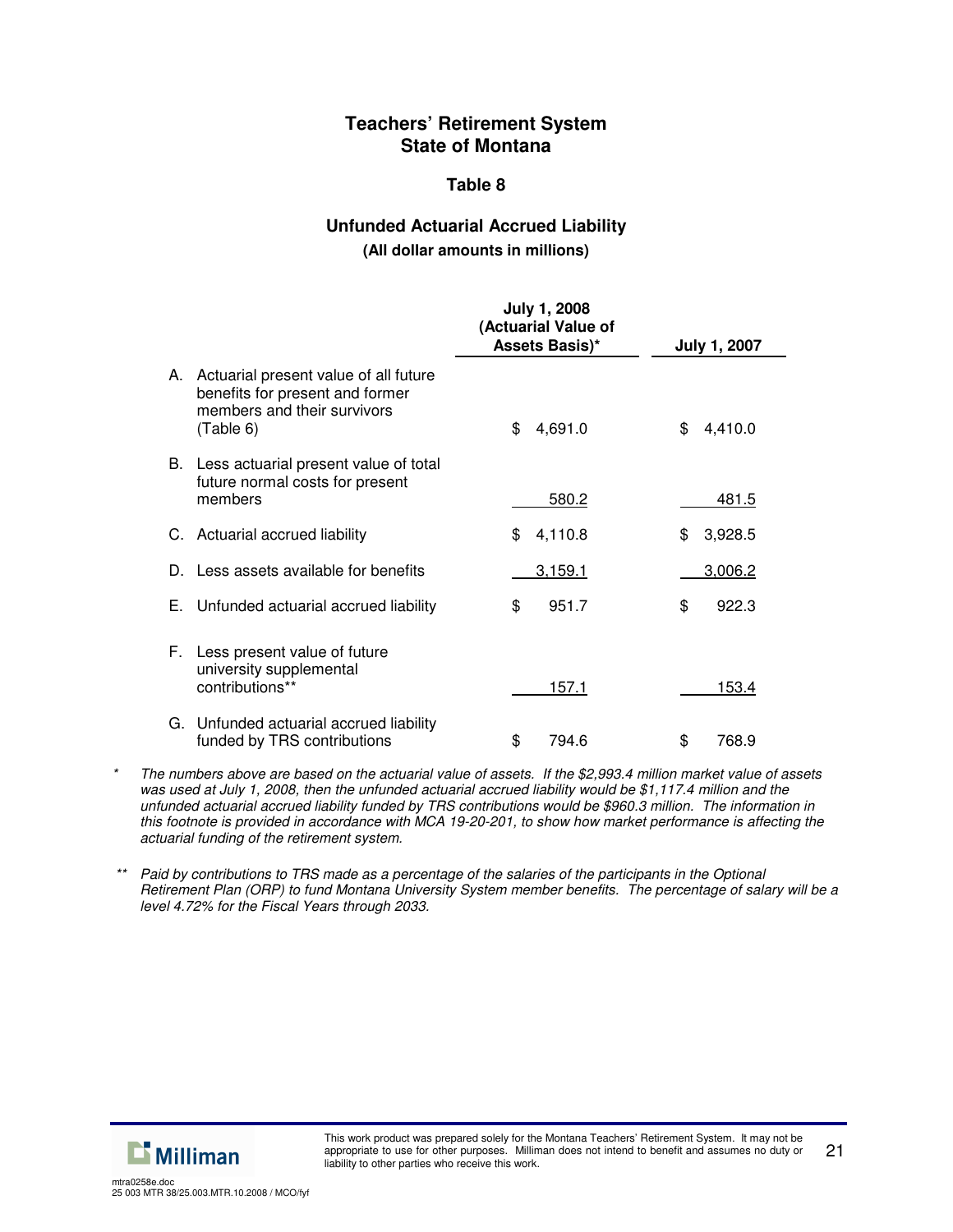# Teachers' Retirement System
# State of Montana

## Table 8

### Unfunded Actuarial Accrued Liability
**(All dollar amounts in millions)**

| | July 1, 2008 (Actuarial Value of Assets Basis)* | July 1, 2007 |
|---|---|---|
| A. Actuarial present value of all future benefits for present and former members and their survivors (Table 6) | $ 4,691.0 | $ 4,410.0 |
| B. Less actuarial present value of total future normal costs for present members | 580.2 | 481.5 |
| C. Actuarial accrued liability | $ 4,110.8 | $ 3,928.5 |
| D. Less assets available for benefits | 3,159.1 | 3,006.2 |
| E. Unfunded actuarial accrued liability | $ 951.7 | $ 922.3 |
| F. Less present value of future university supplemental contributions** | 157.1 | 153.4 |
| G. Unfunded actuarial accrued liability funded by TRS contributions | $ 794.6 | $ 768.9 |

\* *The numbers above are based on the actuarial value of assets. If the $2,993.4 million market value of assets was used at July 1, 2008, then the unfunded actuarial accrued liability would be $1,117.4 million and the unfunded actuarial accrued liability funded by TRS contributions would be $960.3 million. The information in this footnote is provided in accordance with MCA 19-20-201, to show how market performance is affecting the actuarial funding of the retirement system.*

\** *Paid by contributions to TRS made as a percentage of the salaries of the participants in the Optional Retirement Plan (ORP) to fund Montana University System member benefits. The percentage of salary will be a level 4.72% for the Fiscal Years through 2033.*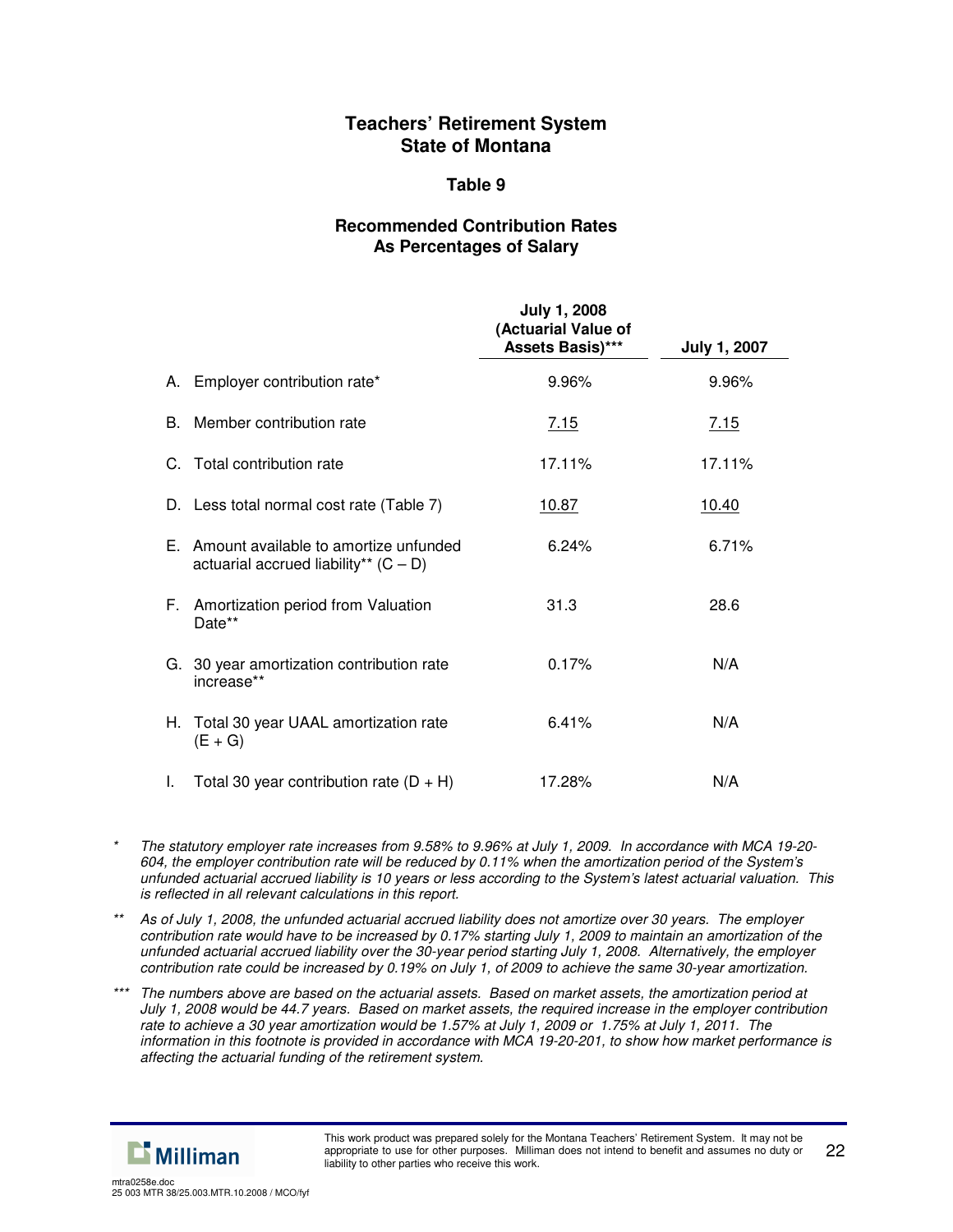# Teachers' Retirement System
# State of Montana

## Table 9

### Recommended Contribution Rates
### As Percentages of Salary

| | July 1, 2008 (Actuarial Value of Assets Basis)*** | July 1, 2007 |
|---|---|---|
| A. Employer contribution rate* | 9.96% | 9.96% |
| B. Member contribution rate | 7.15 | 7.15 |
| C. Total contribution rate | 17.11% | 17.11% |
| D. Less total normal cost rate (Table 7) | 10.87 | 10.40 |
| E. Amount available to amortize unfunded actuarial accrued liability** (C – D) | 6.24% | 6.71% |
| F. Amortization period from Valuation Date** | 31.3 | 28.6 |
| G. 30 year amortization contribution rate increase** | 0.17% | N/A |
| H. Total 30 year UAAL amortization rate (E + G) | 6.41% | N/A |
| I. Total 30 year contribution rate (D + H) | 17.28% | N/A |

\* *The statutory employer rate increases from 9.58% to 9.96% at July 1, 2009. In accordance with MCA 19-20-604, the employer contribution rate will be reduced by 0.11% when the amortization period of the System's unfunded actuarial accrued liability is 10 years or less according to the System's latest actuarial valuation. This is reflected in all relevant calculations in this report.*

\*\* *As of July 1, 2008, the unfunded actuarial accrued liability does not amortize over 30 years. The employer contribution rate would have to be increased by 0.17% starting July 1, 2009 to maintain an amortization of the unfunded actuarial accrued liability over the 30-year period starting July 1, 2008. Alternatively, the employer contribution rate could be increased by 0.19% on July 1, of 2009 to achieve the same 30-year amortization.*

\*\*\* *The numbers above are based on the actuarial assets. Based on market assets, the amortization period at July 1, 2008 would be 44.7 years. Based on market assets, the required increase in the employer contribution rate to achieve a 30 year amortization would be 1.57% at July 1, 2009 or 1.75% at July 1, 2011. The information in this footnote is provided in accordance with MCA 19-20-201, to show how market performance is affecting the actuarial funding of the retirement system.*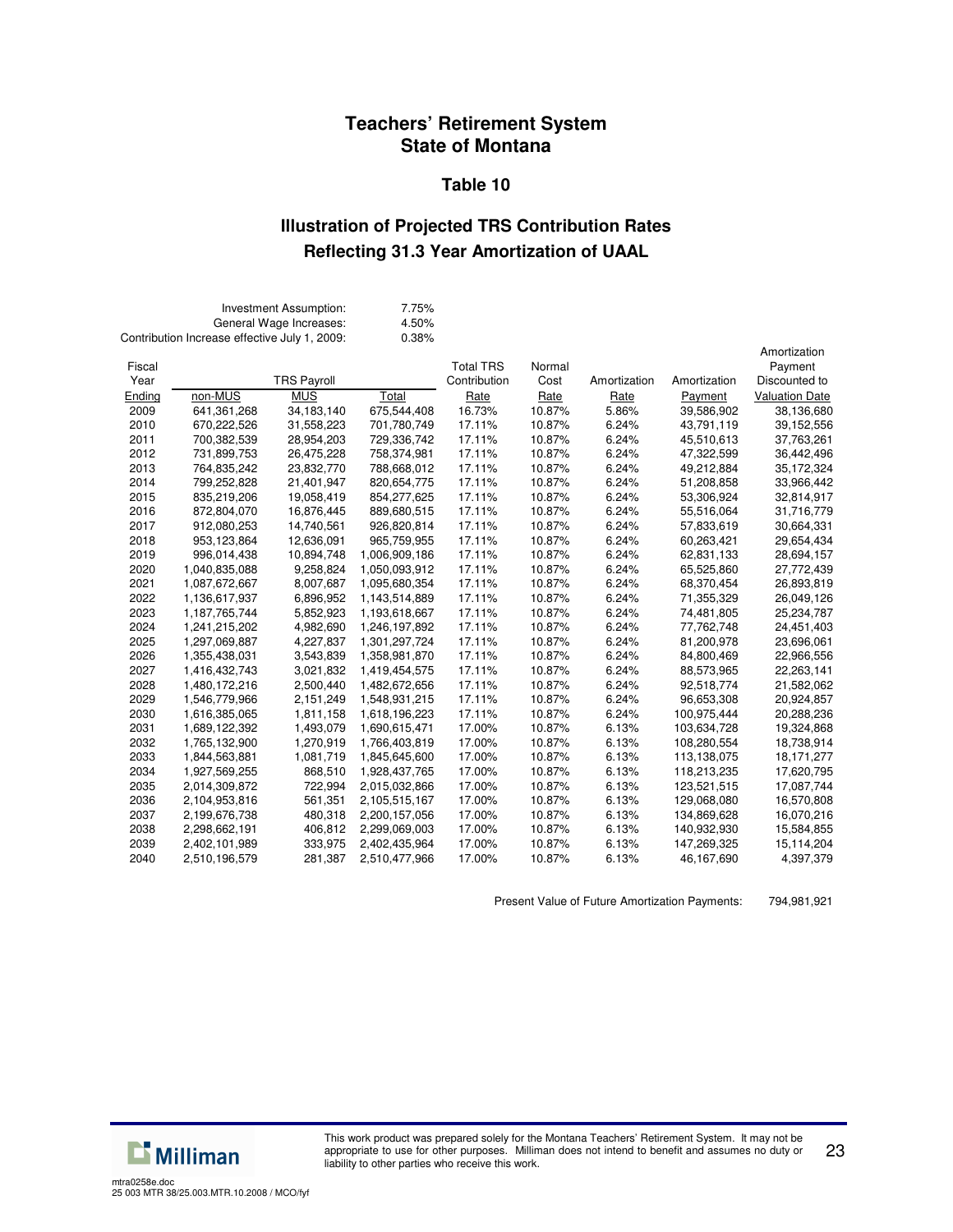# Teachers' Retirement System
# State of Montana

## Table 10

## Illustration of Projected TRS Contribution Rates
## Reflecting 31.3 Year Amortization of UAAL

| | |
|---|---|
| Investment Assumption: | 7.75% |
| General Wage Increases: | 4.50% |
| Contribution Increase effective July 1, 2009: | 0.38% |

| Fiscal Year Ending | TRS Payroll non-MUS | TRS Payroll MUS | TRS Payroll Total | Total TRS Contribution Rate | Normal Cost Rate | Amortization Rate | Amortization Payment | Amortization Payment Discounted to Valuation Date |
|---|---|---|---|---|---|---|---|---|
| 2009 | 641,361,268 | 34,183,140 | 675,544,408 | 16.73% | 10.87% | 5.86% | 39,586,902 | 38,136,680 |
| 2010 | 670,222,526 | 31,558,223 | 701,780,749 | 17.11% | 10.87% | 6.24% | 43,791,119 | 39,152,556 |
| 2011 | 700,382,539 | 28,954,203 | 729,336,742 | 17.11% | 10.87% | 6.24% | 45,510,613 | 37,763,261 |
| 2012 | 731,899,753 | 26,475,228 | 758,374,981 | 17.11% | 10.87% | 6.24% | 47,322,599 | 36,442,496 |
| 2013 | 764,835,242 | 23,832,770 | 788,668,012 | 17.11% | 10.87% | 6.24% | 49,212,884 | 35,172,324 |
| 2014 | 799,252,828 | 21,401,947 | 820,654,775 | 17.11% | 10.87% | 6.24% | 51,208,858 | 33,966,442 |
| 2015 | 835,219,206 | 19,058,419 | 854,277,625 | 17.11% | 10.87% | 6.24% | 53,306,924 | 32,814,917 |
| 2016 | 872,804,070 | 16,876,445 | 889,680,515 | 17.11% | 10.87% | 6.24% | 55,516,064 | 31,716,779 |
| 2017 | 912,080,253 | 14,740,561 | 926,820,814 | 17.11% | 10.87% | 6.24% | 57,833,619 | 30,664,331 |
| 2018 | 953,123,864 | 12,636,091 | 965,759,955 | 17.11% | 10.87% | 6.24% | 60,263,421 | 29,654,434 |
| 2019 | 996,014,438 | 10,894,748 | 1,006,909,186 | 17.11% | 10.87% | 6.24% | 62,831,133 | 28,694,157 |
| 2020 | 1,040,835,088 | 9,258,824 | 1,050,093,912 | 17.11% | 10.87% | 6.24% | 65,525,860 | 27,772,439 |
| 2021 | 1,087,672,667 | 8,007,687 | 1,095,680,354 | 17.11% | 10.87% | 6.24% | 68,370,454 | 26,893,819 |
| 2022 | 1,136,617,937 | 6,896,952 | 1,143,514,889 | 17.11% | 10.87% | 6.24% | 71,355,329 | 26,049,126 |
| 2023 | 1,187,765,744 | 5,852,923 | 1,193,618,667 | 17.11% | 10.87% | 6.24% | 74,481,805 | 25,234,787 |
| 2024 | 1,241,215,202 | 4,982,690 | 1,246,197,892 | 17.11% | 10.87% | 6.24% | 77,762,748 | 24,451,403 |
| 2025 | 1,297,069,887 | 4,227,837 | 1,301,297,724 | 17.11% | 10.87% | 6.24% | 81,200,978 | 23,696,061 |
| 2026 | 1,355,438,031 | 3,543,839 | 1,358,981,870 | 17.11% | 10.87% | 6.24% | 84,800,469 | 22,966,556 |
| 2027 | 1,416,432,743 | 3,021,832 | 1,419,454,575 | 17.11% | 10.87% | 6.24% | 88,573,965 | 22,263,141 |
| 2028 | 1,480,172,216 | 2,500,440 | 1,482,672,656 | 17.11% | 10.87% | 6.24% | 92,518,774 | 21,582,062 |
| 2029 | 1,546,779,966 | 2,151,249 | 1,548,931,215 | 17.11% | 10.87% | 6.24% | 96,653,308 | 20,924,857 |
| 2030 | 1,616,385,065 | 1,811,158 | 1,618,196,223 | 17.11% | 10.87% | 6.24% | 100,975,444 | 20,288,236 |
| 2031 | 1,689,122,392 | 1,493,079 | 1,690,615,471 | 17.00% | 10.87% | 6.13% | 103,634,728 | 19,324,868 |
| 2032 | 1,765,132,900 | 1,270,919 | 1,766,403,819 | 17.00% | 10.87% | 6.13% | 108,280,554 | 18,738,914 |
| 2033 | 1,844,563,881 | 1,081,719 | 1,845,645,600 | 17.00% | 10.87% | 6.13% | 113,138,075 | 18,171,277 |
| 2034 | 1,927,569,255 | 868,510 | 1,928,437,765 | 17.00% | 10.87% | 6.13% | 118,213,235 | 17,620,795 |
| 2035 | 2,014,309,872 | 722,994 | 2,015,032,866 | 17.00% | 10.87% | 6.13% | 123,521,515 | 17,087,744 |
| 2036 | 2,104,953,816 | 561,351 | 2,105,515,167 | 17.00% | 10.87% | 6.13% | 129,068,080 | 16,570,808 |
| 2037 | 2,199,676,738 | 480,318 | 2,200,157,056 | 17.00% | 10.87% | 6.13% | 134,869,628 | 16,070,216 |
| 2038 | 2,298,662,191 | 406,812 | 2,299,069,003 | 17.00% | 10.87% | 6.13% | 140,932,930 | 15,584,855 |
| 2039 | 2,402,101,989 | 333,975 | 2,402,435,964 | 17.00% | 10.87% | 6.13% | 147,269,325 | 15,114,204 |
| 2040 | 2,510,196,579 | 281,387 | 2,510,477,966 | 17.00% | 10.87% | 6.13% | 46,167,690 | 4,397,379 |

Present Value of Future Amortization Payments: 794,981,921

This work product was prepared solely for the Montana Teachers' Retirement System. It may not be appropriate to use for other purposes. Milliman does not intend to benefit and assumes no duty or liability to other parties who receive this work.

mtra0258e.doc
25 003 MTR 38/25.003.MTR.10.2008 / MCO/fyf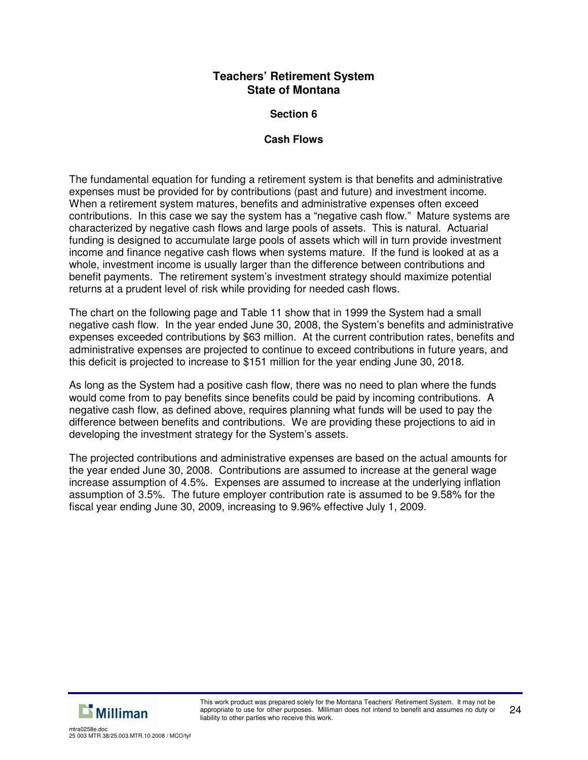# Teachers' Retirement System
# State of Montana

## Section 6

## Cash Flows

The fundamental equation for funding a retirement system is that benefits and administrative expenses must be provided for by contributions (past and future) and investment income. When a retirement system matures, benefits and administrative expenses often exceed contributions. In this case we say the system has a "negative cash flow." Mature systems are characterized by negative cash flows and large pools of assets. This is natural. Actuarial funding is designed to accumulate large pools of assets which will in turn provide investment income and finance negative cash flows when systems mature. If the fund is looked at as a whole, investment income is usually larger than the difference between contributions and benefit payments. The retirement system's investment strategy should maximize potential returns at a prudent level of risk while providing for needed cash flows.

The chart on the following page and Table 11 show that in 1999 the System had a small negative cash flow. In the year ended June 30, 2008, the System's benefits and administrative expenses exceeded contributions by $63 million. At the current contribution rates, benefits and administrative expenses are projected to continue to exceed contributions in future years, and this deficit is projected to increase to $151 million for the year ending June 30, 2018.

As long as the System had a positive cash flow, there was no need to plan where the funds would come from to pay benefits since benefits could be paid by incoming contributions. A negative cash flow, as defined above, requires planning what funds will be used to pay the difference between benefits and contributions. We are providing these projections to aid in developing the investment strategy for the System's assets.

The projected contributions and administrative expenses are based on the actual amounts for the year ended June 30, 2008. Contributions are assumed to increase at the general wage increase assumption of 4.5%. Expenses are assumed to increase at the underlying inflation assumption of 3.5%. The future employer contribution rate is assumed to be 9.58% for the fiscal year ending June 30, 2009, increasing to 9.96% effective July 1, 2009.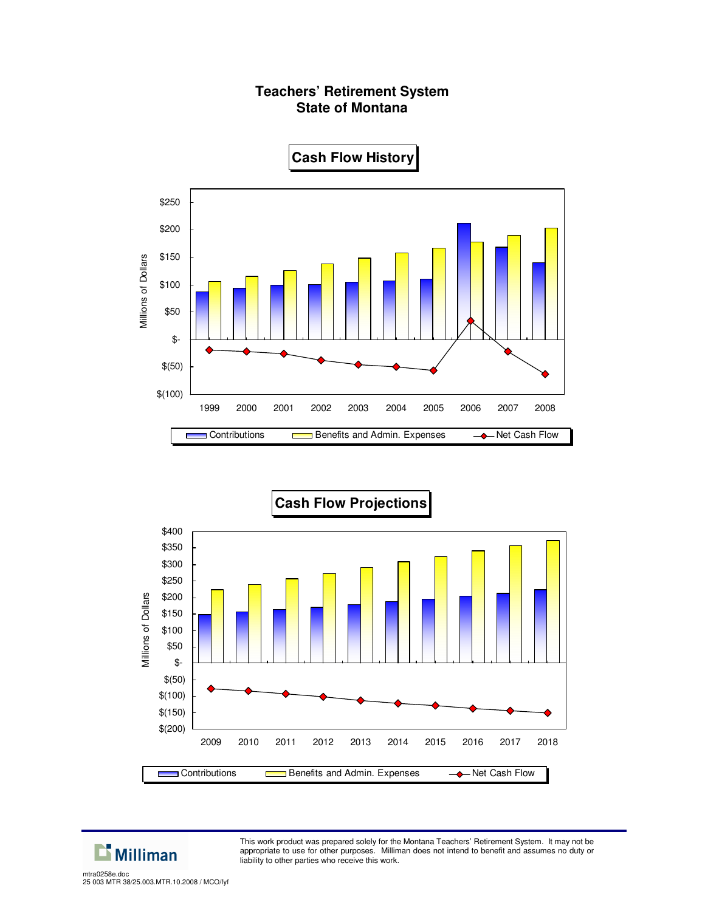# Teachers' Retirement System
# State of Montana

## Cash Flow History

Millions of Dollars

$250
$200
$150
$100
$50
$-
$(50)
$(100)

1999 2000 2001 2002 2003 2004 2005 2006 2007 2008

Contributions | Benefits and Admin. Expenses | Net Cash Flow

## Cash Flow Projections

Millions of Dollars

$400
$350
$300
$250
$200
$150
$100
$50
$-
$(50)
$(100)
$(150)
$(200)

2009 2010 2011 2012 2013 2014 2015 2016 2017 2018

Contributions | Benefits and Admin. Expenses | Net Cash Flow

This work product was prepared solely for the Montana Teachers' Retirement System. It may not be appropriate to use for other purposes. Milliman does not intend to benefit and assumes no duty or liability to other parties who receive this work.

mtra0258e.doc
25 003 MTR 38/25.003.MTR.10.2008 / MCO/fyf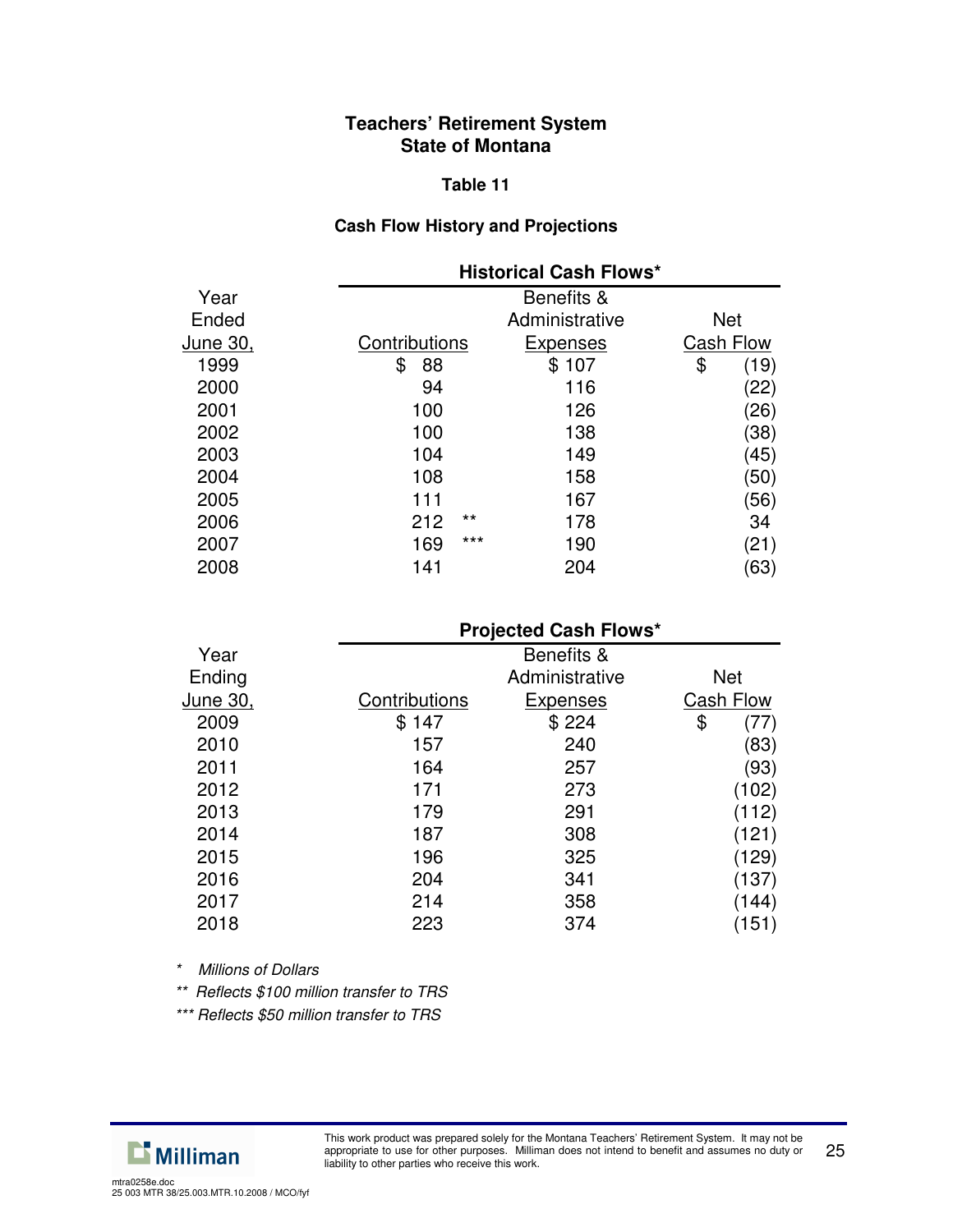**Teachers' Retirement System**
**State of Montana**

**Table 11**

**Cash Flow History and Projections**

| | **Historical Cash Flows*** | | |
|---|---|---|---|
| Year Ended June 30, | Contributions | Benefits & Administrative Expenses | Net Cash Flow |
| 1999 | $ 88 | $ 107 | $ (19) |
| 2000 | 94 | 116 | (22) |
| 2001 | 100 | 126 | (26) |
| 2002 | 100 | 138 | (38) |
| 2003 | 104 | 149 | (45) |
| 2004 | 108 | 158 | (50) |
| 2005 | 111 | 167 | (56) |
| 2006 | 212 ** | 178 | 34 |
| 2007 | 169 *** | 190 | (21) |
| 2008 | 141 | 204 | (63) |

| | **Projected Cash Flows*** | | |
|---|---|---|---|
| Year Ending June 30, | Contributions | Benefits & Administrative Expenses | Net Cash Flow |
| 2009 | $ 147 | $ 224 | $ (77) |
| 2010 | 157 | 240 | (83) |
| 2011 | 164 | 257 | (93) |
| 2012 | 171 | 273 | (102) |
| 2013 | 179 | 291 | (112) |
| 2014 | 187 | 308 | (121) |
| 2015 | 196 | 325 | (129) |
| 2016 | 204 | 341 | (137) |
| 2017 | 214 | 358 | (144) |
| 2018 | 223 | 374 | (151) |

\* *Millions of Dollars*

\** *Reflects $100 million transfer to TRS*

\*** *Reflects $50 million transfer to TRS*

This work product was prepared solely for the Montana Teachers' Retirement System. It may not be appropriate to use for other purposes. Milliman does not intend to benefit and assumes no duty or liability to other parties who receive this work.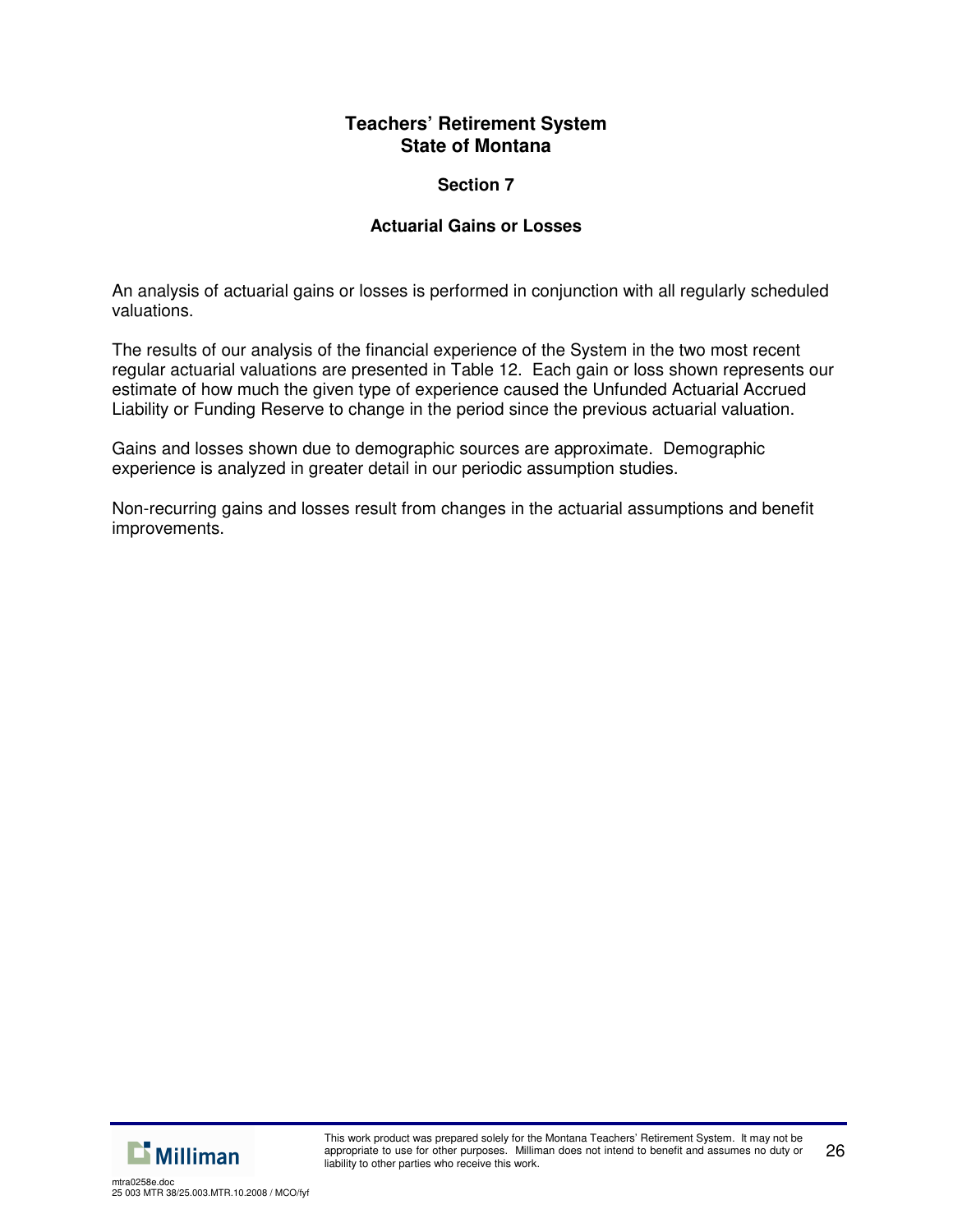# Teachers' Retirement System
# State of Montana

## Section 7

### Actuarial Gains or Losses

An analysis of actuarial gains or losses is performed in conjunction with all regularly scheduled valuations.

The results of our analysis of the financial experience of the System in the two most recent regular actuarial valuations are presented in Table 12. Each gain or loss shown represents our estimate of how much the given type of experience caused the Unfunded Actuarial Accrued Liability or Funding Reserve to change in the period since the previous actuarial valuation.

Gains and losses shown due to demographic sources are approximate. Demographic experience is analyzed in greater detail in our periodic assumption studies.

Non-recurring gains and losses result from changes in the actuarial assumptions and benefit improvements.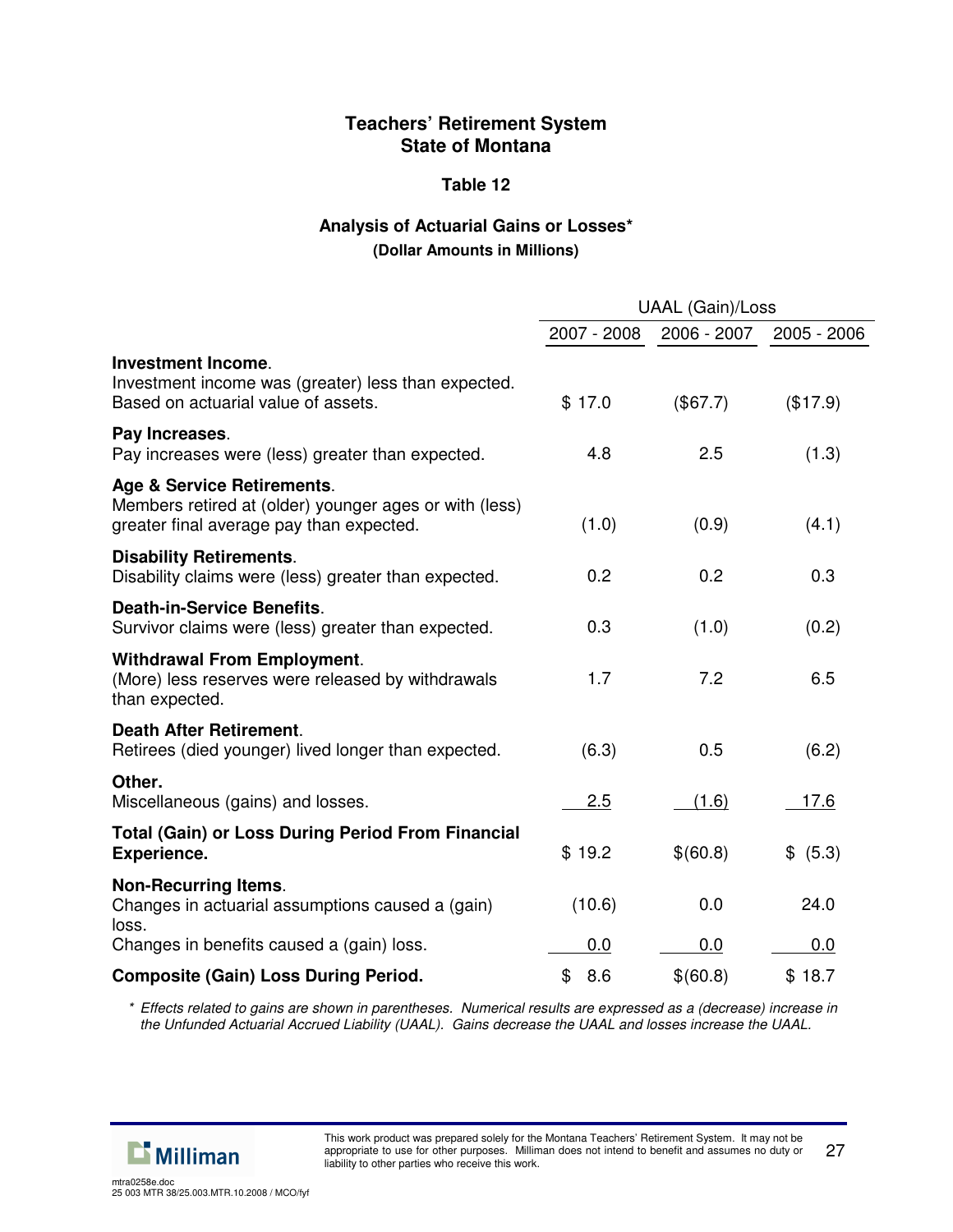## Teachers' Retirement System
## State of Montana

### Table 12

### Analysis of Actuarial Gains or Losses*
**(Dollar Amounts in Millions)**

| | UAAL (Gain)/Loss | | |
|---|---|---|---|
| | 2007 - 2008 | 2006 - 2007 | 2005 - 2006 |
| **Investment Income**. Investment income was (greater) less than expected. Based on actuarial value of assets. | $ 17.0 | ($67.7) | ($17.9) |
| **Pay Increases**. Pay increases were (less) greater than expected. | 4.8 | 2.5 | (1.3) |
| **Age & Service Retirements**. Members retired at (older) younger ages or with (less) greater final average pay than expected. | (1.0) | (0.9) | (4.1) |
| **Disability Retirements**. Disability claims were (less) greater than expected. | 0.2 | 0.2 | 0.3 |
| **Death-in-Service Benefits**. Survivor claims were (less) greater than expected. | 0.3 | (1.0) | (0.2) |
| **Withdrawal From Employment**. (More) less reserves were released by withdrawals than expected. | 1.7 | 7.2 | 6.5 |
| **Death After Retirement**. Retirees (died younger) lived longer than expected. | (6.3) | 0.5 | (6.2) |
| **Other.** Miscellaneous (gains) and losses. | 2.5 | (1.6) | 17.6 |
| **Total (Gain) or Loss During Period From Financial Experience.** | $ 19.2 | $(60.8) | $ (5.3) |
| **Non-Recurring Items**. Changes in actuarial assumptions caused a (gain) loss. | (10.6) | 0.0 | 24.0 |
| Changes in benefits caused a (gain) loss. | 0.0 | 0.0 | 0.0 |
| **Composite (Gain) Loss During Period.** | $ 8.6 | $(60.8) | $ 18.7 |

*\* Effects related to gains are shown in parentheses. Numerical results are expressed as a (decrease) increase in the Unfunded Actuarial Accrued Liability (UAAL). Gains decrease the UAAL and losses increase the UAAL.*

This work product was prepared solely for the Montana Teachers' Retirement System. It may not be appropriate to use for other purposes. Milliman does not intend to benefit and assumes no duty or liability to other parties who receive this work.

mtra0258e.doc
25 003 MTR 38/25.003.MTR.10.2008 / MCO/fyf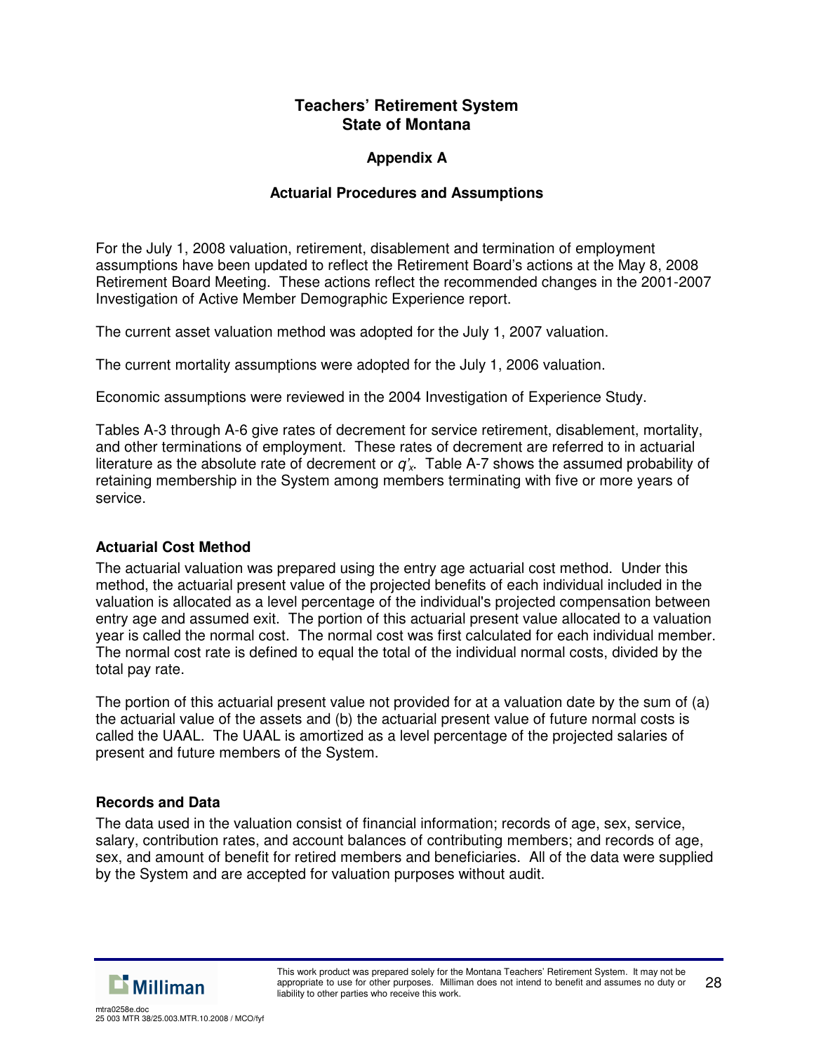# Teachers' Retirement System
# State of Montana

## Appendix A

### Actuarial Procedures and Assumptions

For the July 1, 2008 valuation, retirement, disablement and termination of employment assumptions have been updated to reflect the Retirement Board's actions at the May 8, 2008 Retirement Board Meeting. These actions reflect the recommended changes in the 2001-2007 Investigation of Active Member Demographic Experience report.

The current asset valuation method was adopted for the July 1, 2007 valuation.

The current mortality assumptions were adopted for the July 1, 2006 valuation.

Economic assumptions were reviewed in the 2004 Investigation of Experience Study.

Tables A-3 through A-6 give rates of decrement for service retirement, disablement, mortality, and other terminations of employment. These rates of decrement are referred to in actuarial literature as the absolute rate of decrement or $q'_x$. Table A-7 shows the assumed probability of retaining membership in the System among members terminating with five or more years of service.

### Actuarial Cost Method

The actuarial valuation was prepared using the entry age actuarial cost method. Under this method, the actuarial present value of the projected benefits of each individual included in the valuation is allocated as a level percentage of the individual's projected compensation between entry age and assumed exit. The portion of this actuarial present value allocated to a valuation year is called the normal cost. The normal cost was first calculated for each individual member. The normal cost rate is defined to equal the total of the individual normal costs, divided by the total pay rate.

The portion of this actuarial present value not provided for at a valuation date by the sum of (a) the actuarial value of the assets and (b) the actuarial present value of future normal costs is called the UAAL. The UAAL is amortized as a level percentage of the projected salaries of present and future members of the System.

### Records and Data

The data used in the valuation consist of financial information; records of age, sex, service, salary, contribution rates, and account balances of contributing members; and records of age, sex, and amount of benefit for retired members and beneficiaries. All of the data were supplied by the System and are accepted for valuation purposes without audit.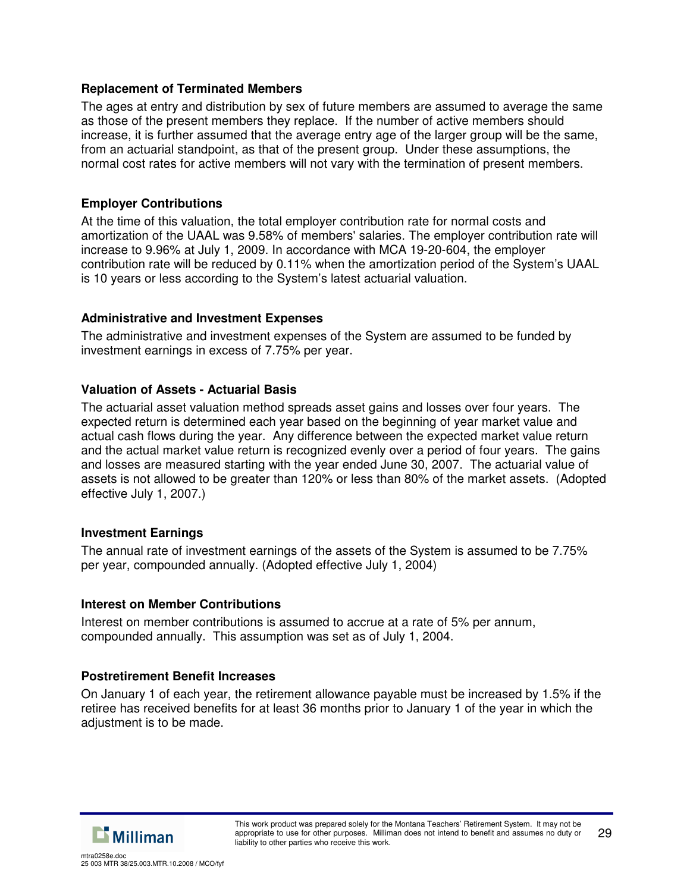### Replacement of Terminated Members

The ages at entry and distribution by sex of future members are assumed to average the same as those of the present members they replace. If the number of active members should increase, it is further assumed that the average entry age of the larger group will be the same, from an actuarial standpoint, as that of the present group. Under these assumptions, the normal cost rates for active members will not vary with the termination of present members.

### Employer Contributions

At the time of this valuation, the total employer contribution rate for normal costs and amortization of the UAAL was 9.58% of members' salaries. The employer contribution rate will increase to 9.96% at July 1, 2009. In accordance with MCA 19-20-604, the employer contribution rate will be reduced by 0.11% when the amortization period of the System's UAAL is 10 years or less according to the System's latest actuarial valuation.

### Administrative and Investment Expenses

The administrative and investment expenses of the System are assumed to be funded by investment earnings in excess of 7.75% per year.

### Valuation of Assets - Actuarial Basis

The actuarial asset valuation method spreads asset gains and losses over four years. The expected return is determined each year based on the beginning of year market value and actual cash flows during the year. Any difference between the expected market value return and the actual market value return is recognized evenly over a period of four years. The gains and losses are measured starting with the year ended June 30, 2007. The actuarial value of assets is not allowed to be greater than 120% or less than 80% of the market assets. (Adopted effective July 1, 2007.)

### Investment Earnings

The annual rate of investment earnings of the assets of the System is assumed to be 7.75% per year, compounded annually. (Adopted effective July 1, 2004)

### Interest on Member Contributions

Interest on member contributions is assumed to accrue at a rate of 5% per annum, compounded annually. This assumption was set as of July 1, 2004.

### Postretirement Benefit Increases

On January 1 of each year, the retirement allowance payable must be increased by 1.5% if the retiree has received benefits for at least 36 months prior to January 1 of the year in which the adjustment is to be made.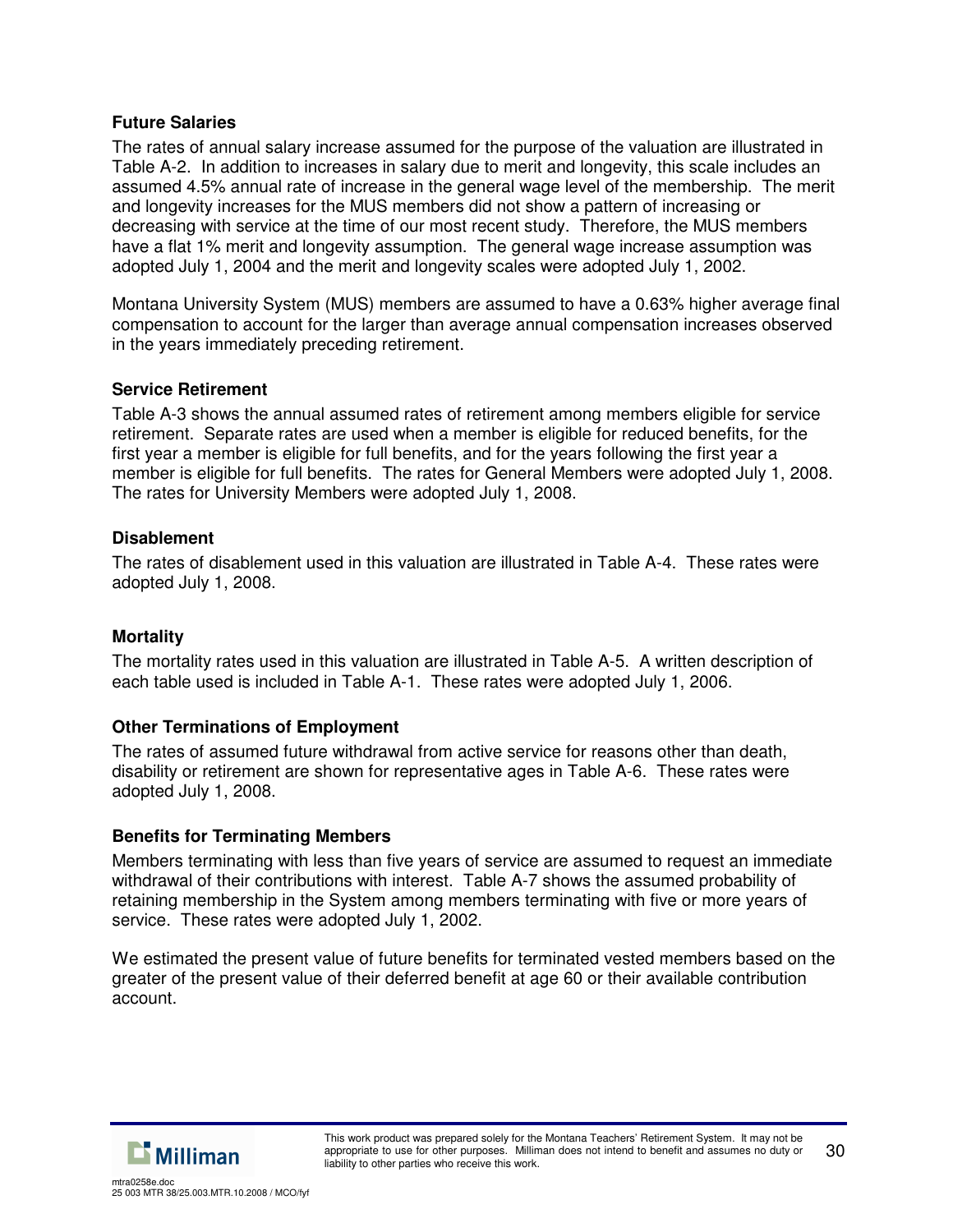### Future Salaries

The rates of annual salary increase assumed for the purpose of the valuation are illustrated in Table A-2. In addition to increases in salary due to merit and longevity, this scale includes an assumed 4.5% annual rate of increase in the general wage level of the membership. The merit and longevity increases for the MUS members did not show a pattern of increasing or decreasing with service at the time of our most recent study. Therefore, the MUS members have a flat 1% merit and longevity assumption. The general wage increase assumption was adopted July 1, 2004 and the merit and longevity scales were adopted July 1, 2002.

Montana University System (MUS) members are assumed to have a 0.63% higher average final compensation to account for the larger than average annual compensation increases observed in the years immediately preceding retirement.

### Service Retirement

Table A-3 shows the annual assumed rates of retirement among members eligible for service retirement. Separate rates are used when a member is eligible for reduced benefits, for the first year a member is eligible for full benefits, and for the years following the first year a member is eligible for full benefits. The rates for General Members were adopted July 1, 2008. The rates for University Members were adopted July 1, 2008.

### Disablement

The rates of disablement used in this valuation are illustrated in Table A-4. These rates were adopted July 1, 2008.

### Mortality

The mortality rates used in this valuation are illustrated in Table A-5. A written description of each table used is included in Table A-1. These rates were adopted July 1, 2006.

### Other Terminations of Employment

The rates of assumed future withdrawal from active service for reasons other than death, disability or retirement are shown for representative ages in Table A-6. These rates were adopted July 1, 2008.

### Benefits for Terminating Members

Members terminating with less than five years of service are assumed to request an immediate withdrawal of their contributions with interest. Table A-7 shows the assumed probability of retaining membership in the System among members terminating with five or more years of service. These rates were adopted July 1, 2002.

We estimated the present value of future benefits for terminated vested members based on the greater of the present value of their deferred benefit at age 60 or their available contribution account.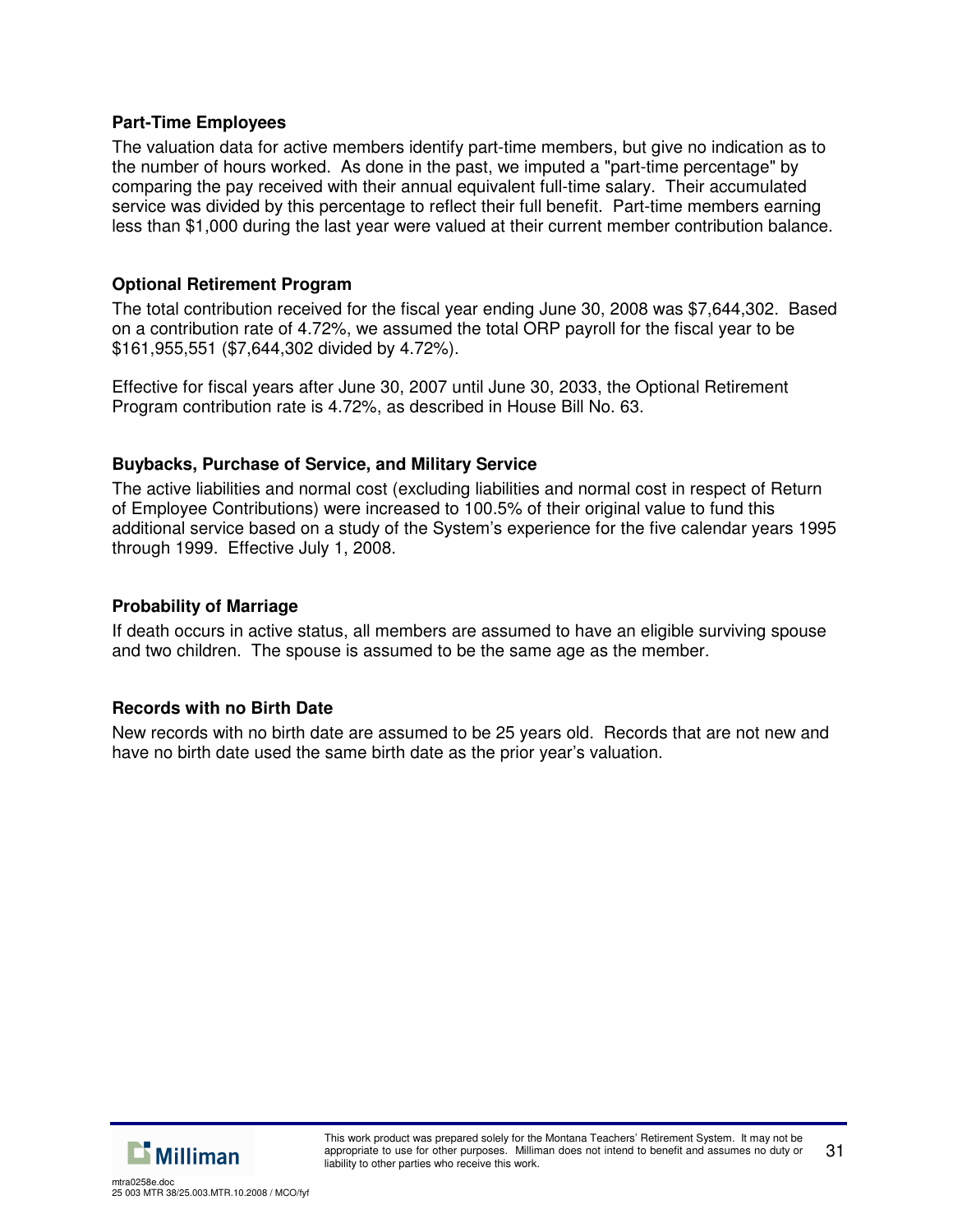### Part-Time Employees

The valuation data for active members identify part-time members, but give no indication as to the number of hours worked. As done in the past, we imputed a "part-time percentage" by comparing the pay received with their annual equivalent full-time salary. Their accumulated service was divided by this percentage to reflect their full benefit. Part-time members earning less than $1,000 during the last year were valued at their current member contribution balance.

### Optional Retirement Program

The total contribution received for the fiscal year ending June 30, 2008 was $7,644,302. Based on a contribution rate of 4.72%, we assumed the total ORP payroll for the fiscal year to be $161,955,551 ($7,644,302 divided by 4.72%).

Effective for fiscal years after June 30, 2007 until June 30, 2033, the Optional Retirement Program contribution rate is 4.72%, as described in House Bill No. 63.

### Buybacks, Purchase of Service, and Military Service

The active liabilities and normal cost (excluding liabilities and normal cost in respect of Return of Employee Contributions) were increased to 100.5% of their original value to fund this additional service based on a study of the System's experience for the five calendar years 1995 through 1999. Effective July 1, 2008.

### Probability of Marriage

If death occurs in active status, all members are assumed to have an eligible surviving spouse and two children. The spouse is assumed to be the same age as the member.

### Records with no Birth Date

New records with no birth date are assumed to be 25 years old. Records that are not new and have no birth date used the same birth date as the prior year's valuation.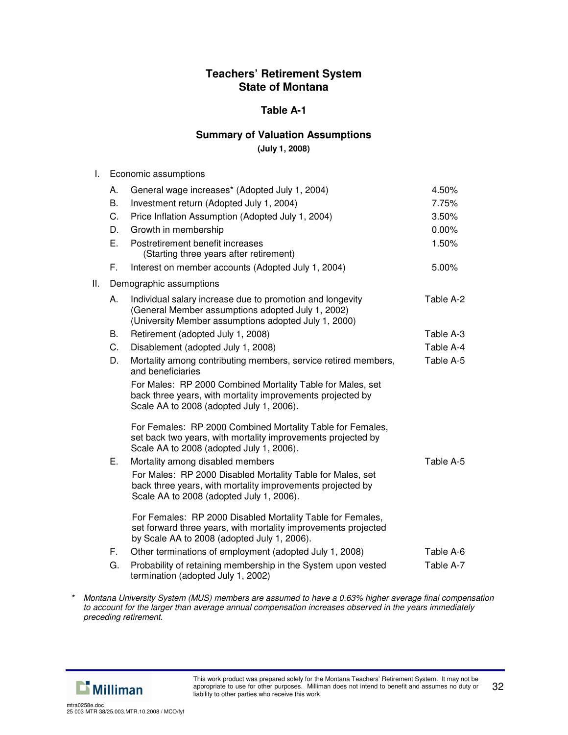# Teachers' Retirement System
# State of Montana

## Table A-1

### Summary of Valuation Assumptions

**(July 1, 2008)**

I. Economic assumptions

| | | |
|---|---|---|
| A. | General wage increases* (Adopted July 1, 2004) | 4.50% |
| B. | Investment return (Adopted July 1, 2004) | 7.75% |
| C. | Price Inflation Assumption (Adopted July 1, 2004) | 3.50% |
| D. | Growth in membership | 0.00% |
| E. | Postretirement benefit increases (Starting three years after retirement) | 1.50% |
| F. | Interest on member accounts (Adopted July 1, 2004) | 5.00% |

II. Demographic assumptions

| | | |
|---|---|---|
| A. | Individual salary increase due to promotion and longevity (General Member assumptions adopted July 1, 2002) (University Member assumptions adopted July 1, 2000) | Table A-2 |
| B. | Retirement (adopted July 1, 2008) | Table A-3 |
| C. | Disablement (adopted July 1, 2008) | Table A-4 |
| D. | Mortality among contributing members, service retired members, and beneficiaries<br><br>For Males: RP 2000 Combined Mortality Table for Males, set back three years, with mortality improvements projected by Scale AA to 2008 (adopted July 1, 2006).<br><br>For Females: RP 2000 Combined Mortality Table for Females, set back two years, with mortality improvements projected by Scale AA to 2008 (adopted July 1, 2006). | Table A-5 |
| E. | Mortality among disabled members<br><br>For Males: RP 2000 Disabled Mortality Table for Males, set back three years, with mortality improvements projected by Scale AA to 2008 (adopted July 1, 2006).<br><br>For Females: RP 2000 Disabled Mortality Table for Females, set forward three years, with mortality improvements projected by Scale AA to 2008 (adopted July 1, 2006). | Table A-5 |
| F. | Other terminations of employment (adopted July 1, 2008) | Table A-6 |
| G. | Probability of retaining membership in the System upon vested termination (adopted July 1, 2002) | Table A-7 |

\* *Montana University System (MUS) members are assumed to have a 0.63% higher average final compensation to account for the larger than average annual compensation increases observed in the years immediately preceding retirement.*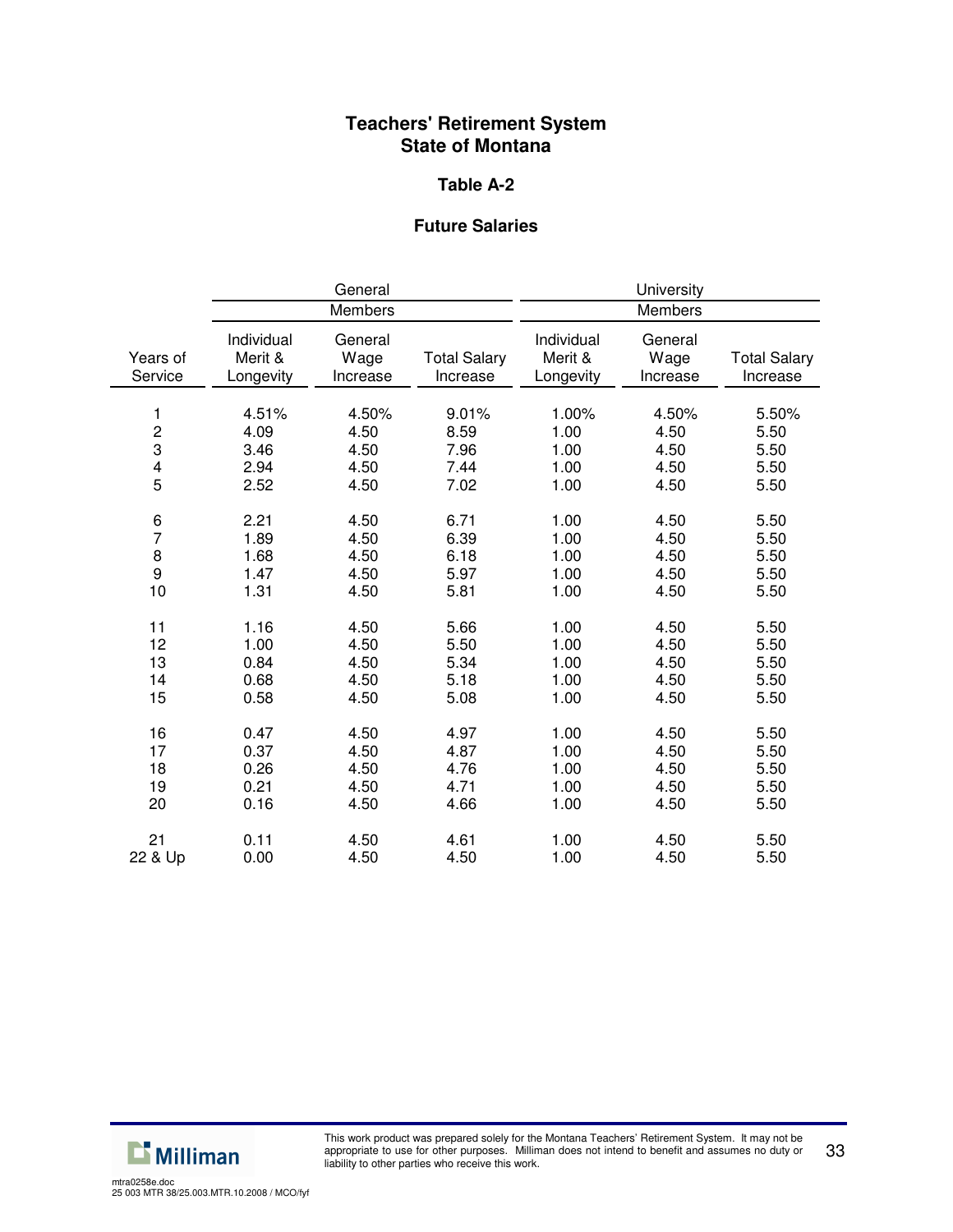# Teachers' Retirement System
# State of Montana

## Table A-2

## Future Salaries

| | General Members | | | University Members | | |
|---|---|---|---|---|---|---|
| Years of Service | Individual Merit & Longevity | General Wage Increase | Total Salary Increase | Individual Merit & Longevity | General Wage Increase | Total Salary Increase |
| 1 | 4.51% | 4.50% | 9.01% | 1.00% | 4.50% | 5.50% |
| 2 | 4.09 | 4.50 | 8.59 | 1.00 | 4.50 | 5.50 |
| 3 | 3.46 | 4.50 | 7.96 | 1.00 | 4.50 | 5.50 |
| 4 | 2.94 | 4.50 | 7.44 | 1.00 | 4.50 | 5.50 |
| 5 | 2.52 | 4.50 | 7.02 | 1.00 | 4.50 | 5.50 |
| 6 | 2.21 | 4.50 | 6.71 | 1.00 | 4.50 | 5.50 |
| 7 | 1.89 | 4.50 | 6.39 | 1.00 | 4.50 | 5.50 |
| 8 | 1.68 | 4.50 | 6.18 | 1.00 | 4.50 | 5.50 |
| 9 | 1.47 | 4.50 | 5.97 | 1.00 | 4.50 | 5.50 |
| 10 | 1.31 | 4.50 | 5.81 | 1.00 | 4.50 | 5.50 |
| 11 | 1.16 | 4.50 | 5.66 | 1.00 | 4.50 | 5.50 |
| 12 | 1.00 | 4.50 | 5.50 | 1.00 | 4.50 | 5.50 |
| 13 | 0.84 | 4.50 | 5.34 | 1.00 | 4.50 | 5.50 |
| 14 | 0.68 | 4.50 | 5.18 | 1.00 | 4.50 | 5.50 |
| 15 | 0.58 | 4.50 | 5.08 | 1.00 | 4.50 | 5.50 |
| 16 | 0.47 | 4.50 | 4.97 | 1.00 | 4.50 | 5.50 |
| 17 | 0.37 | 4.50 | 4.87 | 1.00 | 4.50 | 5.50 |
| 18 | 0.26 | 4.50 | 4.76 | 1.00 | 4.50 | 5.50 |
| 19 | 0.21 | 4.50 | 4.71 | 1.00 | 4.50 | 5.50 |
| 20 | 0.16 | 4.50 | 4.66 | 1.00 | 4.50 | 5.50 |
| 21 | 0.11 | 4.50 | 4.61 | 1.00 | 4.50 | 5.50 |
| 22 & Up | 0.00 | 4.50 | 4.50 | 1.00 | 4.50 | 5.50 |

This work product was prepared solely for the Montana Teachers' Retirement System. It may not be appropriate to use for other purposes. Milliman does not intend to benefit and assumes no duty or liability to other parties who receive this work.

mtra0258e.doc
25 003 MTR 38/25.003.MTR.10.2008 / MCO/fyf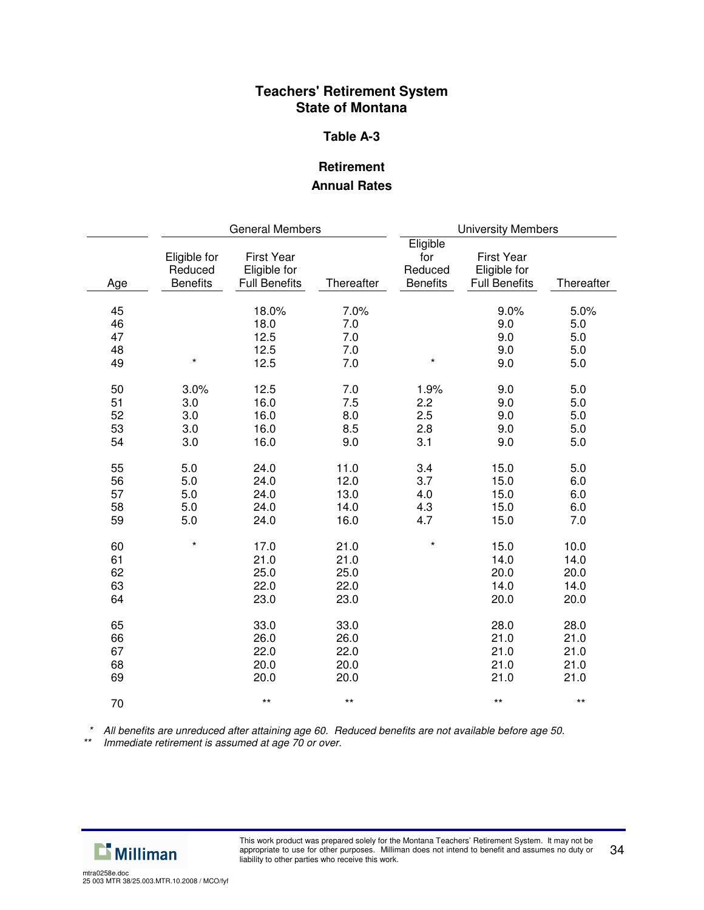## Teachers' Retirement System
## State of Montana

### Table A-3

### Retirement
### Annual Rates

| Age | General Members | | | University Members | | |
|---|---|---|---|---|---|---|
| | Eligible for Reduced Benefits | First Year Eligible for Full Benefits | Thereafter | Eligible for Reduced Benefits | First Year Eligible for Full Benefits | Thereafter |
| 45 | | 18.0% | 7.0% | | 9.0% | 5.0% |
| 46 | | 18.0 | 7.0 | | 9.0 | 5.0 |
| 47 | | 12.5 | 7.0 | | 9.0 | 5.0 |
| 48 | | 12.5 | 7.0 | | 9.0 | 5.0 |
| 49 | * | 12.5 | 7.0 | * | 9.0 | 5.0 |
| 50 | 3.0% | 12.5 | 7.0 | 1.9% | 9.0 | 5.0 |
| 51 | 3.0 | 16.0 | 7.5 | 2.2 | 9.0 | 5.0 |
| 52 | 3.0 | 16.0 | 8.0 | 2.5 | 9.0 | 5.0 |
| 53 | 3.0 | 16.0 | 8.5 | 2.8 | 9.0 | 5.0 |
| 54 | 3.0 | 16.0 | 9.0 | 3.1 | 9.0 | 5.0 |
| 55 | 5.0 | 24.0 | 11.0 | 3.4 | 15.0 | 5.0 |
| 56 | 5.0 | 24.0 | 12.0 | 3.7 | 15.0 | 6.0 |
| 57 | 5.0 | 24.0 | 13.0 | 4.0 | 15.0 | 6.0 |
| 58 | 5.0 | 24.0 | 14.0 | 4.3 | 15.0 | 6.0 |
| 59 | 5.0 | 24.0 | 16.0 | 4.7 | 15.0 | 7.0 |
| 60 | * | 17.0 | 21.0 | * | 15.0 | 10.0 |
| 61 | | 21.0 | 21.0 | | 14.0 | 14.0 |
| 62 | | 25.0 | 25.0 | | 20.0 | 20.0 |
| 63 | | 22.0 | 22.0 | | 14.0 | 14.0 |
| 64 | | 23.0 | 23.0 | | 20.0 | 20.0 |
| 65 | | 33.0 | 33.0 | | 28.0 | 28.0 |
| 66 | | 26.0 | 26.0 | | 21.0 | 21.0 |
| 67 | | 22.0 | 22.0 | | 21.0 | 21.0 |
| 68 | | 20.0 | 20.0 | | 21.0 | 21.0 |
| 69 | | 20.0 | 20.0 | | 21.0 | 21.0 |
| 70 | | ** | ** | | ** | ** |

*&nbsp;&nbsp;&nbsp;*All benefits are unreduced after attaining age 60. Reduced benefits are not available before age 50.*

**&nbsp;&nbsp;*Immediate retirement is assumed at age 70 or over.*

This work product was prepared solely for the Montana Teachers' Retirement System. It may not be appropriate to use for other purposes. Milliman does not intend to benefit and assumes no duty or liability to other parties who receive this work.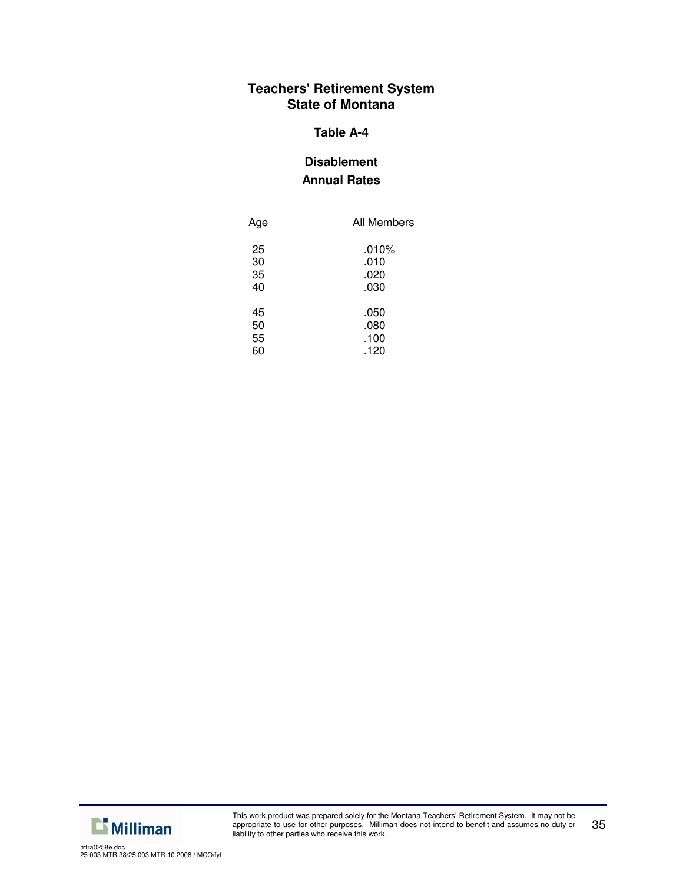# Teachers' Retirement System
# State of Montana

## Table A-4

### Disablement
### Annual Rates

| Age | All Members |
|---|---|
| 25 | .010% |
| 30 | .010 |
| 35 | .020 |
| 40 | .030 |
| 45 | .050 |
| 50 | .080 |
| 55 | .100 |
| 60 | .120 |

This work product was prepared solely for the Montana Teachers' Retirement System. It may not be appropriate to use for other purposes. Milliman does not intend to benefit and assumes no duty or liability to other parties who receive this work.

mtra0258e.doc
25 003 MTR 38/25.003.MTR.10.2008 / MCO/fyf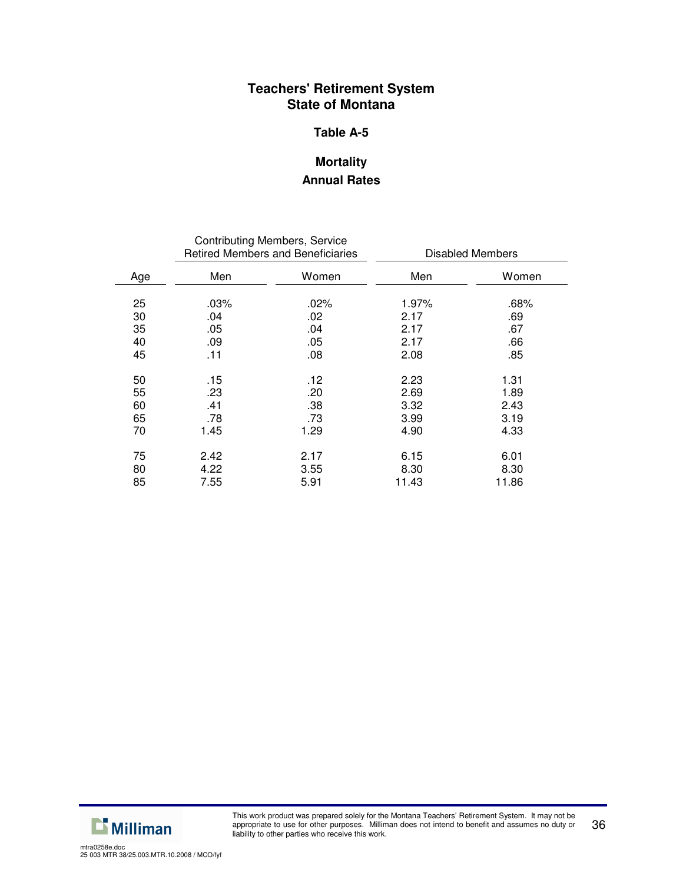# Teachers' Retirement System
# State of Montana

## Table A-5

## Mortality
## Annual Rates

| Age | Contributing Members, Service Retired Members and Beneficiaries | | Disabled Members | |
|---|---|---|---|---|
| | Men | Women | Men | Women |
| 25 | .03% | .02% | 1.97% | .68% |
| 30 | .04 | .02 | 2.17 | .69 |
| 35 | .05 | .04 | 2.17 | .67 |
| 40 | .09 | .05 | 2.17 | .66 |
| 45 | .11 | .08 | 2.08 | .85 |
| 50 | .15 | .12 | 2.23 | 1.31 |
| 55 | .23 | .20 | 2.69 | 1.89 |
| 60 | .41 | .38 | 3.32 | 2.43 |
| 65 | .78 | .73 | 3.99 | 3.19 |
| 70 | 1.45 | 1.29 | 4.90 | 4.33 |
| 75 | 2.42 | 2.17 | 6.15 | 6.01 |
| 80 | 4.22 | 3.55 | 8.30 | 8.30 |
| 85 | 7.55 | 5.91 | 11.43 | 11.86 |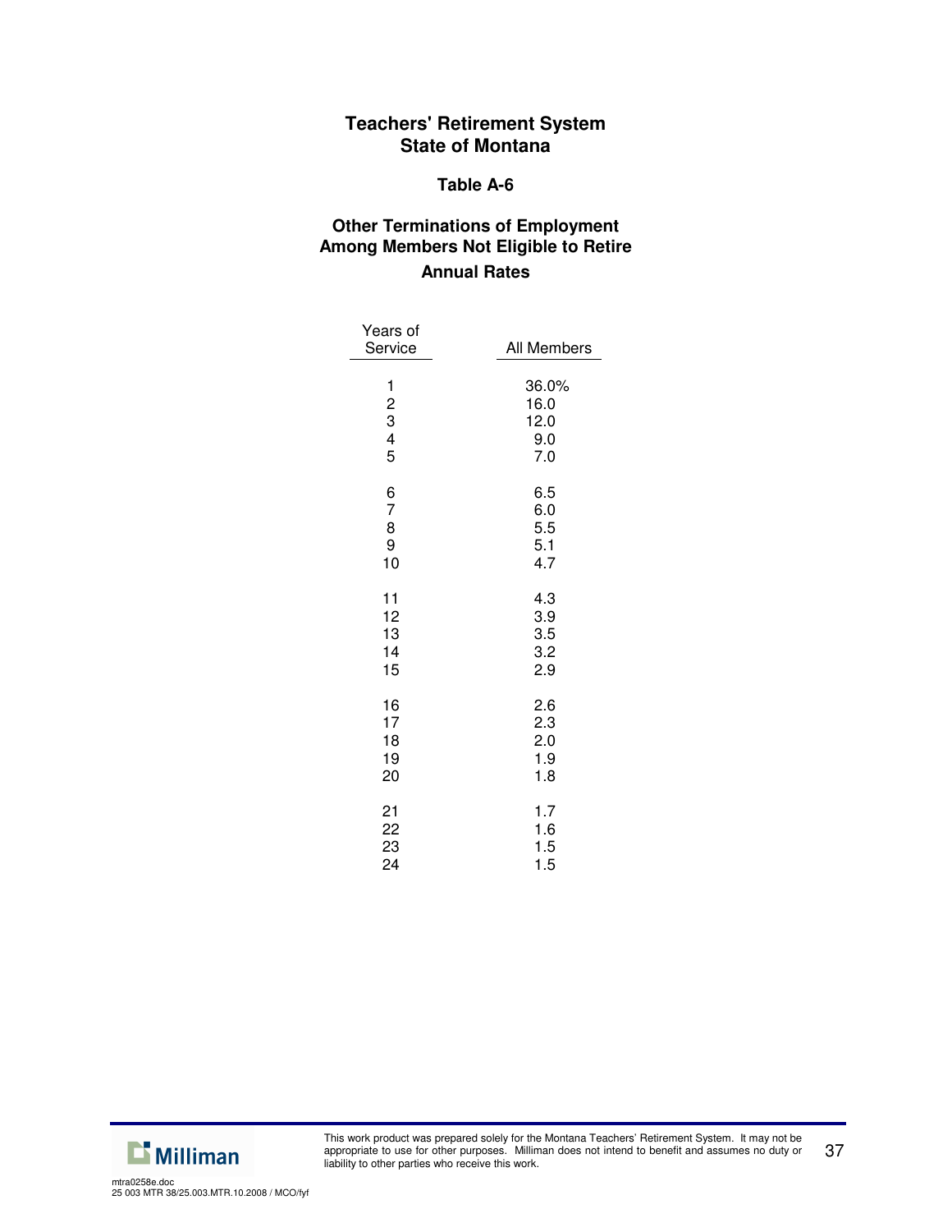## Teachers' Retirement System
## State of Montana

### Table A-6

### Other Terminations of Employment Among Members Not Eligible to Retire
### Annual Rates

| Years of Service | All Members |
|---|---|
| 1 | 36.0% |
| 2 | 16.0 |
| 3 | 12.0 |
| 4 | 9.0 |
| 5 | 7.0 |
| 6 | 6.5 |
| 7 | 6.0 |
| 8 | 5.5 |
| 9 | 5.1 |
| 10 | 4.7 |
| 11 | 4.3 |
| 12 | 3.9 |
| 13 | 3.5 |
| 14 | 3.2 |
| 15 | 2.9 |
| 16 | 2.6 |
| 17 | 2.3 |
| 18 | 2.0 |
| 19 | 1.9 |
| 20 | 1.8 |
| 21 | 1.7 |
| 22 | 1.6 |
| 23 | 1.5 |
| 24 | 1.5 |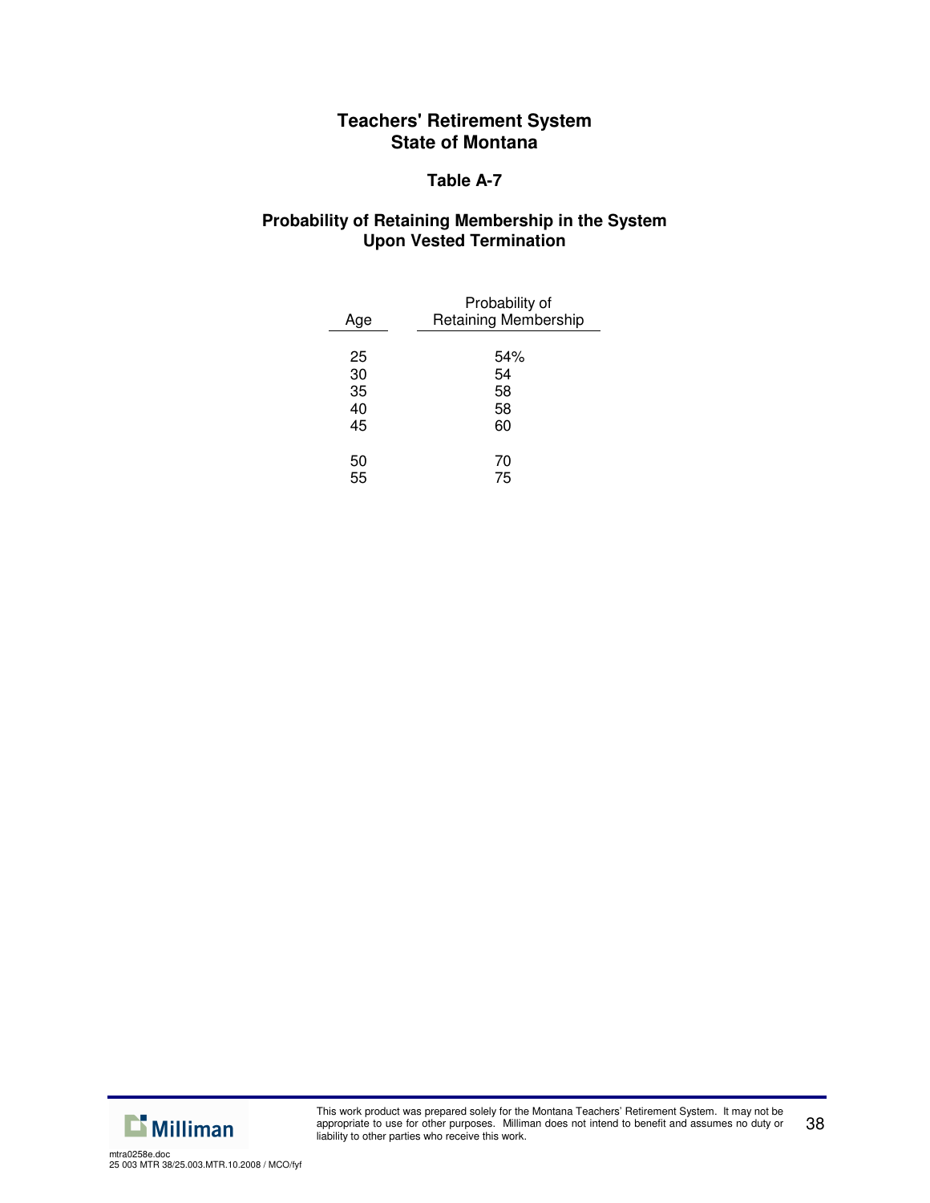# Teachers' Retirement System
# State of Montana

## Table A-7

## Probability of Retaining Membership in the System Upon Vested Termination

| Age | Probability of Retaining Membership |
|---|---|
| 25 | 54% |
| 30 | 54 |
| 35 | 58 |
| 40 | 58 |
| 45 | 60 |
| 50 | 70 |
| 55 | 75 |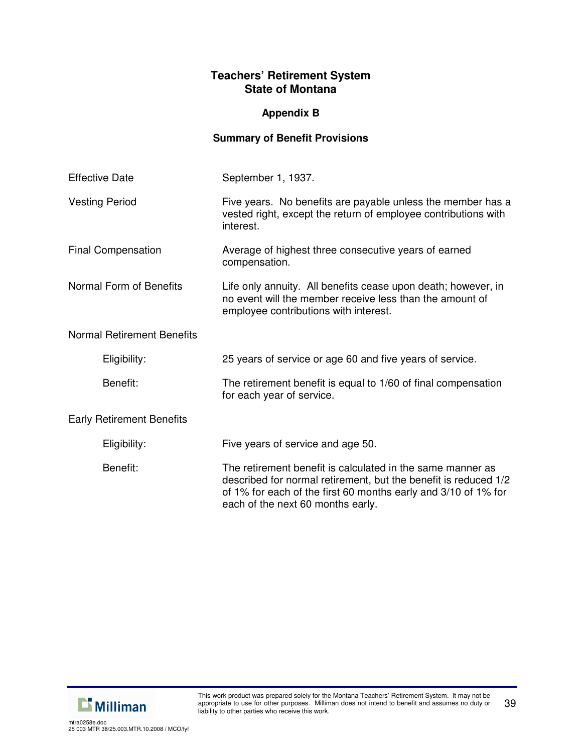# Teachers' Retirement System
# State of Montana

## Appendix B

### Summary of Benefit Provisions

| | |
|---|---|
| Effective Date | September 1, 1937. |
| Vesting Period | Five years. No benefits are payable unless the member has a vested right, except the return of employee contributions with interest. |
| Final Compensation | Average of highest three consecutive years of earned compensation. |
| Normal Form of Benefits | Life only annuity. All benefits cease upon death; however, in no event will the member receive less than the amount of employee contributions with interest. |
| **Normal Retirement Benefits** | |
| Eligibility: | 25 years of service or age 60 and five years of service. |
| Benefit: | The retirement benefit is equal to 1/60 of final compensation for each year of service. |
| **Early Retirement Benefits** | |
| Eligibility: | Five years of service and age 50. |
| Benefit: | The retirement benefit is calculated in the same manner as described for normal retirement, but the benefit is reduced 1/2 of 1% for each of the first 60 months early and 3/10 of 1% for each of the next 60 months early. |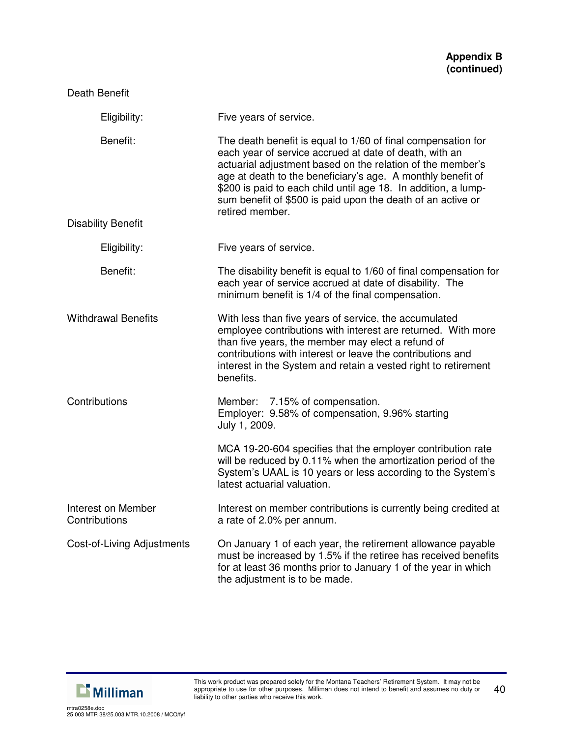**Appendix B (continued)**

Death Benefit

| | |
|---|---|
| Eligibility: | Five years of service. |
| Benefit: | The death benefit is equal to 1/60 of final compensation for each year of service accrued at date of death, with an actuarial adjustment based on the relation of the member's age at death to the beneficiary's age. A monthly benefit of $200 is paid to each child until age 18. In addition, a lump-sum benefit of $500 is paid upon the death of an active or retired member. |

Disability Benefit

| | |
|---|---|
| Eligibility: | Five years of service. |
| Benefit: | The disability benefit is equal to 1/60 of final compensation for each year of service accrued at date of disability. The minimum benefit is 1/4 of the final compensation. |

| | |
|---|---|
| Withdrawal Benefits | With less than five years of service, the accumulated employee contributions with interest are returned. With more than five years, the member may elect a refund of contributions with interest or leave the contributions and interest in the System and retain a vested right to retirement benefits. |
| Contributions | Member: 7.15% of compensation.<br>Employer: 9.58% of compensation, 9.96% starting July 1, 2009.<br><br>MCA 19-20-604 specifies that the employer contribution rate will be reduced by 0.11% when the amortization period of the System's UAAL is 10 years or less according to the System's latest actuarial valuation. |
| Interest on Member Contributions | Interest on member contributions is currently being credited at a rate of 2.0% per annum. |
| Cost-of-Living Adjustments | On January 1 of each year, the retirement allowance payable must be increased by 1.5% if the retiree has received benefits for at least 36 months prior to January 1 of the year in which the adjustment is to be made. |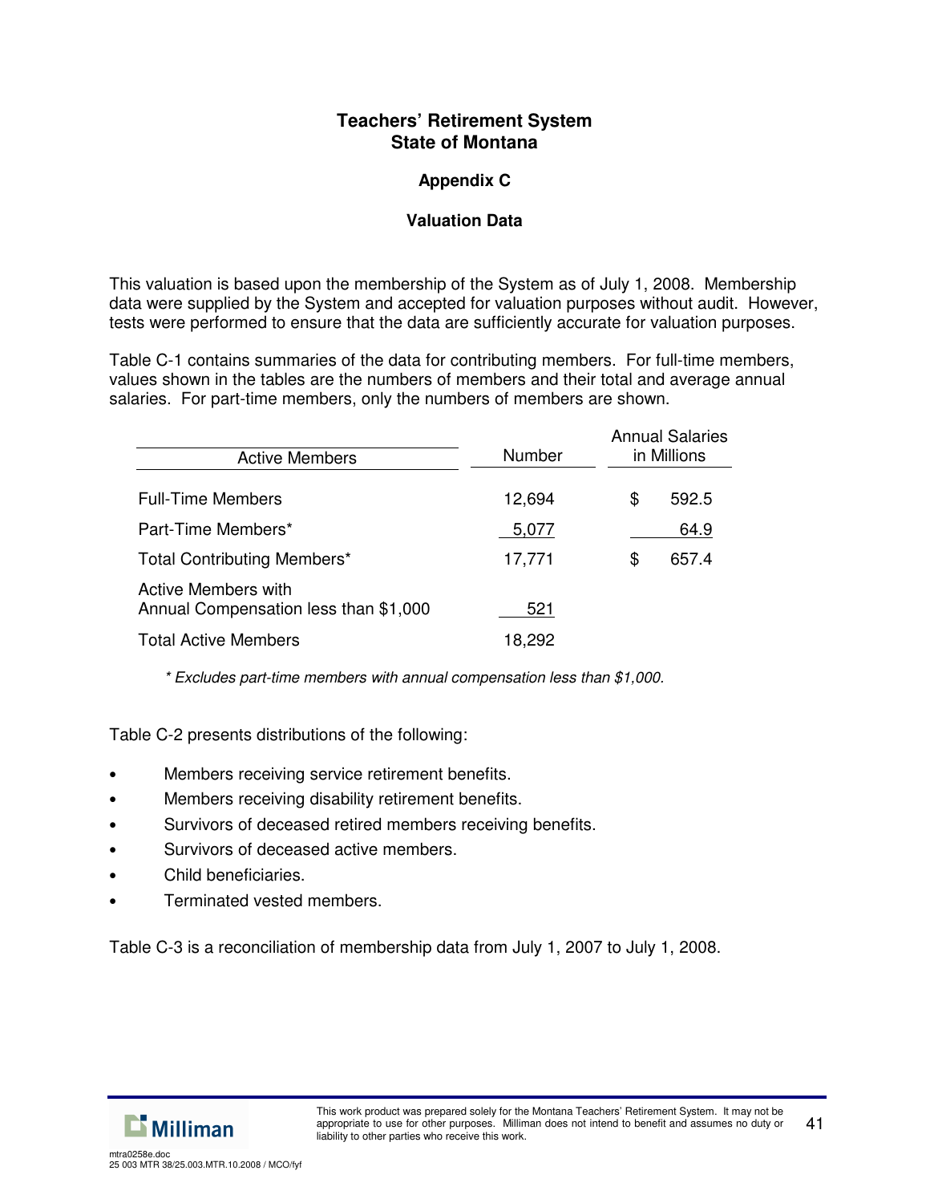# Teachers' Retirement System
# State of Montana

## Appendix C

### Valuation Data

This valuation is based upon the membership of the System as of July 1, 2008. Membership data were supplied by the System and accepted for valuation purposes without audit. However, tests were performed to ensure that the data are sufficiently accurate for valuation purposes.

Table C-1 contains summaries of the data for contributing members. For full-time members, values shown in the tables are the numbers of members and their total and average annual salaries. For part-time members, only the numbers of members are shown.

| Active Members | Number | Annual Salaries in Millions |
|---|---|---|
| Full-Time Members | 12,694 | $ 592.5 |
| Part-Time Members* | 5,077 | 64.9 |
| Total Contributing Members* | 17,771 | $ 657.4 |
| Active Members with Annual Compensation less than $1,000 | 521 | |
| Total Active Members | 18,292 | |

*\* Excludes part-time members with annual compensation less than $1,000.*

Table C-2 presents distributions of the following:

- Members receiving service retirement benefits.
- Members receiving disability retirement benefits.
- Survivors of deceased retired members receiving benefits.
- Survivors of deceased active members.
- Child beneficiaries.
- Terminated vested members.

Table C-3 is a reconciliation of membership data from July 1, 2007 to July 1, 2008.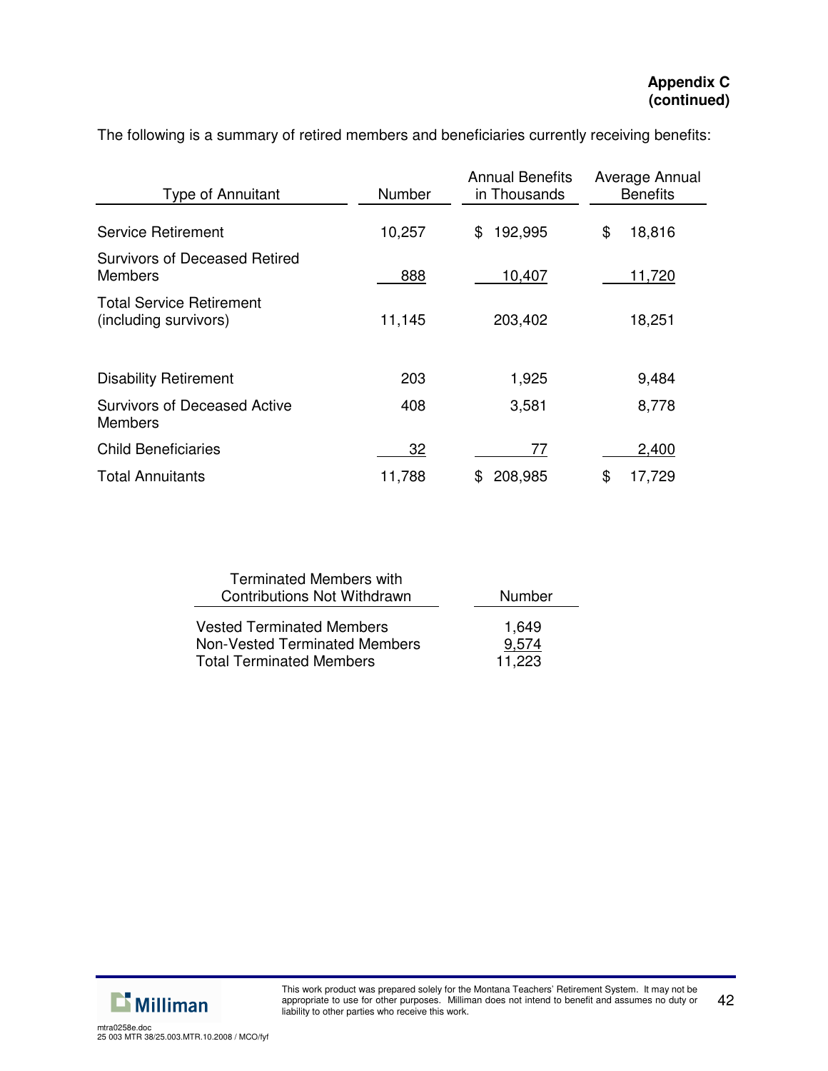**Appendix C (continued)**

The following is a summary of retired members and beneficiaries currently receiving benefits:

| Type of Annuitant | Number | Annual Benefits in Thousands | Average Annual Benefits |
|---|---|---|---|
| Service Retirement | 10,257 | $ 192,995 | $ 18,816 |
| Survivors of Deceased Retired Members | 888 | 10,407 | 11,720 |
| Total Service Retirement (including survivors) | 11,145 | 203,402 | 18,251 |
| Disability Retirement | 203 | 1,925 | 9,484 |
| Survivors of Deceased Active Members | 408 | 3,581 | 8,778 |
| Child Beneficiaries | 32 | 77 | 2,400 |
| Total Annuitants | 11,788 | $ 208,985 | $ 17,729 |

| Terminated Members with Contributions Not Withdrawn | Number |
|---|---|
| Vested Terminated Members | 1,649 |
| Non-Vested Terminated Members | 9,574 |
| Total Terminated Members | 11,223 |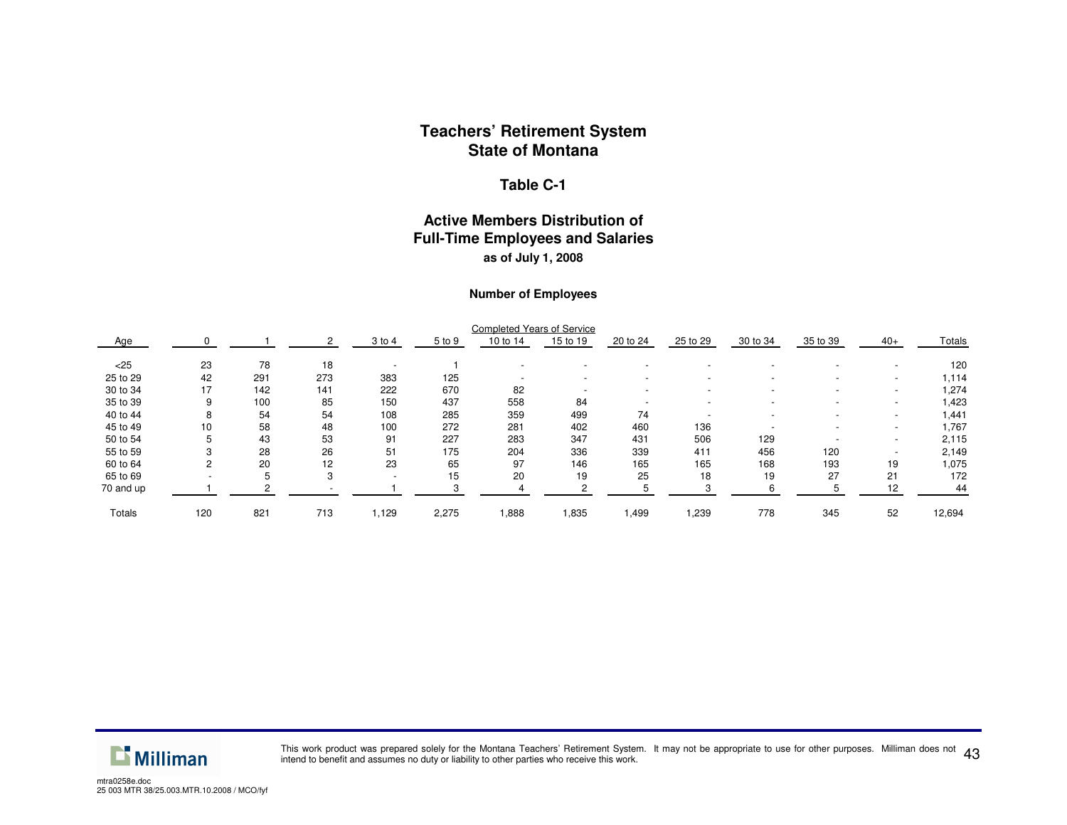# Teachers' Retirement System
# State of Montana

## Table C-1

## Active Members Distribution of Full-Time Employees and Salaries

**as of July 1, 2008**

### Number of Employees

| | Completed Years of Service | | | | | | | | | | | | |
|---|---|---|---|---|---|---|---|---|---|---|---|---|---|
| Age | 0 | 1 | 2 | 3 to 4 | 5 to 9 | 10 to 14 | 15 to 19 | 20 to 24 | 25 to 29 | 30 to 34 | 35 to 39 | 40+ | Totals |
| <25 | 23 | 78 | 18 | - | 1 | - | - | - | - | - | - | - | 120 |
| 25 to 29 | 42 | 291 | 273 | 383 | 125 | - | - | - | - | - | - | - | 1,114 |
| 30 to 34 | 17 | 142 | 141 | 222 | 670 | 82 | - | - | - | - | - | - | 1,274 |
| 35 to 39 | 9 | 100 | 85 | 150 | 437 | 558 | 84 | - | - | - | - | - | 1,423 |
| 40 to 44 | 8 | 54 | 54 | 108 | 285 | 359 | 499 | 74 | - | - | - | - | 1,441 |
| 45 to 49 | 10 | 58 | 48 | 100 | 272 | 281 | 402 | 460 | 136 | - | - | - | 1,767 |
| 50 to 54 | 5 | 43 | 53 | 91 | 227 | 283 | 347 | 431 | 506 | 129 | - | - | 2,115 |
| 55 to 59 | 3 | 28 | 26 | 51 | 175 | 204 | 336 | 339 | 411 | 456 | 120 | - | 2,149 |
| 60 to 64 | 2 | 20 | 12 | 23 | 65 | 97 | 146 | 165 | 165 | 168 | 193 | 19 | 1,075 |
| 65 to 69 | - | 5 | 3 | - | 15 | 20 | 19 | 25 | 18 | 19 | 27 | 21 | 172 |
| 70 and up | 1 | 2 | - | 1 | 3 | 4 | 2 | 5 | 3 | 6 | 5 | 12 | 44 |
| Totals | 120 | 821 | 713 | 1,129 | 2,275 | 1,888 | 1,835 | 1,499 | 1,239 | 778 | 345 | 52 | 12,694 |

This work product was prepared solely for the Montana Teachers' Retirement System. It may not be appropriate to use for other purposes. Milliman does not intend to benefit and assumes no duty or liability to other parties who receive this work.

mtra0258e.doc
25 003 MTR 38/25.003.MTR.10.2008 / MCO/fyf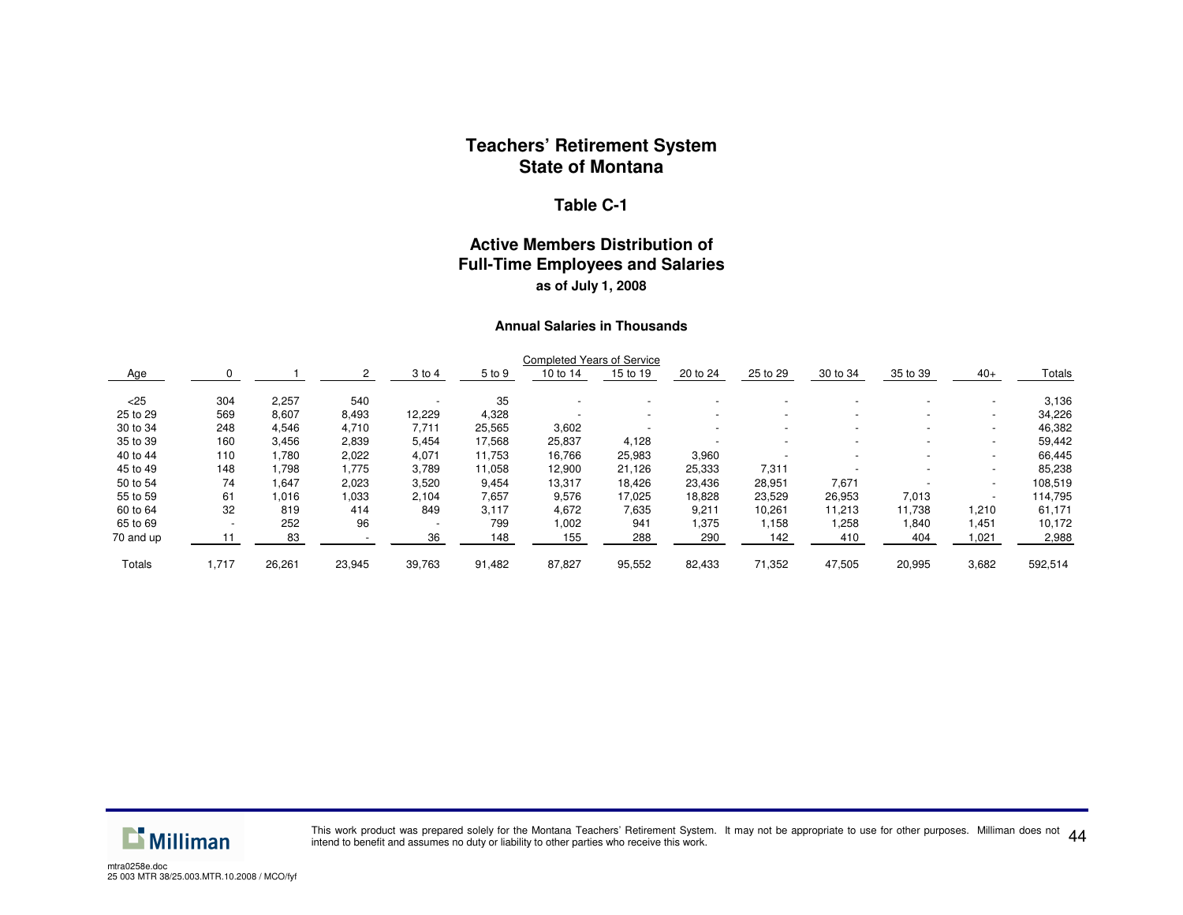# Teachers' Retirement System
# State of Montana

## Table C-1

## Active Members Distribution of Full-Time Employees and Salaries

**as of July 1, 2008**

**Annual Salaries in Thousands**

| | Completed Years of Service | | | | | | | | | | | | |
|---|---|---|---|---|---|---|---|---|---|---|---|---|---|
| Age | 0 | 1 | 2 | 3 to 4 | 5 to 9 | 10 to 14 | 15 to 19 | 20 to 24 | 25 to 29 | 30 to 34 | 35 to 39 | 40+ | Totals |
| <25 | 304 | 2,257 | 540 | - | 35 | - | - | - | - | - | - | - | 3,136 |
| 25 to 29 | 569 | 8,607 | 8,493 | 12,229 | 4,328 | - | - | - | - | - | - | - | 34,226 |
| 30 to 34 | 248 | 4,546 | 4,710 | 7,711 | 25,565 | 3,602 | - | - | - | - | - | - | 46,382 |
| 35 to 39 | 160 | 3,456 | 2,839 | 5,454 | 17,568 | 25,837 | 4,128 | - | - | - | - | - | 59,442 |
| 40 to 44 | 110 | 1,780 | 2,022 | 4,071 | 11,753 | 16,766 | 25,983 | 3,960 | - | - | - | - | 66,445 |
| 45 to 49 | 148 | 1,798 | 1,775 | 3,789 | 11,058 | 12,900 | 21,126 | 25,333 | 7,311 | - | - | - | 85,238 |
| 50 to 54 | 74 | 1,647 | 2,023 | 3,520 | 9,454 | 13,317 | 18,426 | 23,436 | 28,951 | 7,671 | - | - | 108,519 |
| 55 to 59 | 61 | 1,016 | 1,033 | 2,104 | 7,657 | 9,576 | 17,025 | 18,828 | 23,529 | 26,953 | 7,013 | - | 114,795 |
| 60 to 64 | 32 | 819 | 414 | 849 | 3,117 | 4,672 | 7,635 | 9,211 | 10,261 | 11,213 | 11,738 | 1,210 | 61,171 |
| 65 to 69 | - | 252 | 96 | - | 799 | 1,002 | 941 | 1,375 | 1,158 | 1,258 | 1,840 | 1,451 | 10,172 |
| 70 and up | 11 | 83 | - | 36 | 148 | 155 | 288 | 290 | 142 | 410 | 404 | 1,021 | 2,988 |
| Totals | 1,717 | 26,261 | 23,945 | 39,763 | 91,482 | 87,827 | 95,552 | 82,433 | 71,352 | 47,505 | 20,995 | 3,682 | 592,514 |

This work product was prepared solely for the Montana Teachers' Retirement System. It may not be appropriate to use for other purposes. Milliman does not intend to benefit and assumes no duty or liability to other parties who receive this work.

mtra0258e.doc
25 003 MTR 38/25.003.MTR.10.2008 / MCO/fyf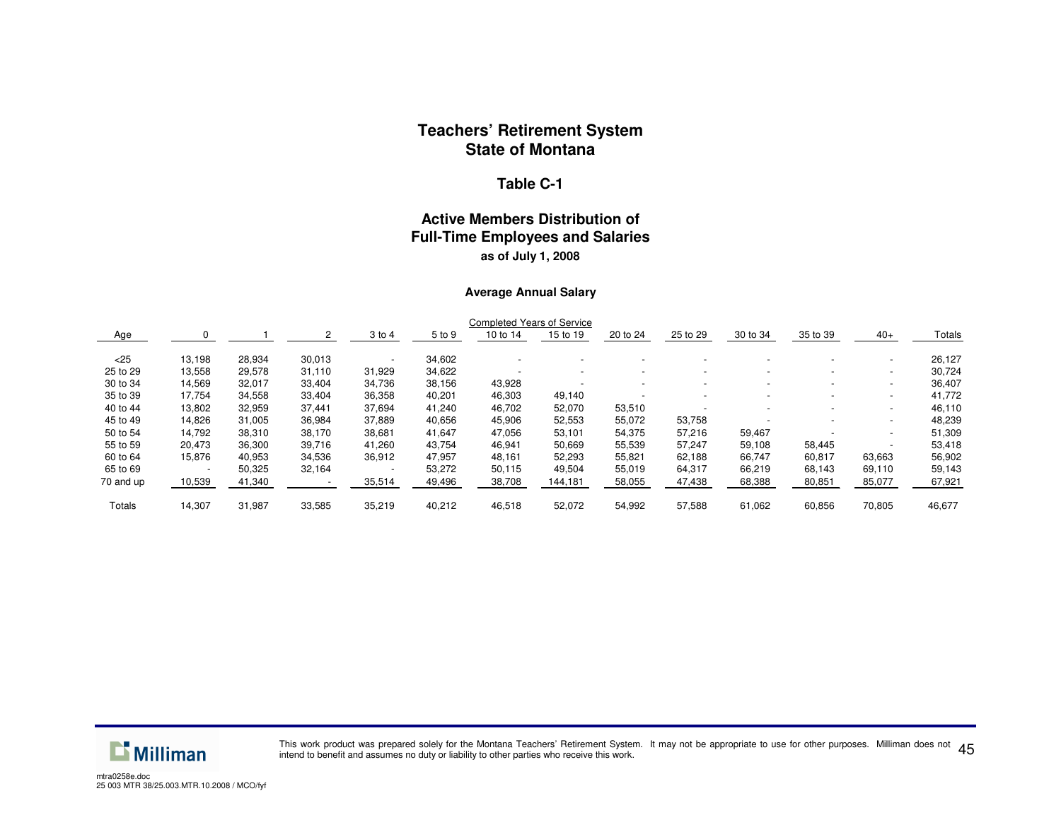# Teachers' Retirement System
# State of Montana

## Table C-1

## Active Members Distribution of Full-Time Employees and Salaries

**as of July 1, 2008**

**Average Annual Salary**

| | Completed Years of Service | | | | | | | | | | | | |
|---|---|---|---|---|---|---|---|---|---|---|---|---|---|
| Age | 0 | 1 | 2 | 3 to 4 | 5 to 9 | 10 to 14 | 15 to 19 | 20 to 24 | 25 to 29 | 30 to 34 | 35 to 39 | 40+ | Totals |
| <25 | 13,198 | 28,934 | 30,013 | - | 34,602 | - | - | - | - | - | - | - | 26,127 |
| 25 to 29 | 13,558 | 29,578 | 31,110 | 31,929 | 34,622 | - | - | - | - | - | - | - | 30,724 |
| 30 to 34 | 14,569 | 32,017 | 33,404 | 34,736 | 38,156 | 43,928 | - | - | - | - | - | - | 36,407 |
| 35 to 39 | 17,754 | 34,558 | 33,404 | 36,358 | 40,201 | 46,303 | 49,140 | - | - | - | - | - | 41,772 |
| 40 to 44 | 13,802 | 32,959 | 37,441 | 37,694 | 41,240 | 46,702 | 52,070 | 53,510 | - | - | - | - | 46,110 |
| 45 to 49 | 14,826 | 31,005 | 36,984 | 37,889 | 40,656 | 45,906 | 52,553 | 55,072 | 53,758 | - | - | - | 48,239 |
| 50 to 54 | 14,792 | 38,310 | 38,170 | 38,681 | 41,647 | 47,056 | 53,101 | 54,375 | 57,216 | 59,467 | - | - | 51,309 |
| 55 to 59 | 20,473 | 36,300 | 39,716 | 41,260 | 43,754 | 46,941 | 50,669 | 55,539 | 57,247 | 59,108 | 58,445 | - | 53,418 |
| 60 to 64 | 15,876 | 40,953 | 34,536 | 36,912 | 47,957 | 48,161 | 52,293 | 55,821 | 62,188 | 66,747 | 60,817 | 63,663 | 56,902 |
| 65 to 69 | - | 50,325 | 32,164 | - | 53,272 | 50,115 | 49,504 | 55,019 | 64,317 | 66,219 | 68,143 | 69,110 | 59,143 |
| 70 and up | 10,539 | 41,340 | - | 35,514 | 49,496 | 38,708 | 144,181 | 58,055 | 47,438 | 68,388 | 80,851 | 85,077 | 67,921 |
| Totals | 14,307 | 31,987 | 33,585 | 35,219 | 40,212 | 46,518 | 52,072 | 54,992 | 57,588 | 61,062 | 60,856 | 70,805 | 46,677 |

This work product was prepared solely for the Montana Teachers' Retirement System. It may not be appropriate to use for other purposes. Milliman does not intend to benefit and assumes no duty or liability to other parties who receive this work.

mtra0258e.doc
25 003 MTR 38/25.003.MTR.10.2008 / MCO/fyf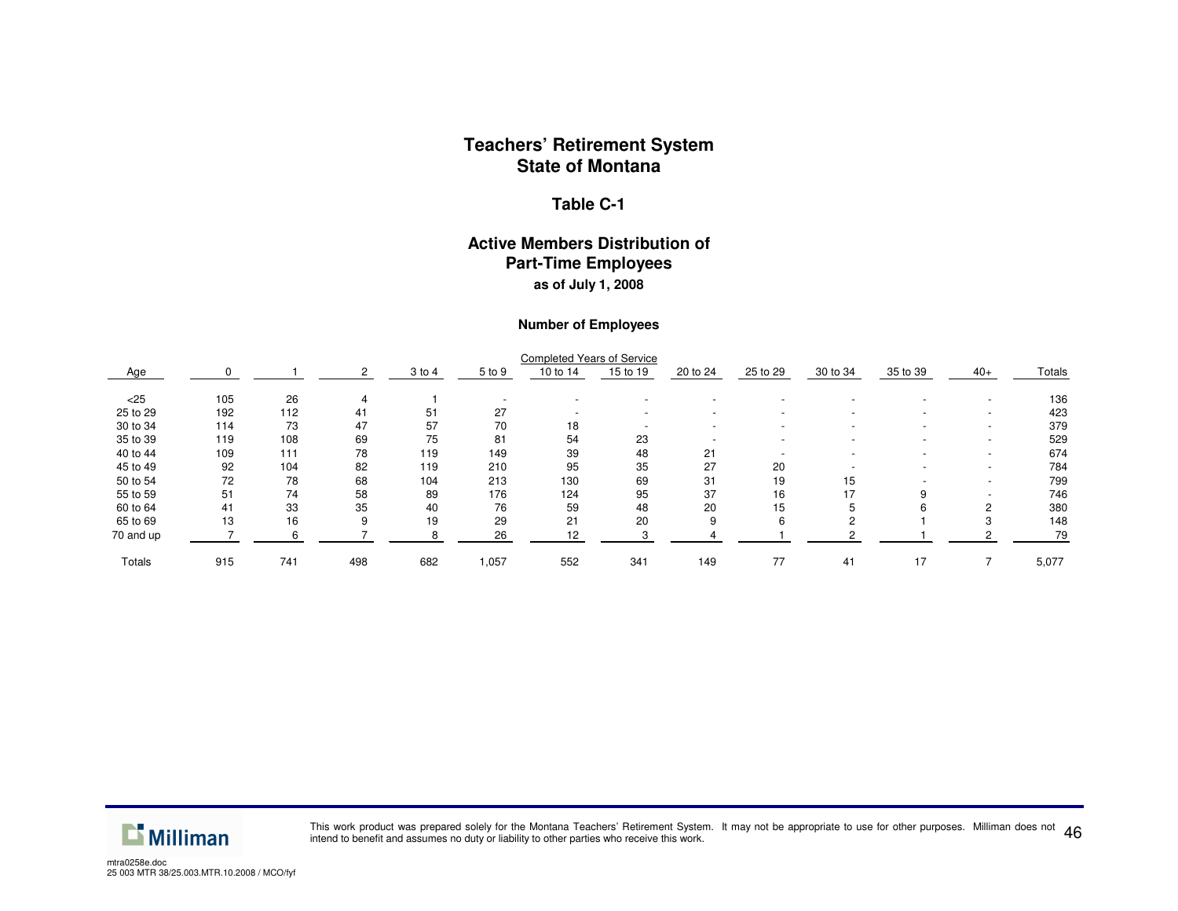# Teachers' Retirement System
# State of Montana

## Table C-1

### Active Members Distribution of Part-Time Employees
**as of July 1, 2008**

**Number of Employees**

| | Completed Years of Service | | | | | | | | | | | | |
|---|---|---|---|---|---|---|---|---|---|---|---|---|---|
| Age | 0 | 1 | 2 | 3 to 4 | 5 to 9 | 10 to 14 | 15 to 19 | 20 to 24 | 25 to 29 | 30 to 34 | 35 to 39 | 40+ | Totals |
| <25 | 105 | 26 | 4 | 1 | - | - | - | - | - | - | - | - | 136 |
| 25 to 29 | 192 | 112 | 41 | 51 | 27 | - | - | - | - | - | - | - | 423 |
| 30 to 34 | 114 | 73 | 47 | 57 | 70 | 18 | - | - | - | - | - | - | 379 |
| 35 to 39 | 119 | 108 | 69 | 75 | 81 | 54 | 23 | - | - | - | - | - | 529 |
| 40 to 44 | 109 | 111 | 78 | 119 | 149 | 39 | 48 | 21 | - | - | - | - | 674 |
| 45 to 49 | 92 | 104 | 82 | 119 | 210 | 95 | 35 | 27 | 20 | - | - | - | 784 |
| 50 to 54 | 72 | 78 | 68 | 104 | 213 | 130 | 69 | 31 | 19 | 15 | - | - | 799 |
| 55 to 59 | 51 | 74 | 58 | 89 | 176 | 124 | 95 | 37 | 16 | 17 | 9 | - | 746 |
| 60 to 64 | 41 | 33 | 35 | 40 | 76 | 59 | 48 | 20 | 15 | 5 | 6 | 2 | 380 |
| 65 to 69 | 13 | 16 | 9 | 19 | 29 | 21 | 20 | 9 | 6 | 2 | 1 | 3 | 148 |
| 70 and up | 7 | 6 | 7 | 8 | 26 | 12 | 3 | 4 | 1 | 2 | 1 | 2 | 79 |
| Totals | 915 | 741 | 498 | 682 | 1,057 | 552 | 341 | 149 | 77 | 41 | 17 | 7 | 5,077 |

This work product was prepared solely for the Montana Teachers' Retirement System. It may not be appropriate to use for other purposes. Milliman does not intend to benefit and assumes no duty or liability to other parties who receive this work.

mtra0258e.doc
25 003 MTR 38/25.003.MTR.10.2008 / MCO/fyf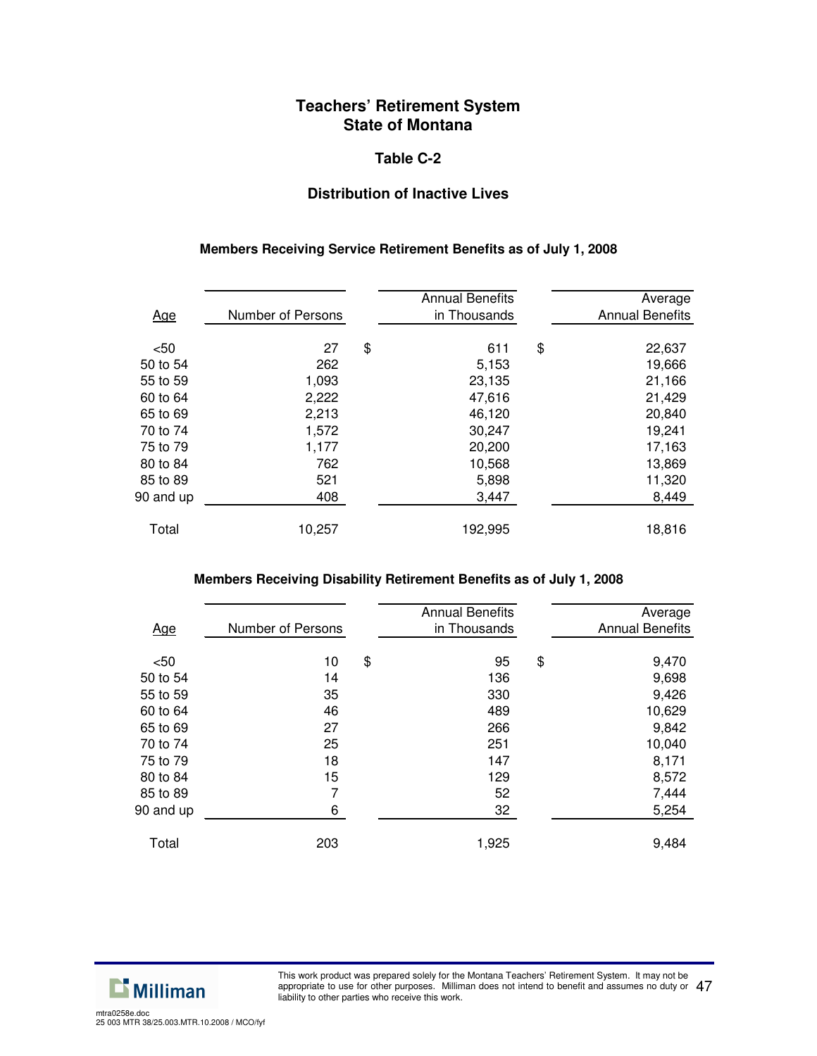# Teachers' Retirement System
# State of Montana

## Table C-2

## Distribution of Inactive Lives

### Members Receiving Service Retirement Benefits as of July 1, 2008

| Age | Number of Persons | Annual Benefits in Thousands | Average Annual Benefits |
|---|---|---|---|
| <50 | 27 | $ 611 | $ 22,637 |
| 50 to 54 | 262 | 5,153 | 19,666 |
| 55 to 59 | 1,093 | 23,135 | 21,166 |
| 60 to 64 | 2,222 | 47,616 | 21,429 |
| 65 to 69 | 2,213 | 46,120 | 20,840 |
| 70 to 74 | 1,572 | 30,247 | 19,241 |
| 75 to 79 | 1,177 | 20,200 | 17,163 |
| 80 to 84 | 762 | 10,568 | 13,869 |
| 85 to 89 | 521 | 5,898 | 11,320 |
| 90 and up | 408 | 3,447 | 8,449 |
| Total | 10,257 | 192,995 | 18,816 |

### Members Receiving Disability Retirement Benefits as of July 1, 2008

| Age | Number of Persons | Annual Benefits in Thousands | Average Annual Benefits |
|---|---|---|---|
| <50 | 10 | $ 95 | $ 9,470 |
| 50 to 54 | 14 | 136 | 9,698 |
| 55 to 59 | 35 | 330 | 9,426 |
| 60 to 64 | 46 | 489 | 10,629 |
| 65 to 69 | 27 | 266 | 9,842 |
| 70 to 74 | 25 | 251 | 10,040 |
| 75 to 79 | 18 | 147 | 8,171 |
| 80 to 84 | 15 | 129 | 8,572 |
| 85 to 89 | 7 | 52 | 7,444 |
| 90 and up | 6 | 32 | 5,254 |
| Total | 203 | 1,925 | 9,484 |

This work product was prepared solely for the Montana Teachers' Retirement System. It may not be appropriate to use for other purposes. Milliman does not intend to benefit and assumes no duty or liability to other parties who receive this work.

mtra0258e.doc
25 003 MTR 38/25.003.MTR.10.2008 / MCO/fyf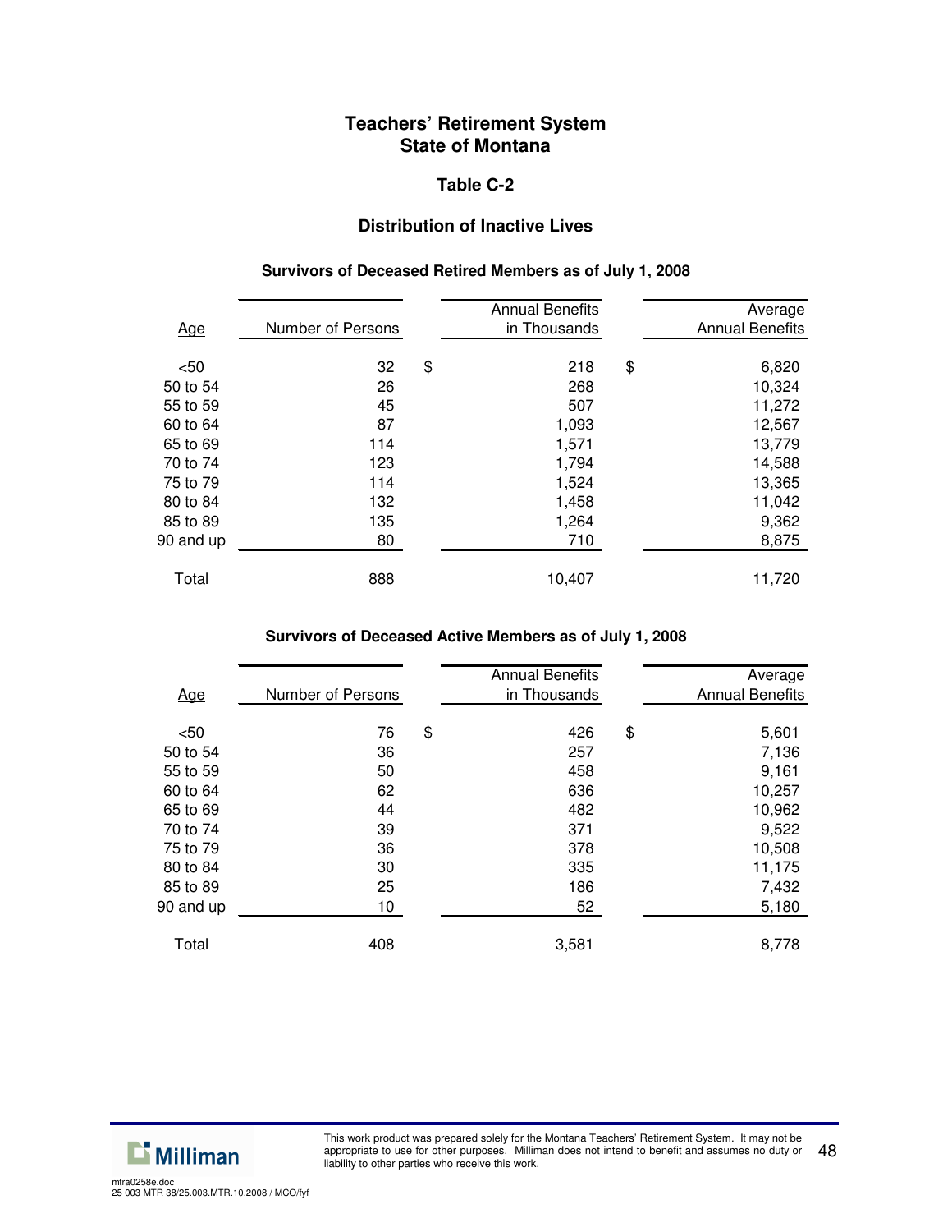# Teachers' Retirement System
# State of Montana

## Table C-2

## Distribution of Inactive Lives

### Survivors of Deceased Retired Members as of July 1, 2008

| Age | Number of Persons | Annual Benefits in Thousands | Average Annual Benefits |
|---|---|---|---|
| <50 | 32 | $ 218 | $ 6,820 |
| 50 to 54 | 26 | 268 | 10,324 |
| 55 to 59 | 45 | 507 | 11,272 |
| 60 to 64 | 87 | 1,093 | 12,567 |
| 65 to 69 | 114 | 1,571 | 13,779 |
| 70 to 74 | 123 | 1,794 | 14,588 |
| 75 to 79 | 114 | 1,524 | 13,365 |
| 80 to 84 | 132 | 1,458 | 11,042 |
| 85 to 89 | 135 | 1,264 | 9,362 |
| 90 and up | 80 | 710 | 8,875 |
| Total | 888 | 10,407 | 11,720 |

### Survivors of Deceased Active Members as of July 1, 2008

| Age | Number of Persons | Annual Benefits in Thousands | Average Annual Benefits |
|---|---|---|---|
| <50 | 76 | $ 426 | $ 5,601 |
| 50 to 54 | 36 | 257 | 7,136 |
| 55 to 59 | 50 | 458 | 9,161 |
| 60 to 64 | 62 | 636 | 10,257 |
| 65 to 69 | 44 | 482 | 10,962 |
| 70 to 74 | 39 | 371 | 9,522 |
| 75 to 79 | 36 | 378 | 10,508 |
| 80 to 84 | 30 | 335 | 11,175 |
| 85 to 89 | 25 | 186 | 7,432 |
| 90 and up | 10 | 52 | 5,180 |
| Total | 408 | 3,581 | 8,778 |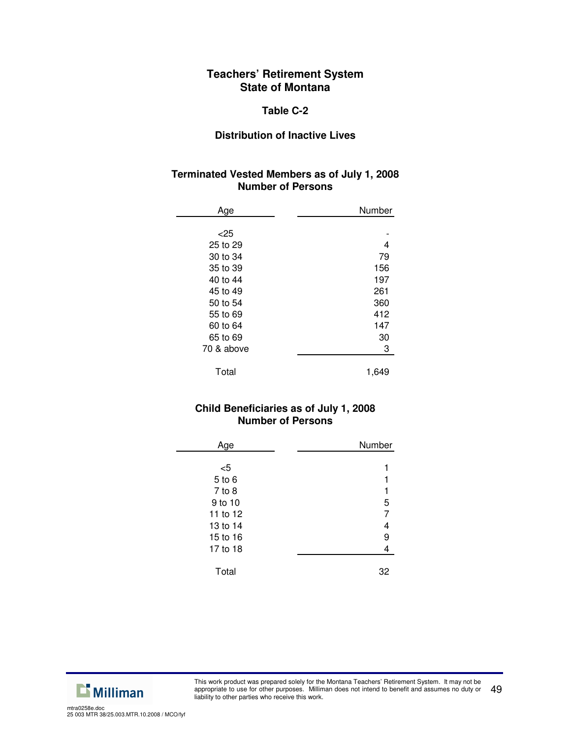# Teachers' Retirement System
# State of Montana

## Table C-2

### Distribution of Inactive Lives

**Terminated Vested Members as of July 1, 2008**
**Number of Persons**

| Age | Number |
|---|---|
| <25 | - |
| 25 to 29 | 4 |
| 30 to 34 | 79 |
| 35 to 39 | 156 |
| 40 to 44 | 197 |
| 45 to 49 | 261 |
| 50 to 54 | 360 |
| 55 to 69 | 412 |
| 60 to 64 | 147 |
| 65 to 69 | 30 |
| 70 & above | 3 |
| Total | 1,649 |

**Child Beneficiaries as of July 1, 2008**
**Number of Persons**

| Age | Number |
|---|---|
| <5 | 1 |
| 5 to 6 | 1 |
| 7 to 8 | 1 |
| 9 to 10 | 5 |
| 11 to 12 | 7 |
| 13 to 14 | 4 |
| 15 to 16 | 9 |
| 17 to 18 | 4 |
| Total | 32 |

This work product was prepared solely for the Montana Teachers' Retirement System. It may not be appropriate to use for other purposes. Milliman does not intend to benefit and assumes no duty or liability to other parties who receive this work.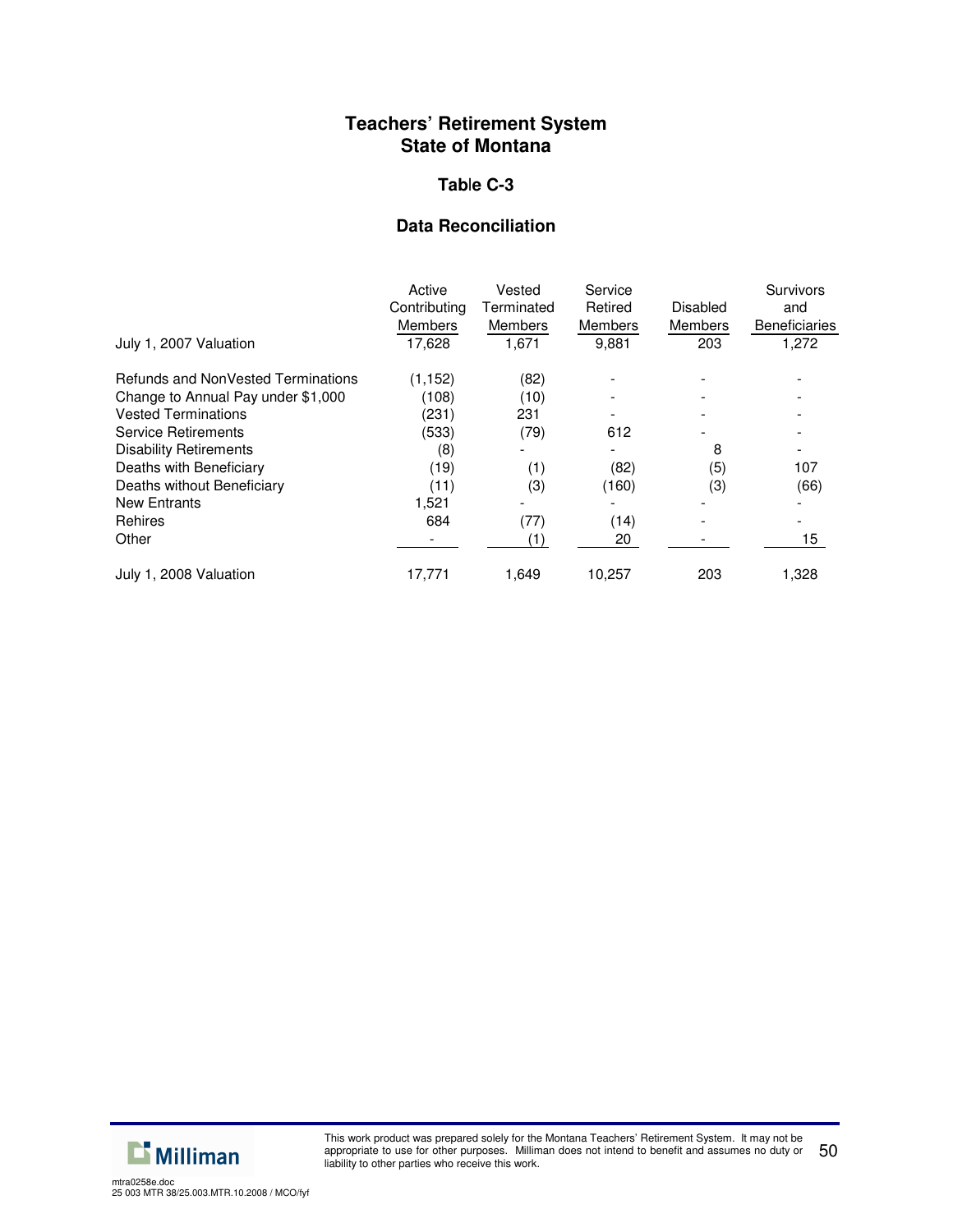# Teachers' Retirement System
# State of Montana

## Table C-3

## Data Reconciliation

| | Active Contributing Members | Vested Terminated Members | Service Retired Members | Disabled Members | Survivors and Beneficiaries |
|---|---|---|---|---|---|
| July 1, 2007 Valuation | 17,628 | 1,671 | 9,881 | 203 | 1,272 |
| Refunds and NonVested Terminations | (1,152) | (82) | - | - | - |
| Change to Annual Pay under $1,000 | (108) | (10) | - | - | - |
| Vested Terminations | (231) | 231 | - | - | - |
| Service Retirements | (533) | (79) | 612 | - | - |
| Disability Retirements | (8) | - | - | 8 | - |
| Deaths with Beneficiary | (19) | (1) | (82) | (5) | 107 |
| Deaths without Beneficiary | (11) | (3) | (160) | (3) | (66) |
| New Entrants | 1,521 | - | - | - | - |
| Rehires | 684 | (77) | (14) | - | - |
| Other | - | (1) | 20 | - | 15 |
| July 1, 2008 Valuation | 17,771 | 1,649 | 10,257 | 203 | 1,328 |

This work product was prepared solely for the Montana Teachers' Retirement System. It may not be appropriate to use for other purposes. Milliman does not intend to benefit and assumes no duty or liability to other parties who receive this work.

mtra0258e.doc
25 003 MTR 38/25.003.MTR.10.2008 / MCO/fyf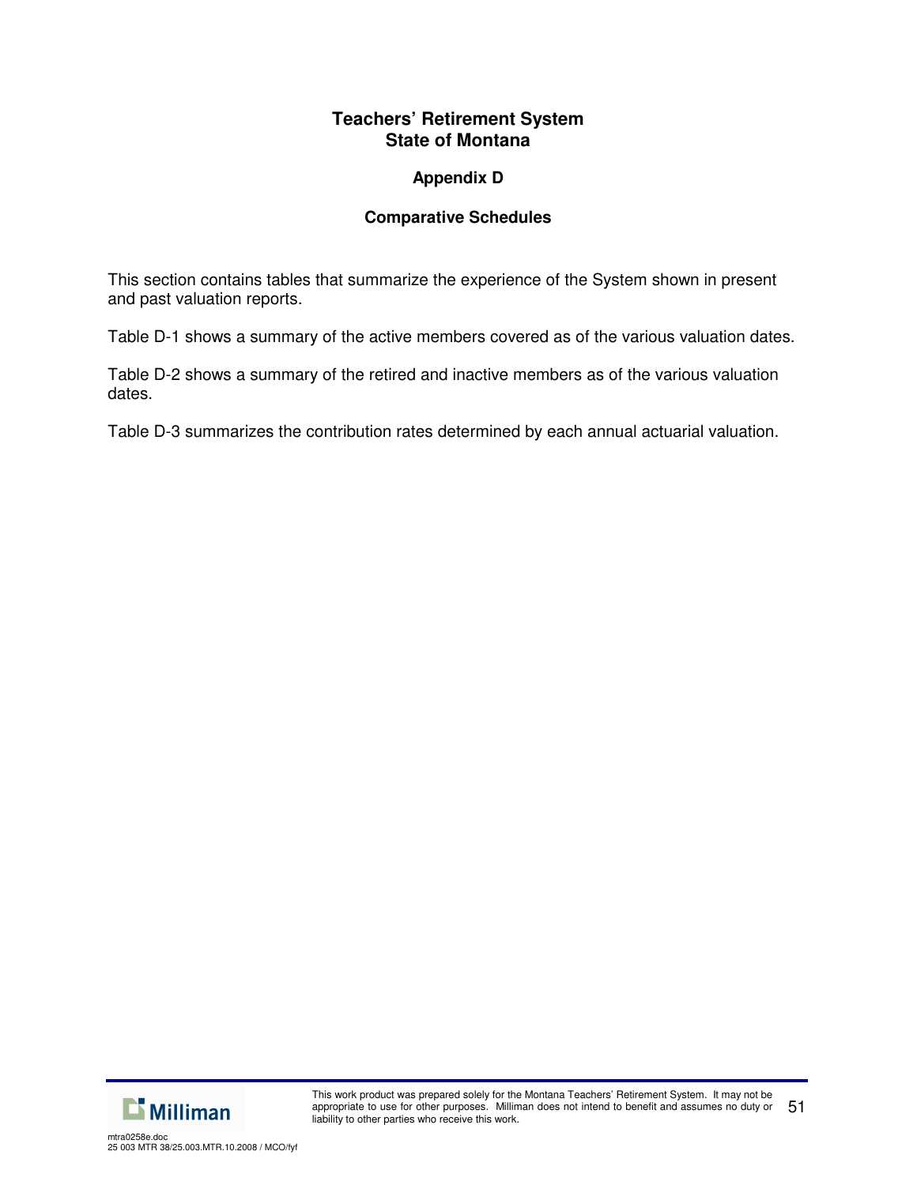# Teachers' Retirement System
# State of Montana

## Appendix D

## Comparative Schedules

This section contains tables that summarize the experience of the System shown in present and past valuation reports.

Table D-1 shows a summary of the active members covered as of the various valuation dates.

Table D-2 shows a summary of the retired and inactive members as of the various valuation dates.

Table D-3 summarizes the contribution rates determined by each annual actuarial valuation.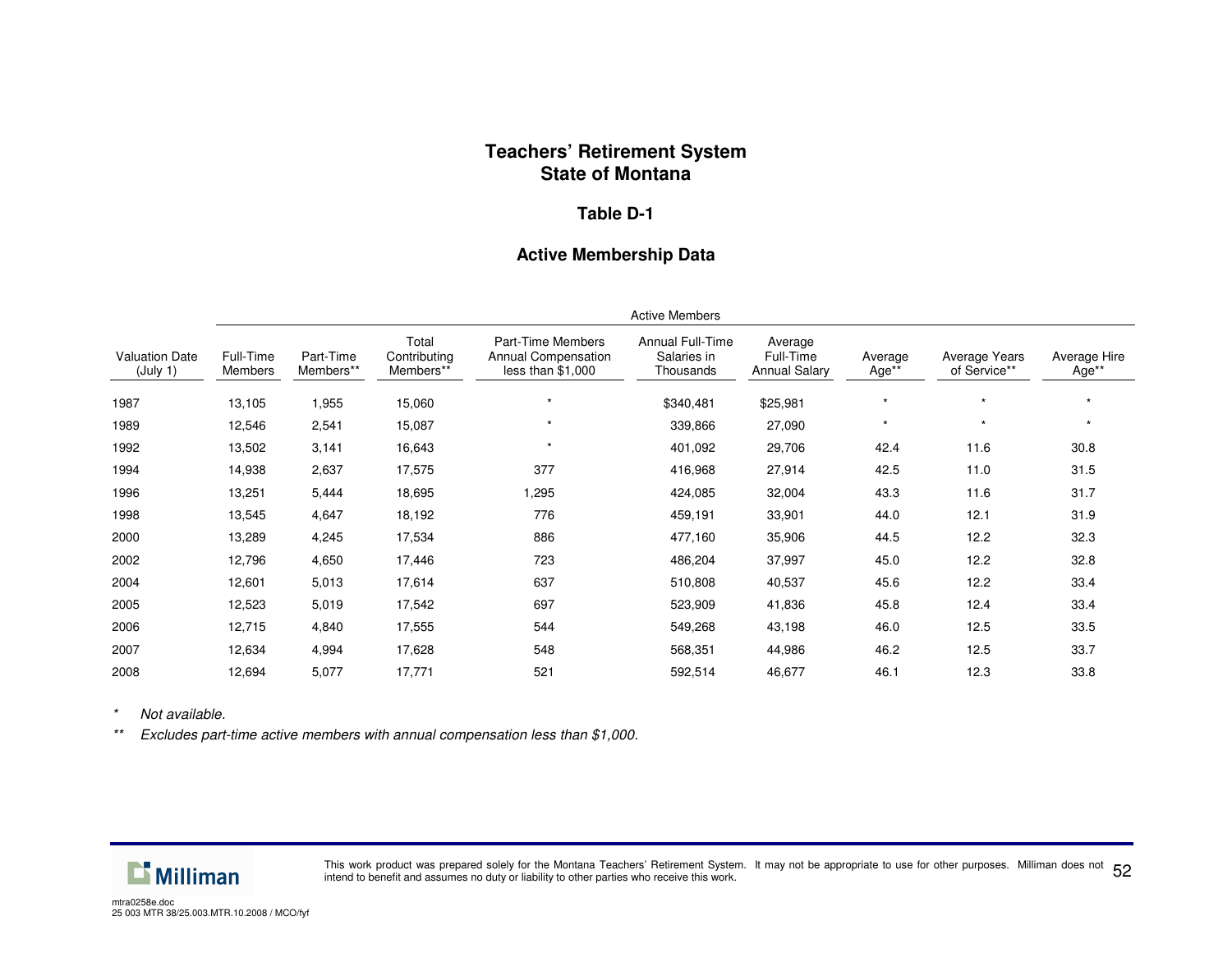# Teachers' Retirement System
# State of Montana

## Table D-1

## Active Membership Data

| Valuation Date (July 1) | Active Members | | | | | | | | |
|---|---|---|---|---|---|---|---|---|---|
| | Full-Time Members | Part-Time Members** | Total Contributing Members** | Part-Time Members Annual Compensation less than $1,000 | Annual Full-Time Salaries in Thousands | Average Full-Time Annual Salary | Average Age** | Average Years of Service** | Average Hire Age** |
| 1987 | 13,105 | 1,955 | 15,060 | * | $340,481 | $25,981 | * | * | * |
| 1989 | 12,546 | 2,541 | 15,087 | * | 339,866 | 27,090 | * | * | * |
| 1992 | 13,502 | 3,141 | 16,643 | * | 401,092 | 29,706 | 42.4 | 11.6 | 30.8 |
| 1994 | 14,938 | 2,637 | 17,575 | 377 | 416,968 | 27,914 | 42.5 | 11.0 | 31.5 |
| 1996 | 13,251 | 5,444 | 18,695 | 1,295 | 424,085 | 32,004 | 43.3 | 11.6 | 31.7 |
| 1998 | 13,545 | 4,647 | 18,192 | 776 | 459,191 | 33,901 | 44.0 | 12.1 | 31.9 |
| 2000 | 13,289 | 4,245 | 17,534 | 886 | 477,160 | 35,906 | 44.5 | 12.2 | 32.3 |
| 2002 | 12,796 | 4,650 | 17,446 | 723 | 486,204 | 37,997 | 45.0 | 12.2 | 32.8 |
| 2004 | 12,601 | 5,013 | 17,614 | 637 | 510,808 | 40,537 | 45.6 | 12.2 | 33.4 |
| 2005 | 12,523 | 5,019 | 17,542 | 697 | 523,909 | 41,836 | 45.8 | 12.4 | 33.4 |
| 2006 | 12,715 | 4,840 | 17,555 | 544 | 549,268 | 43,198 | 46.0 | 12.5 | 33.5 |
| 2007 | 12,634 | 4,994 | 17,628 | 548 | 568,351 | 44,986 | 46.2 | 12.5 | 33.7 |
| 2008 | 12,694 | 5,077 | 17,771 | 521 | 592,514 | 46,677 | 46.1 | 12.3 | 33.8 |

\* *Not available.*

\** *Excludes part-time active members with annual compensation less than $1,000.*

This work product was prepared solely for the Montana Teachers' Retirement System. It may not be appropriate to use for other purposes. Milliman does not intend to benefit and assumes no duty or liability to other parties who receive this work.

mtra0258e.doc
25 003 MTR 38/25.003.MTR.10.2008 / MCO/fyf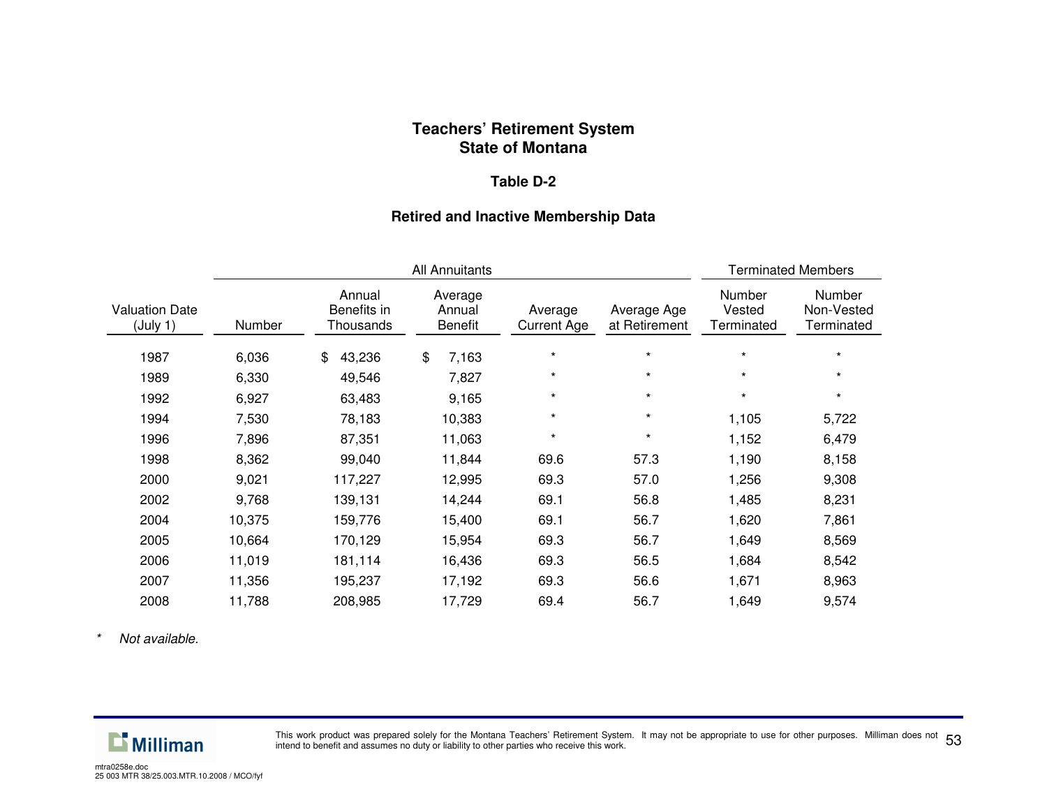**Teachers' Retirement System**
**State of Montana**

**Table D-2**

**Retired and Inactive Membership Data**

| | All Annuitants | | | | | Terminated Members | |
|---|---|---|---|---|---|---|---|
| Valuation Date (July 1) | Number | Annual Benefits in Thousands | Average Annual Benefit | Average Current Age | Average Age at Retirement | Number Vested Terminated | Number Non-Vested Terminated |
| 1987 | 6,036 | $ 43,236 | $ 7,163 | * | * | * | * |
| 1989 | 6,330 | 49,546 | 7,827 | * | * | * | * |
| 1992 | 6,927 | 63,483 | 9,165 | * | * | * | * |
| 1994 | 7,530 | 78,183 | 10,383 | * | * | 1,105 | 5,722 |
| 1996 | 7,896 | 87,351 | 11,063 | * | * | 1,152 | 6,479 |
| 1998 | 8,362 | 99,040 | 11,844 | 69.6 | 57.3 | 1,190 | 8,158 |
| 2000 | 9,021 | 117,227 | 12,995 | 69.3 | 57.0 | 1,256 | 9,308 |
| 2002 | 9,768 | 139,131 | 14,244 | 69.1 | 56.8 | 1,485 | 8,231 |
| 2004 | 10,375 | 159,776 | 15,400 | 69.1 | 56.7 | 1,620 | 7,861 |
| 2005 | 10,664 | 170,129 | 15,954 | 69.3 | 56.7 | 1,649 | 8,569 |
| 2006 | 11,019 | 181,114 | 16,436 | 69.3 | 56.5 | 1,684 | 8,542 |
| 2007 | 11,356 | 195,237 | 17,192 | 69.3 | 56.6 | 1,671 | 8,963 |
| 2008 | 11,788 | 208,985 | 17,729 | 69.4 | 56.7 | 1,649 | 9,574 |

* *Not available.*

This work product was prepared solely for the Montana Teachers' Retirement System. It may not be appropriate to use for other purposes. Milliman does not intend to benefit and assumes no duty or liability to other parties who receive this work.

mtra0258e.doc
25 003 MTR 38/25.003.MTR.10.2008 / MCO/fyf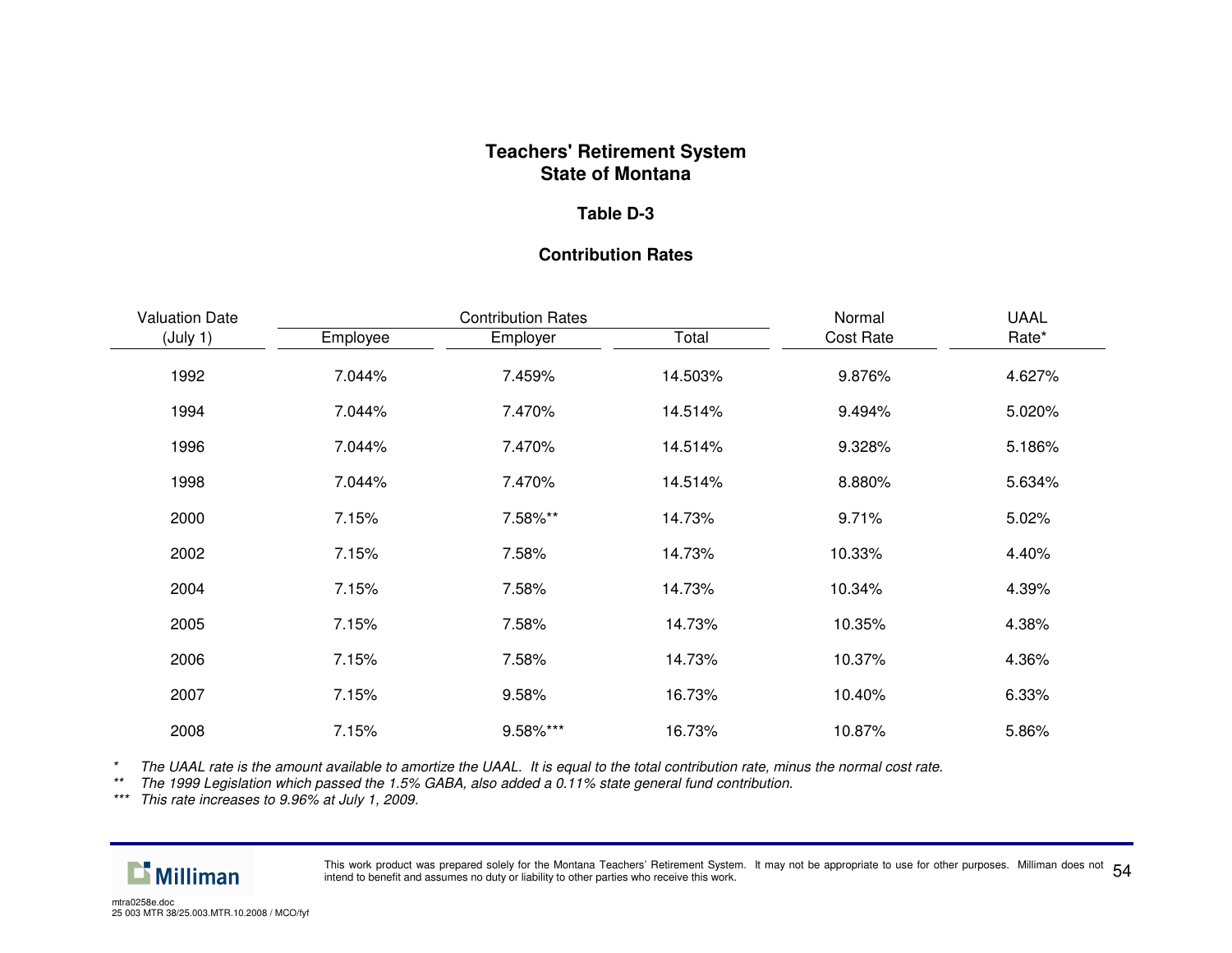# Teachers' Retirement System
# State of Montana

## Table D-3

## Contribution Rates

| Valuation Date (July 1) | Contribution Rates Employee | Employer | Total | Normal Cost Rate | UAAL Rate* |
|---|---|---|---|---|---|
| 1992 | 7.044% | 7.459% | 14.503% | 9.876% | 4.627% |
| 1994 | 7.044% | 7.470% | 14.514% | 9.494% | 5.020% |
| 1996 | 7.044% | 7.470% | 14.514% | 9.328% | 5.186% |
| 1998 | 7.044% | 7.470% | 14.514% | 8.880% | 5.634% |
| 2000 | 7.15% | 7.58%** | 14.73% | 9.71% | 5.02% |
| 2002 | 7.15% | 7.58% | 14.73% | 10.33% | 4.40% |
| 2004 | 7.15% | 7.58% | 14.73% | 10.34% | 4.39% |
| 2005 | 7.15% | 7.58% | 14.73% | 10.35% | 4.38% |
| 2006 | 7.15% | 7.58% | 14.73% | 10.37% | 4.36% |
| 2007 | 7.15% | 9.58% | 16.73% | 10.40% | 6.33% |
| 2008 | 7.15% | 9.58%*** | 16.73% | 10.87% | 5.86% |

\* *The UAAL rate is the amount available to amortize the UAAL. It is equal to the total contribution rate, minus the normal cost rate.*

\*\* *The 1999 Legislation which passed the 1.5% GABA, also added a 0.11% state general fund contribution.*

\*\*\* *This rate increases to 9.96% at July 1, 2009.*

This work product was prepared solely for the Montana Teachers' Retirement System. It may not be appropriate to use for other purposes. Milliman does not intend to benefit and assumes no duty or liability to other parties who receive this work.

mtra0258e.doc
25 003 MTR 38/25.003.MTR.10.2008 / MCO/fyf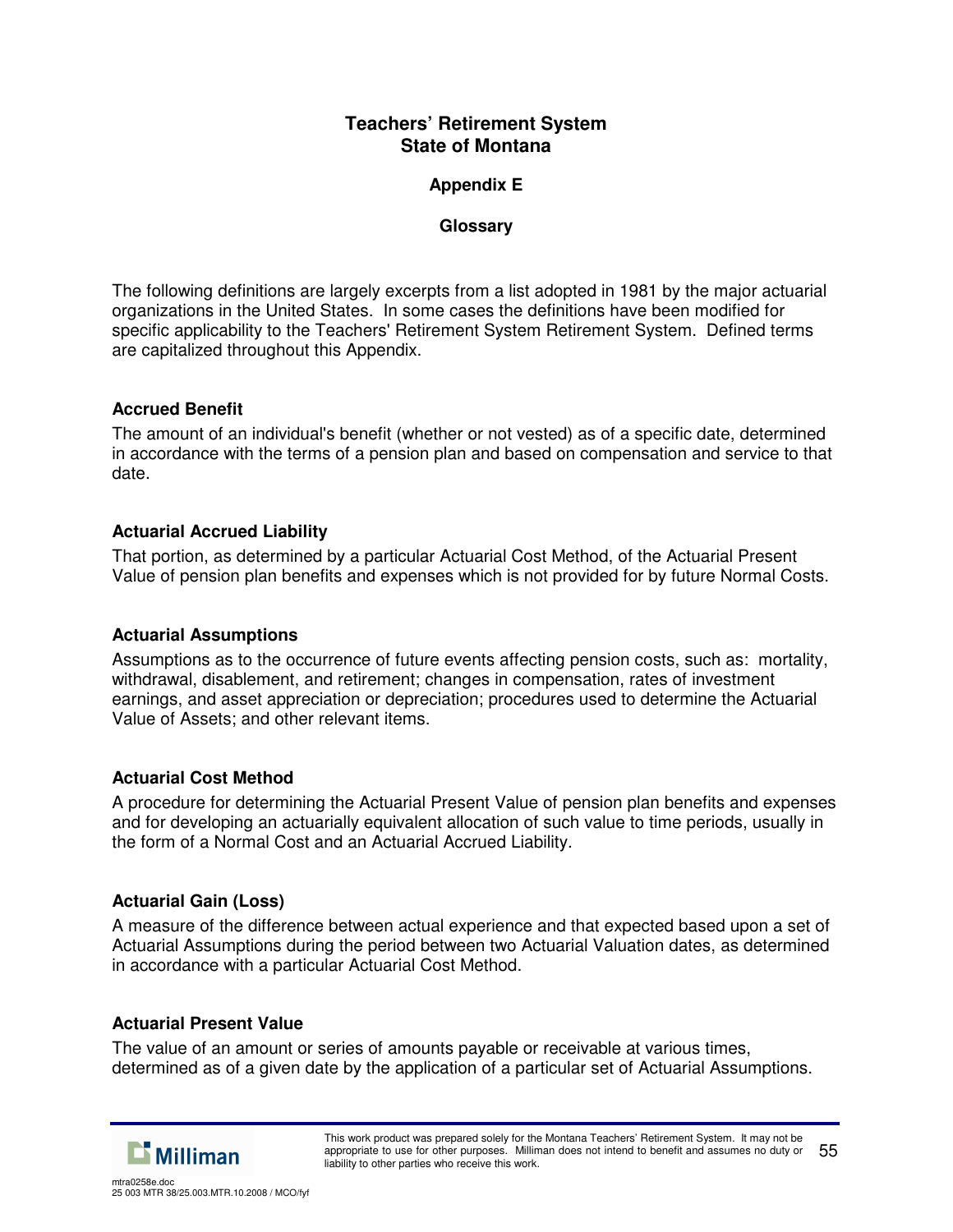# Teachers' Retirement System
# State of Montana

## Appendix E

## Glossary

The following definitions are largely excerpts from a list adopted in 1981 by the major actuarial organizations in the United States. In some cases the definitions have been modified for specific applicability to the Teachers' Retirement System Retirement System. Defined terms are capitalized throughout this Appendix.

### Accrued Benefit

The amount of an individual's benefit (whether or not vested) as of a specific date, determined in accordance with the terms of a pension plan and based on compensation and service to that date.

### Actuarial Accrued Liability

That portion, as determined by a particular Actuarial Cost Method, of the Actuarial Present Value of pension plan benefits and expenses which is not provided for by future Normal Costs.

### Actuarial Assumptions

Assumptions as to the occurrence of future events affecting pension costs, such as: mortality, withdrawal, disablement, and retirement; changes in compensation, rates of investment earnings, and asset appreciation or depreciation; procedures used to determine the Actuarial Value of Assets; and other relevant items.

### Actuarial Cost Method

A procedure for determining the Actuarial Present Value of pension plan benefits and expenses and for developing an actuarially equivalent allocation of such value to time periods, usually in the form of a Normal Cost and an Actuarial Accrued Liability.

### Actuarial Gain (Loss)

A measure of the difference between actual experience and that expected based upon a set of Actuarial Assumptions during the period between two Actuarial Valuation dates, as determined in accordance with a particular Actuarial Cost Method.

### Actuarial Present Value

The value of an amount or series of amounts payable or receivable at various times, determined as of a given date by the application of a particular set of Actuarial Assumptions.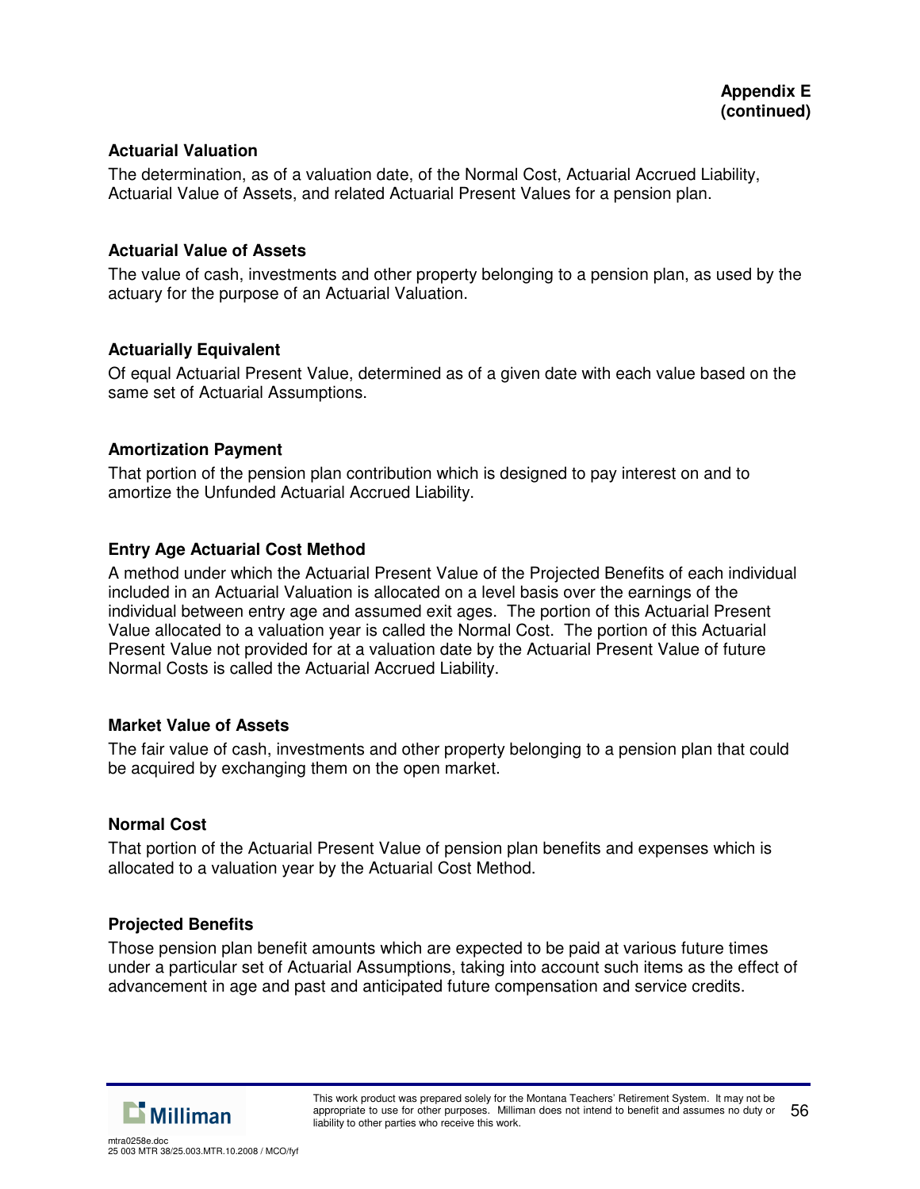**Appendix E (continued)**

### Actuarial Valuation

The determination, as of a valuation date, of the Normal Cost, Actuarial Accrued Liability, Actuarial Value of Assets, and related Actuarial Present Values for a pension plan.

### Actuarial Value of Assets

The value of cash, investments and other property belonging to a pension plan, as used by the actuary for the purpose of an Actuarial Valuation.

### Actuarially Equivalent

Of equal Actuarial Present Value, determined as of a given date with each value based on the same set of Actuarial Assumptions.

### Amortization Payment

That portion of the pension plan contribution which is designed to pay interest on and to amortize the Unfunded Actuarial Accrued Liability.

### Entry Age Actuarial Cost Method

A method under which the Actuarial Present Value of the Projected Benefits of each individual included in an Actuarial Valuation is allocated on a level basis over the earnings of the individual between entry age and assumed exit ages. The portion of this Actuarial Present Value allocated to a valuation year is called the Normal Cost. The portion of this Actuarial Present Value not provided for at a valuation date by the Actuarial Present Value of future Normal Costs is called the Actuarial Accrued Liability.

### Market Value of Assets

The fair value of cash, investments and other property belonging to a pension plan that could be acquired by exchanging them on the open market.

### Normal Cost

That portion of the Actuarial Present Value of pension plan benefits and expenses which is allocated to a valuation year by the Actuarial Cost Method.

### Projected Benefits

Those pension plan benefit amounts which are expected to be paid at various future times under a particular set of Actuarial Assumptions, taking into account such items as the effect of advancement in age and past and anticipated future compensation and service credits.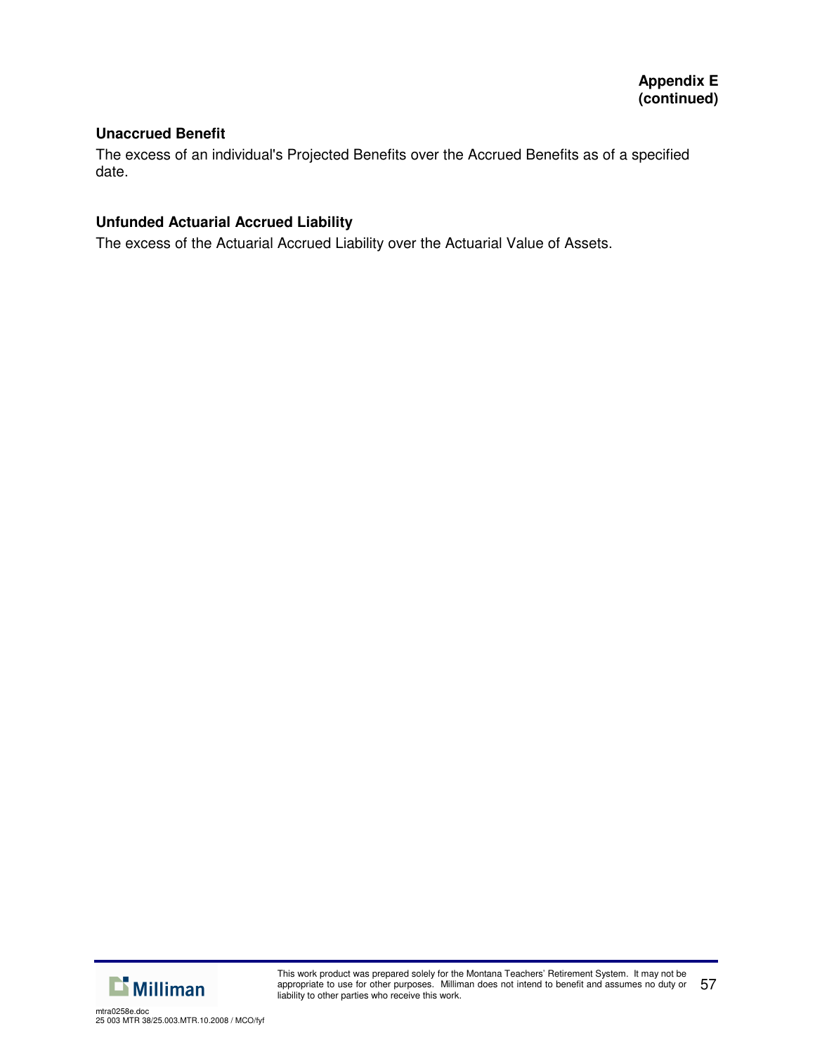### Unaccrued Benefit

The excess of an individual's Projected Benefits over the Accrued Benefits as of a specified date.

### Unfunded Actuarial Accrued Liability

The excess of the Actuarial Accrued Liability over the Actuarial Value of Assets.